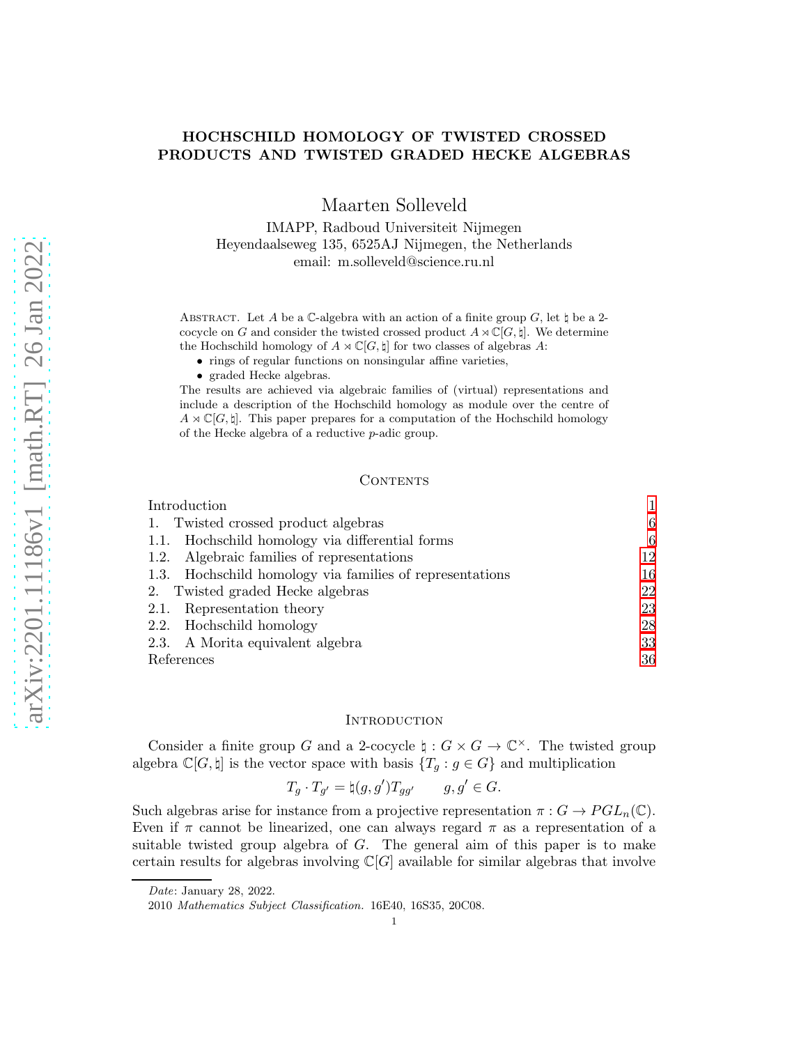# HOCHSCHILD HOMOLOGY OF TWISTED CROSSED PRODUCTS AND TWISTED GRADED HECKE ALGEBRAS

Maarten Solleveld

IMAPP, Radboud Universiteit Nijmegen
Heyendaalseweg 135, 6525AJ Nijmegen, the Netherlands
email: m.solleveld@science.ru.nl

Abstract. Let $A$ be a $\mathbb{C}$-algebra with an action of a finite group $G$, let $\natural$ be a 2-cocycle on $G$ and consider the twisted crossed product $A \rtimes \mathbb{C}[G, \natural]$. We determine the Hochschild homology of $A \rtimes \mathbb{C}[G, \natural]$ for two classes of algebras $A$:

- rings of regular functions on nonsingular affine varieties,
- graded Hecke algebras.

The results are achieved via algebraic families of (virtual) representations and include a description of the Hochschild homology as module over the centre of $A \rtimes \mathbb{C}[G, \natural]$. This paper prepares for a computation of the Hochschild homology of the Hecke algebra of a reductive $p$-adic group.

## Contents

| | |
|---|---|
| Introduction | 1 |
| 1. Twisted crossed product algebras | 6 |
| 1.1. Hochschild homology via differential forms | 6 |
| 1.2. Algebraic families of representations | 12 |
| 1.3. Hochschild homology via families of representations | 16 |
| 2. Twisted graded Hecke algebras | 22 |
| 2.1. Representation theory | 23 |
| 2.2. Hochschild homology | 28 |
| 2.3. A Morita equivalent algebra | 33 |
| References | 36 |

## Introduction

Consider a finite group $G$ and a 2-cocycle $\natural : G \times G \to \mathbb{C}^\times$. The twisted group algebra $\mathbb{C}[G, \natural]$ is the vector space with basis $\{T_g : g \in G\}$ and multiplication

$$T_g \cdot T_{g'} = \natural(g, g') T_{gg'} \qquad g, g' \in G.$$

Such algebras arise for instance from a projective representation $\pi : G \to PGL_n(\mathbb{C})$. Even if $\pi$ cannot be linearized, one can always regard $\pi$ as a representation of a suitable twisted group algebra of $G$. The general aim of this paper is to make certain results for algebras involving $\mathbb{C}[G]$ available for similar algebras that involve

---

*Date*: January 28, 2022.

2010 *Mathematics Subject Classification.* 16E40, 16S35, 20C08.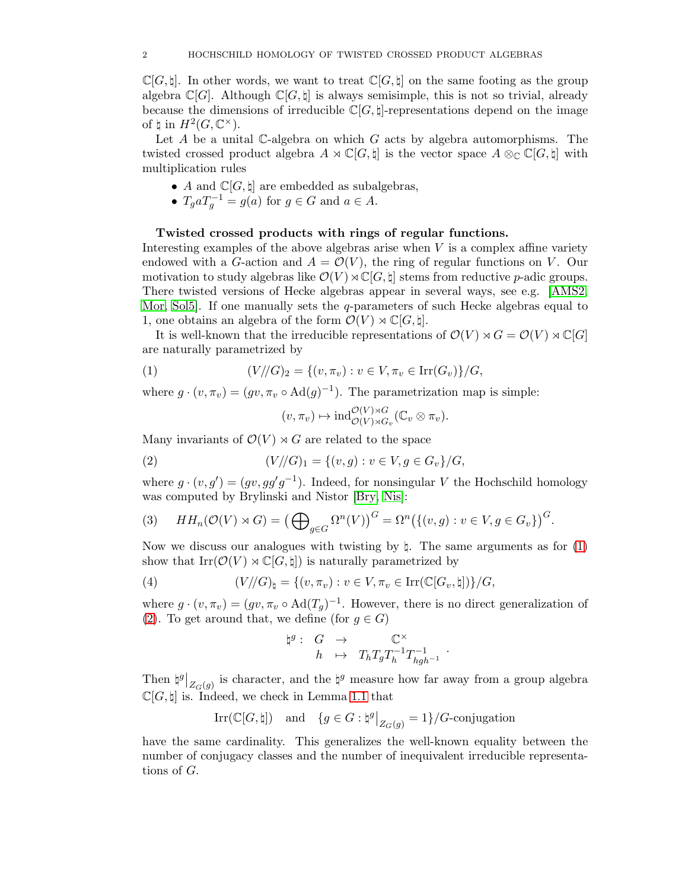$\mathbb{C}[G,\natural]$. In other words, we want to treat $\mathbb{C}[G,\natural]$ on the same footing as the group algebra $\mathbb{C}[G]$. Although $\mathbb{C}[G,\natural]$ is always semisimple, this is not so trivial, already because the dimensions of irreducible $\mathbb{C}[G,\natural]$-representations depend on the image of $\natural$ in $H^2(G,\mathbb{C}^\times)$.

Let $A$ be a unital $\mathbb{C}$-algebra on which $G$ acts by algebra automorphisms. The twisted crossed product algebra $A \rtimes \mathbb{C}[G,\natural]$ is the vector space $A \otimes_{\mathbb{C}} \mathbb{C}[G,\natural]$ with multiplication rules

- $A$ and $\mathbb{C}[G,\natural]$ are embedded as subalgebras,
- $T_g a T_g^{-1} = g(a)$ for $g \in G$ and $a \in A$.

**Twisted crossed products with rings of regular functions.**
Interesting examples of the above algebras arise when $V$ is a complex affine variety endowed with a $G$-action and $A = \mathcal{O}(V)$, the ring of regular functions on $V$. Our motivation to study algebras like $\mathcal{O}(V) \rtimes \mathbb{C}[G,\natural]$ stems from reductive $p$-adic groups. There twisted versions of Hecke algebras appear in several ways, see e.g. [AMS2, Mor, Sol5]. If one manually sets the $q$-parameters of such Hecke algebras equal to 1, one obtains an algebra of the form $\mathcal{O}(V) \rtimes \mathbb{C}[G,\natural]$.

It is well-known that the irreducible representations of $\mathcal{O}(V) \rtimes G = \mathcal{O}(V) \rtimes \mathbb{C}[G]$ are naturally parametrized by

$$(V/\!/G)_2 = \{(v,\pi_v) : v \in V, \pi_v \in \mathrm{Irr}(G_v)\}/G, \tag{1}$$

where $g \cdot (v,\pi_v) = (gv, \pi_v \circ \mathrm{Ad}(g)^{-1})$. The parametrization map is simple:

$$(v,\pi_v) \mapsto \mathrm{ind}_{\mathcal{O}(V)\rtimes G_v}^{\mathcal{O}(V)\rtimes G} (\mathbb{C}_v \otimes \pi_v).$$

Many invariants of $\mathcal{O}(V) \rtimes G$ are related to the space

$$(V/\!/G)_1 = \{(v,g) : v \in V, g \in G_v\}/G, \tag{2}$$

where $g \cdot (v,g') = (gv, gg'g^{-1})$. Indeed, for nonsingular $V$ the Hochschild homology was computed by Brylinski and Nistor [Bry, Nis]:

$$HH_n(\mathcal{O}(V) \rtimes G) = \big(\bigoplus\nolimits_{g\in G} \Omega^n(V)\big)^G = \Omega^n\big(\{(v,g) : v \in V, g \in G_v\}\big)^G. \tag{3}$$

Now we discuss our analogues with twisting by $\natural$. The same arguments as for (1) show that $\mathrm{Irr}(\mathcal{O}(V) \rtimes \mathbb{C}[G,\natural])$ is naturally parametrized by

$$(V/\!/G)_\natural = \{(v,\pi_v) : v \in V, \pi_v \in \mathrm{Irr}(\mathbb{C}[G_v,\natural])\}/G, \tag{4}$$

where $g \cdot (v,\pi_v) = (gv, \pi_v \circ \mathrm{Ad}(T_g)^{-1}$. However, there is no direct generalization of (2). To get around that, we define (for $g \in G$)

$$\begin{array}{cccc} \natural^g : & G & \to & \mathbb{C}^\times \\ & h & \mapsto & T_h T_g T_h^{-1} T_{hgh^{-1}}^{-1} \end{array}.$$

Then $\natural^g\big|_{Z_G(g)}$ is character, and the $\natural^g$ measure how far away from a group algebra $\mathbb{C}[G,\natural]$ is. Indeed, we check in Lemma 1.1 that

$$\mathrm{Irr}(\mathbb{C}[G,\natural]) \quad \text{and} \quad \{g \in G : \natural^g\big|_{Z_G(g)} = 1\}/G\text{-conjugation}$$

have the same cardinality. This generalizes the well-known equality between the number of conjugacy classes and the number of inequivalent irreducible representations of $G$.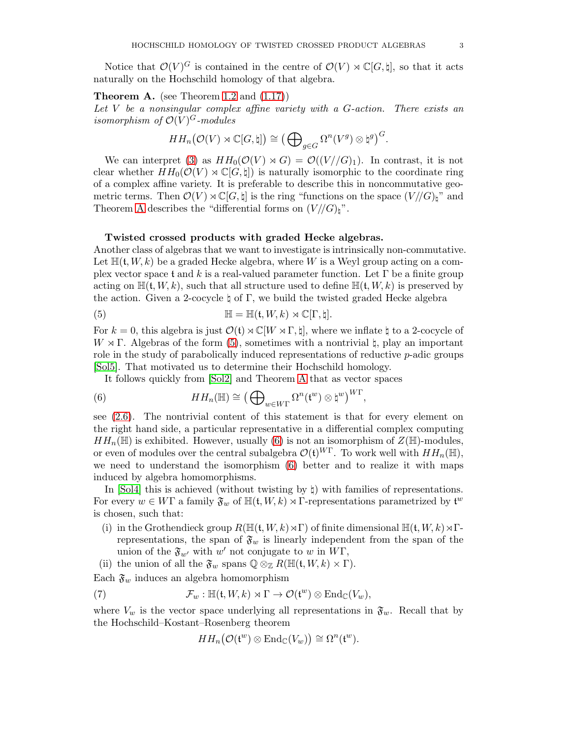Notice that $\mathcal{O}(V)^G$ is contained in the centre of $\mathcal{O}(V) \rtimes \mathbb{C}[G, \natural]$, so that it acts naturally on the Hochschild homology of that algebra.

**Theorem A.** (see Theorem 1.2 and (1.17))
*Let $V$ be a nonsingular complex affine variety with a $G$-action. There exists an isomorphism of $\mathcal{O}(V)^G$-modules*

$$HH_n\big(\mathcal{O}(V) \rtimes \mathbb{C}[G, \natural]\big) \cong \big(\bigoplus\nolimits_{g \in G} \Omega^n(V^g) \otimes \natural^g\big)^G.$$

We can interpret (3) as $HH_0(\mathcal{O}(V) \rtimes G) = \mathcal{O}((V//G)_1)$. In contrast, it is not clear whether $HH_0(\mathcal{O}(V) \rtimes \mathbb{C}[G, \natural])$ is naturally isomorphic to the coordinate ring of a complex affine variety. It is preferable to describe this in noncommutative geometric terms. Then $\mathcal{O}(V) \rtimes \mathbb{C}[G, \natural]$ is the ring "functions on the space $(V//G)_\natural$" and Theorem A describes the "differential forms on $(V//G)_\natural$".

**Twisted crossed products with graded Hecke algebras.**
Another class of algebras that we want to investigate is intrinsically non-commutative. Let $\mathbb{H}(\mathfrak{t}, W, k)$ be a graded Hecke algebra, where $W$ is a Weyl group acting on a complex vector space $\mathfrak{t}$ and $k$ is a real-valued parameter function. Let $\Gamma$ be a finite group acting on $\mathbb{H}(\mathfrak{t}, W, k)$, such that all structure used to define $\mathbb{H}(\mathfrak{t}, W, k)$ is preserved by the action. Given a 2-cocycle $\natural$ of $\Gamma$, we build the twisted graded Hecke algebra

$$\mathbb{H} = \mathbb{H}(\mathfrak{t}, W, k) \rtimes \mathbb{C}[\Gamma, \natural]. \tag{5}$$

For $k = 0$, this algebra is just $\mathcal{O}(\mathfrak{t}) \rtimes \mathbb{C}[W \rtimes \Gamma, \natural]$, where we inflate $\natural$ to a 2-cocycle of $W \rtimes \Gamma$. Algebras of the form (5), sometimes with a nontrivial $\natural$, play an important role in the study of parabolically induced representations of reductive $p$-adic groups [Sol5]. That motivated us to determine their Hochschild homology.

It follows quickly from [Sol2] and Theorem A that as vector spaces

$$HH_n(\mathbb{H}) \cong \big(\bigoplus\nolimits_{w \in W\Gamma} \Omega^n(\mathfrak{t}^w) \otimes \natural^w\big)^{W\Gamma}, \tag{6}$$

see (2.6). The nontrivial content of this statement is that for every element on the right hand side, a particular representative in a differential complex computing $HH_n(\mathbb{H})$ is exhibited. However, usually (6) is not an isomorphism of $Z(\mathbb{H})$-modules, or even of modules over the central subalgebra $\mathcal{O}(\mathfrak{t})^{W\Gamma}$. To work well with $HH_n(\mathbb{H})$, we need to understand the isomorphism (6) better and to realize it with maps induced by algebra homomorphisms.

In [Sol4] this is achieved (without twisting by $\natural$) with families of representations. For every $w \in W\Gamma$ a family $\mathfrak{F}_w$ of $\mathbb{H}(\mathfrak{t}, W, k) \rtimes \Gamma$-representations parametrized by $\mathfrak{t}^w$ is chosen, such that:

- (i) in the Grothendieck group $R(\mathbb{H}(\mathfrak{t}, W, k) \rtimes \Gamma)$ of finite dimensional $\mathbb{H}(\mathfrak{t}, W, k) \rtimes \Gamma$-representations, the span of $\mathfrak{F}_w$ is linearly independent from the span of the union of the $\mathfrak{F}_{w'}$ with $w'$ not conjugate to $w$ in $W\Gamma$,
- (ii) the union of all the $\mathfrak{F}_w$ spans $\mathbb{Q} \otimes_\mathbb{Z} R(\mathbb{H}(\mathfrak{t}, W, k) \times \Gamma)$.

Each $\mathfrak{F}_w$ induces an algebra homomorphism

$$\mathcal{F}_w : \mathbb{H}(\mathfrak{t}, W, k) \rtimes \Gamma \to \mathcal{O}(\mathfrak{t}^w) \otimes \mathrm{End}_\mathbb{C}(V_w), \tag{7}$$

where $V_w$ is the vector space underlying all representations in $\mathfrak{F}_w$. Recall that by the Hochschild–Kostant–Rosenberg theorem

$$HH_n\big(\mathcal{O}(\mathfrak{t}^w) \otimes \mathrm{End}_\mathbb{C}(V_w)\big) \cong \Omega^n(\mathfrak{t}^w).$$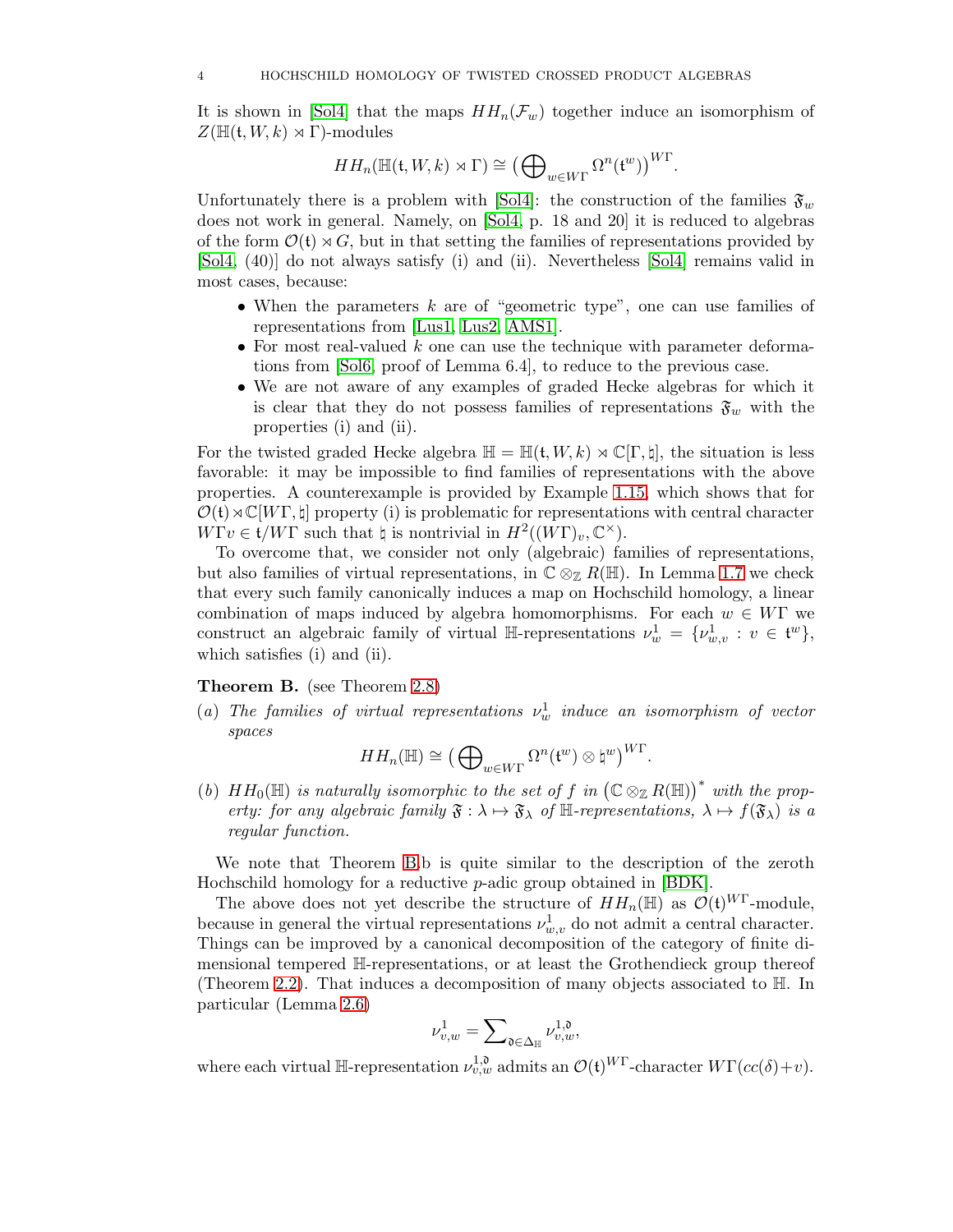It is shown in [Sol4] that the maps $HH_n(\mathcal{F}_w)$ together induce an isomorphism of $Z(\mathbb{H}(\mathfrak{t}, W, k) \rtimes \Gamma)$-modules

$$HH_n(\mathbb{H}(\mathfrak{t}, W, k) \rtimes \Gamma) \cong \big(\bigoplus\nolimits_{w \in W\Gamma} \Omega^n(\mathfrak{t}^w)\big)^{W\Gamma}.$$

Unfortunately there is a problem with [Sol4]: the construction of the families $\mathfrak{F}_w$ does not work in general. Namely, on [Sol4, p. 18 and 20] it is reduced to algebras of the form $\mathcal{O}(\mathfrak{t}) \rtimes G$, but in that setting the families of representations provided by [Sol4, (40)] do not always satisfy (i) and (ii). Nevertheless [Sol4] remains valid in most cases, because:

- When the parameters $k$ are of "geometric type", one can use families of representations from [Lus1, Lus2, AMS1].
- For most real-valued $k$ one can use the technique with parameter deformations from [Sol6, proof of Lemma 6.4], to reduce to the previous case.
- We are not aware of any examples of graded Hecke algebras for which it is clear that they do not possess families of representations $\mathfrak{F}_w$ with the properties (i) and (ii).

For the twisted graded Hecke algebra $\mathbb{H} = \mathbb{H}(\mathfrak{t}, W, k) \rtimes \mathbb{C}[\Gamma, \natural]$, the situation is less favorable: it may be impossible to find families of representations with the above properties. A counterexample is provided by Example 1.15, which shows that for $\mathcal{O}(\mathfrak{t}) \rtimes \mathbb{C}[W\Gamma, \natural]$ property (i) is problematic for representations with central character $W\Gamma v \in \mathfrak{t}/W\Gamma$ such that $\natural$ is nontrivial in $H^2((W\Gamma)_v, \mathbb{C}^\times)$.

To overcome that, we consider not only (algebraic) families of representations, but also families of virtual representations, in $\mathbb{C} \otimes_{\mathbb{Z}} R(\mathbb{H})$. In Lemma 1.7 we check that every such family canonically induces a map on Hochschild homology, a linear combination of maps induced by algebra homomorphisms. For each $w \in W\Gamma$ we construct an algebraic family of virtual $\mathbb{H}$-representations $\nu^1_w = \{\nu^1_{w,v} : v \in \mathfrak{t}^w\}$, which satisfies (i) and (ii).

**Theorem B.** (see Theorem 2.8)

(a) *The families of virtual representations $\nu^1_w$ induce an isomorphism of vector spaces*

$$HH_n(\mathbb{H}) \cong \big(\bigoplus\nolimits_{w \in W\Gamma} \Omega^n(\mathfrak{t}^w) \otimes \natural^w\big)^{W\Gamma}.$$

(b) *$HH_0(\mathbb{H})$ is naturally isomorphic to the set of $f$ in $\big(\mathbb{C} \otimes_{\mathbb{Z}} R(\mathbb{H})\big)^*$ with the property: for any algebraic family $\mathfrak{F} : \lambda \mapsto \mathfrak{F}_\lambda$ of $\mathbb{H}$-representations, $\lambda \mapsto f(\mathfrak{F}_\lambda)$ is a regular function.*

We note that Theorem B.b is quite similar to the description of the zeroth Hochschild homology for a reductive $p$-adic group obtained in [BDK].

The above does not yet describe the structure of $HH_n(\mathbb{H})$ as $\mathcal{O}(\mathfrak{t})^{W\Gamma}$-module, because in general the virtual representations $\nu^1_{w,v}$ do not admit a central character. Things can be improved by a canonical decomposition of the category of finite dimensional tempered $\mathbb{H}$-representations, or at least the Grothendieck group thereof (Theorem 2.2). That induces a decomposition of many objects associated to $\mathbb{H}$. In particular (Lemma 2.6)

$$\nu^1_{v,w} = \sum\nolimits_{\mathfrak{d} \in \Delta_{\mathbb{H}}} \nu^{1,\mathfrak{d}}_{v,w},$$

where each virtual $\mathbb{H}$-representation $\nu^{1,\mathfrak{d}}_{v,w}$ admits an $\mathcal{O}(\mathfrak{t})^{W\Gamma}$-character $W\Gamma(cc(\delta) + v)$.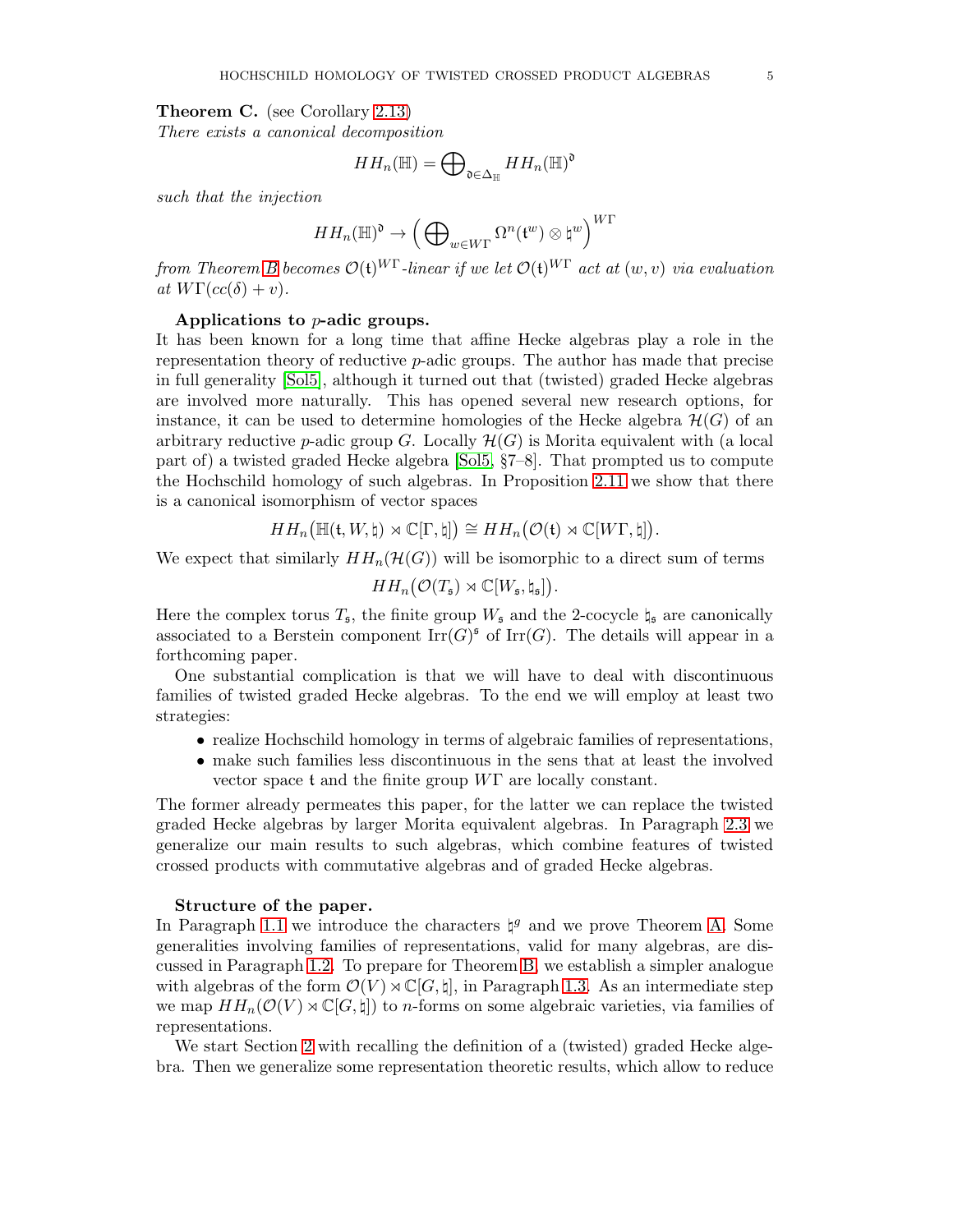**Theorem C.** (see Corollary 2.13)
*There exists a canonical decomposition*

$$HH_n(\mathbb{H}) = \bigoplus\nolimits_{\mathfrak{d} \in \Delta_{\mathbb{H}}} HH_n(\mathbb{H})^{\mathfrak{d}}$$

*such that the injection*

$$HH_n(\mathbb{H})^{\mathfrak{d}} \to \Big( \bigoplus\nolimits_{w \in W\Gamma} \Omega^n(\mathfrak{t}^w) \otimes \natural^w \Big)^{W\Gamma}$$

*from Theorem B becomes $\mathcal{O}(\mathfrak{t})^{W\Gamma}$-linear if we let $\mathcal{O}(\mathfrak{t})^{W\Gamma}$ act at $(w,v)$ via evaluation at $W\Gamma(cc(\delta)+v)$.*

**Applications to $p$-adic groups.**
It has been known for a long time that affine Hecke algebras play a role in the representation theory of reductive $p$-adic groups. The author has made that precise in full generality [Sol5], although it turned out that (twisted) graded Hecke algebras are involved more naturally. This has opened several new research options, for instance, it can be used to determine homologies of the Hecke algebra $\mathcal{H}(G)$ of an arbitrary reductive $p$-adic group $G$. Locally $\mathcal{H}(G)$ is Morita equivalent with (a local part of) a twisted graded Hecke algebra [Sol5, §7–8]. That prompted us to compute the Hochschild homology of such algebras. In Proposition 2.11 we show that there is a canonical isomorphism of vector spaces

$$HH_n\big(\mathbb{H}(\mathfrak{t}, W, \natural) \rtimes \mathbb{C}[\Gamma, \natural]\big) \cong HH_n\big(\mathcal{O}(\mathfrak{t}) \rtimes \mathbb{C}[W\Gamma, \natural]\big).$$

We expect that similarly $HH_n(\mathcal{H}(G))$ will be isomorphic to a direct sum of terms

$$HH_n\big(\mathcal{O}(T_{\mathfrak{s}}) \rtimes \mathbb{C}[W_{\mathfrak{s}}, \natural_{\mathfrak{s}}]\big).$$

Here the complex torus $T_{\mathfrak{s}}$, the finite group $W_{\mathfrak{s}}$ and the 2-cocycle $\natural_{\mathfrak{s}}$ are canonically associated to a Berstein component $\mathrm{Irr}(G)^{\mathfrak{s}}$ of $\mathrm{Irr}(G)$. The details will appear in a forthcoming paper.

One substantial complication is that we will have to deal with discontinuous families of twisted graded Hecke algebras. To the end we will employ at least two strategies:

- realize Hochschild homology in terms of algebraic families of representations,
- make such families less discontinuous in the sens that at least the involved vector space $\mathfrak{t}$ and the finite group $W\Gamma$ are locally constant.

The former already permeates this paper, for the latter we can replace the twisted graded Hecke algebras by larger Morita equivalent algebras. In Paragraph 2.3 we generalize our main results to such algebras, which combine features of twisted crossed products with commutative algebras and of graded Hecke algebras.

**Structure of the paper.**
In Paragraph 1.1 we introduce the characters $\natural^g$ and we prove Theorem A. Some generalities involving families of representations, valid for many algebras, are discussed in Paragraph 1.2. To prepare for Theorem B, we establish a simpler analogue with algebras of the form $\mathcal{O}(V) \rtimes \mathbb{C}[G, \natural]$, in Paragraph 1.3. As an intermediate step we map $HH_n(\mathcal{O}(V) \rtimes \mathbb{C}[G, \natural])$ to $n$-forms on some algebraic varieties, via families of representations.

We start Section 2 with recalling the definition of a (twisted) graded Hecke algebra. Then we generalize some representation theoretic results, which allow to reduce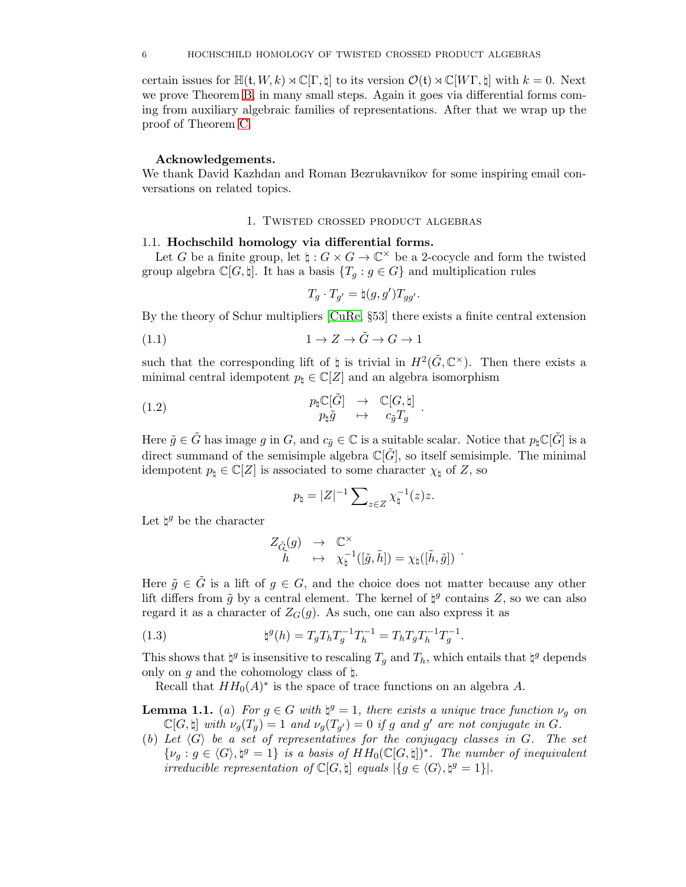certain issues for $\mathbb{H}(\mathfrak{t}, W, k) \rtimes \mathbb{C}[\Gamma, \natural]$ to its version $\mathcal{O}(\mathfrak{t}) \rtimes \mathbb{C}[W\Gamma, \natural]$ with $k = 0$. Next we prove Theorem B, in many small steps. Again it goes via differential forms coming from auxiliary algebraic families of representations. After that we wrap up the proof of Theorem C.

**Acknowledgements.**
We thank David Kazhdan and Roman Bezrukavnikov for some inspiring email conversations on related topics.

## 1. Twisted crossed product algebras

### 1.1. Hochschild homology via differential forms.

Let $G$ be a finite group, let $\natural : G \times G \to \mathbb{C}^\times$ be a 2-cocycle and form the twisted group algebra $\mathbb{C}[G, \natural]$. It has a basis $\{T_g : g \in G\}$ and multiplication rules

$$T_g \cdot T_{g'} = \natural(g, g') T_{gg'}.$$

By the theory of Schur multipliers [CuRe, §53] there exists a finite central extension

$$1 \to Z \to \tilde{G} \to G \to 1 \tag{1.1}$$

such that the corresponding lift of $\natural$ is trivial in $H^2(\tilde{G}, \mathbb{C}^\times)$. Then there exists a minimal central idempotent $p_\natural \in \mathbb{C}[Z]$ and an algebra isomorphism

$$\begin{array}{ccc} p_\natural \mathbb{C}[\tilde{G}] & \to & \mathbb{C}[G, \natural] \\ p_\natural \tilde{g} & \mapsto & c_{\tilde{g}} T_g \end{array} . \tag{1.2}$$

Here $\tilde{g} \in \tilde{G}$ has image $g$ in $G$, and $c_{\tilde{g}} \in \mathbb{C}$ is a suitable scalar. Notice that $p_\natural \mathbb{C}[\tilde{G}]$ is a direct summand of the semisimple algebra $\mathbb{C}[\tilde{G}]$, so itself semisimple. The minimal idempotent $p_\natural \in \mathbb{C}[Z]$ is associated to some character $\chi_\natural$ of $Z$, so

$$p_\natural = |Z|^{-1} \sum\nolimits_{z \in Z} \chi_\natural^{-1}(z) z.$$

Let $\natural^g$ be the character

$$\begin{array}{ccc} Z_{\tilde{G}}(g) & \to & \mathbb{C}^\times \\ \tilde{h} & \mapsto & \chi_\natural^{-1}([\tilde{g}, \tilde{h}]) = \chi_\natural([\tilde{h}, \tilde{g}]) \end{array} .$$

Here $\tilde{g} \in \tilde{G}$ is a lift of $g \in G$, and the choice does not matter because any other lift differs from $\tilde{g}$ by a central element. The kernel of $\natural^g$ contains $Z$, so we can also regard it as a character of $Z_G(g)$. As such, one can also express it as

$$\natural^g(h) = T_g T_h T_g^{-1} T_h^{-1} = T_h T_g T_h^{-1} T_g^{-1}. \tag{1.3}$$

This shows that $\natural^g$ is insensitive to rescaling $T_g$ and $T_h$, which entails that $\natural^g$ depends only on $g$ and the cohomology class of $\natural$.

Recall that $HH_0(A)^*$ is the space of trace functions on an algebra $A$.

**Lemma 1.1.** *(a) For $g \in G$ with $\natural^g = 1$, there exists a unique trace function $\nu_g$ on $\mathbb{C}[G, \natural]$ with $\nu_g(T_g) = 1$ and $\nu_g(T_{g'}) = 0$ if $g$ and $g'$ are not conjugate in $G$.*

*(b) Let $\langle G \rangle$ be a set of representatives for the conjugacy classes in $G$. The set $\{\nu_g : g \in \langle G \rangle, \natural^g = 1\}$ is a basis of $HH_0(\mathbb{C}[G, \natural])^*$. The number of inequivalent irreducible representation of $\mathbb{C}[G, \natural]$ equals $|\{g \in \langle G \rangle, \natural^g = 1\}|$.*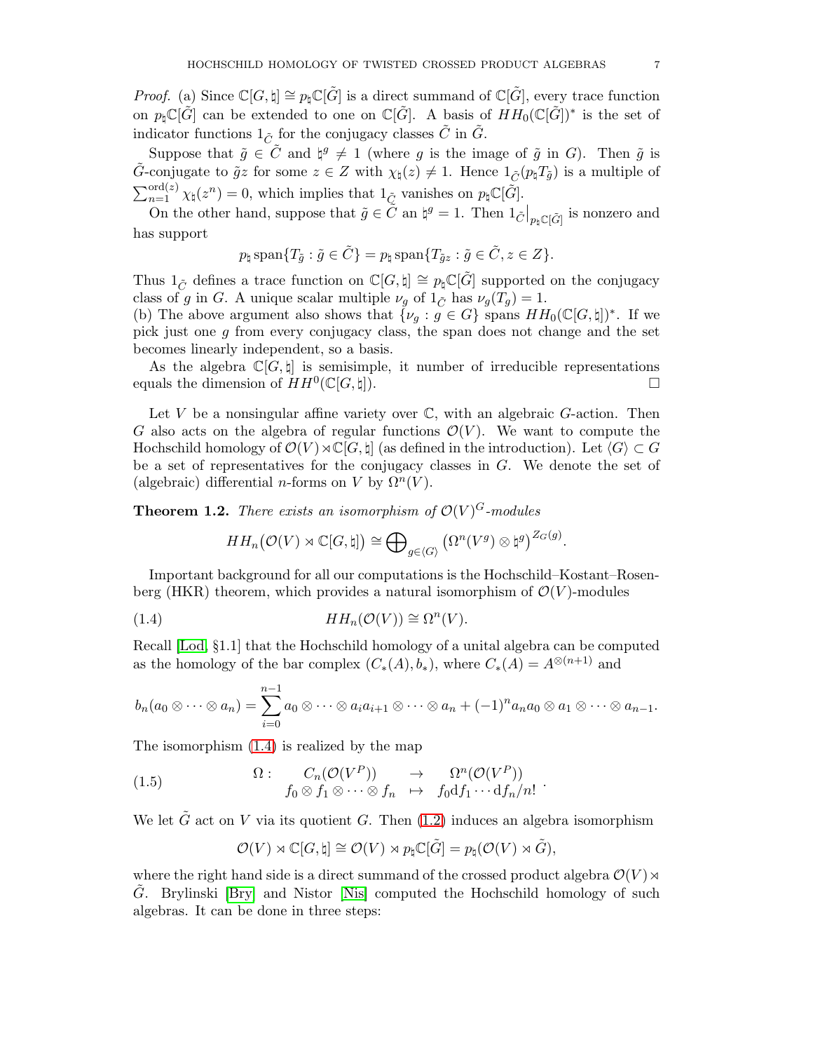*Proof.* (a) Since $\mathbb{C}[G,\natural] \cong p_\natural \mathbb{C}[\tilde{G}]$ is a direct summand of $\mathbb{C}[\tilde{G}]$, every trace function on $p_\natural \mathbb{C}[\tilde{G}]$ can be extended to one on $\mathbb{C}[\tilde{G}]$. A basis of $HH_0(\mathbb{C}[\tilde{G}])^*$ is the set of indicator functions $1_{\tilde{C}}$ for the conjugacy classes $\tilde{C}$ in $\tilde{G}$.

Suppose that $\tilde{g} \in \tilde{C}$ and $\natural^g \neq 1$ (where $g$ is the image of $\tilde{g}$ in $G$). Then $\tilde{g}$ is $\tilde{G}$-conjugate to $\tilde{g}z$ for some $z \in Z$ with $\chi_\natural(z) \neq 1$. Hence $1_{\tilde{C}}(p_\natural T_{\tilde{g}})$ is a multiple of $\sum_{n=1}^{\mathrm{ord}(z)} \chi_\natural(z^n) = 0$, which implies that $1_{\tilde{C}}$ vanishes on $p_\natural \mathbb{C}[\tilde{G}]$.

On the other hand, suppose that $\tilde{g} \in \tilde{C}$ an $\natural^g = 1$. Then $1_{\tilde{C}}\big|_{p_\natural \mathbb{C}[\tilde{G}]}$ is nonzero and has support

$$p_\natural \,\mathrm{span}\{T_{\tilde{g}} : \tilde{g} \in \tilde{C}\} = p_\natural \,\mathrm{span}\{T_{\tilde{g}z} : \tilde{g} \in \tilde{C}, z \in Z\}.$$

Thus $1_{\tilde{C}}$ defines a trace function on $\mathbb{C}[G,\natural] \cong p_\natural \mathbb{C}[\tilde{G}]$ supported on the conjugacy class of $g$ in $G$. A unique scalar multiple $\nu_g$ of $1_{\tilde{C}}$ has $\nu_g(T_g) = 1$.
(b) The above argument also shows that $\{\nu_g : g \in G\}$ spans $HH_0(\mathbb{C}[G,\natural])^*$. If we pick just one $g$ from every conjugacy class, the span does not change and the set becomes linearly independent, so a basis.

As the algebra $\mathbb{C}[G,\natural]$ is semisimple, it number of irreducible representations equals the dimension of $HH^0(\mathbb{C}[G,\natural])$. $\square$

Let $V$ be a nonsingular affine variety over $\mathbb{C}$, with an algebraic $G$-action. Then $G$ also acts on the algebra of regular functions $\mathcal{O}(V)$. We want to compute the Hochschild homology of $\mathcal{O}(V) \rtimes \mathbb{C}[G,\natural]$ (as defined in the introduction). Let $\langle G \rangle \subset G$ be a set of representatives for the conjugacy classes in $G$. We denote the set of (algebraic) differential $n$-forms on $V$ by $\Omega^n(V)$.

**Theorem 1.2.** *There exists an isomorphism of $\mathcal{O}(V)^G$-modules*

$$HH_n\big(\mathcal{O}(V) \rtimes \mathbb{C}[G,\natural]\big) \cong \bigoplus\nolimits_{g \in \langle G \rangle} \big(\Omega^n(V^g) \otimes \natural^g\big)^{Z_G(g)}.$$

Important background for all our computations is the Hochschild–Kostant–Rosenberg (HKR) theorem, which provides a natural isomorphism of $\mathcal{O}(V)$-modules

$$HH_n(\mathcal{O}(V)) \cong \Omega^n(V). \tag{1.4}$$

Recall [Lod, §1.1] that the Hochschild homology of a unital algebra can be computed as the homology of the bar complex $(C_*(A), b_*)$, where $C_*(A) = A^{\otimes(n+1)}$ and

$$b_n(a_0 \otimes \cdots \otimes a_n) = \sum_{i=0}^{n-1} a_0 \otimes \cdots \otimes a_i a_{i+1} \otimes \cdots \otimes a_n + (-1)^n a_n a_0 \otimes a_1 \otimes \cdots \otimes a_{n-1}.$$

The isomorphism (1.4) is realized by the map

$$\begin{array}{cccc} \Omega : & C_n(\mathcal{O}(V^P)) & \to & \Omega^n(\mathcal{O}(V^P)) \\ & f_0 \otimes f_1 \otimes \cdots \otimes f_n & \mapsto & f_0 \mathrm{d}f_1 \cdots \mathrm{d}f_n / n! \end{array}. \tag{1.5}$$

We let $\tilde{G}$ act on $V$ via its quotient $G$. Then (1.2) induces an algebra isomorphism

$$\mathcal{O}(V) \rtimes \mathbb{C}[G,\natural] \cong \mathcal{O}(V) \rtimes p_\natural \mathbb{C}[\tilde{G}] = p_\natural(\mathcal{O}(V) \rtimes \tilde{G}),$$

where the right hand side is a direct summand of the crossed product algebra $\mathcal{O}(V) \rtimes \tilde{G}$. Brylinski [Bry] and Nistor [Nis] computed the Hochschild homology of such algebras. It can be done in three steps: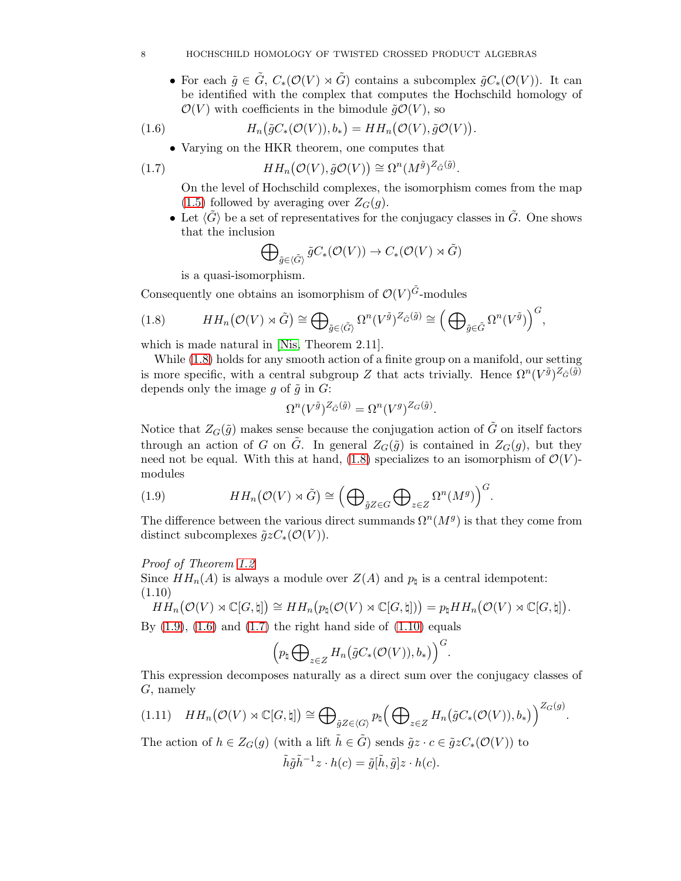- For each $\tilde{g} \in \tilde{G}$, $C_*(\mathcal{O}(V) \rtimes \tilde{G})$ contains a subcomplex $\tilde{g}C_*(\mathcal{O}(V))$. It can be identified with the complex that computes the Hochschild homology of $\mathcal{O}(V)$ with coefficients in the bimodule $\tilde{g}\mathcal{O}(V)$, so

$$H_n\big(\tilde{g}C_*(\mathcal{O}(V)), b_*\big) = HH_n\big(\mathcal{O}(V), \tilde{g}\mathcal{O}(V)\big). \tag{1.6}$$

- Varying on the HKR theorem, one computes that

$$HH_n\big(\mathcal{O}(V), \tilde{g}\mathcal{O}(V)\big) \cong \Omega^n(M^{\tilde{g}})^{Z_{\tilde{G}}(\tilde{g})}. \tag{1.7}$$

  On the level of Hochschild complexes, the isomorphism comes from the map (1.5) followed by averaging over $Z_G(g)$.

- Let $\langle \tilde{G} \rangle$ be a set of representatives for the conjugacy classes in $\tilde{G}$. One shows that the inclusion

$$\bigoplus\nolimits_{\tilde{g} \in \langle \tilde{G} \rangle} \tilde{g}C_*(\mathcal{O}(V)) \to C_*(\mathcal{O}(V) \rtimes \tilde{G})$$

  is a quasi-isomorphism.

Consequently one obtains an isomorphism of $\mathcal{O}(V)^{\tilde{G}}$-modules

$$HH_n\big(\mathcal{O}(V) \rtimes \tilde{G}\big) \cong \bigoplus\nolimits_{\tilde{g} \in \langle \tilde{G} \rangle} \Omega^n(V^{\tilde{g}})^{Z_{\tilde{G}}(\tilde{g})} \cong \Big( \bigoplus\nolimits_{\tilde{g} \in \tilde{G}} \Omega^n(V^{\tilde{g}}) \Big)^G, \tag{1.8}$$

which is made natural in [Nis, Theorem 2.11].

While (1.8) holds for any smooth action of a finite group on a manifold, our setting is more specific, with a central subgroup $Z$ that acts trivially. Hence $\Omega^n(V^{\tilde{g}})^{Z_{\tilde{G}}(\tilde{g})}$ depends only the image $g$ of $\tilde{g}$ in $G$:

$$\Omega^n(V^{\tilde{g}})^{Z_{\tilde{G}}(\tilde{g})} = \Omega^n(V^g)^{Z_G(\tilde{g})}.$$

Notice that $Z_G(\tilde{g})$ makes sense because the conjugation action of $\tilde{G}$ on itself factors through an action of $G$ on $\tilde{G}$. In general $Z_G(\tilde{g})$ is contained in $Z_G(g)$, but they need not be equal. With this at hand, (1.8) specializes to an isomorphism of $\mathcal{O}(V)$-modules

$$HH_n\big(\mathcal{O}(V) \rtimes \tilde{G}\big) \cong \Big( \bigoplus\nolimits_{\tilde{g}Z \in G} \bigoplus\nolimits_{z \in Z} \Omega^n(M^g) \Big)^G. \tag{1.9}$$

The difference between the various direct summands $\Omega^n(M^g)$ is that they come from distinct subcomplexes $\tilde{g}zC_*(\mathcal{O}(V))$.

*Proof of Theorem 1.2*
Since $HH_n(A)$ is always a module over $Z(A)$ and $p_\natural$ is a central idempotent:
(1.10)

$$HH_n\big(\mathcal{O}(V) \rtimes \mathbb{C}[G, \natural]\big) \cong HH_n\big(p_\natural(\mathcal{O}(V) \rtimes \mathbb{C}[G, \natural])\big) = p_\natural HH_n\big(\mathcal{O}(V) \rtimes \mathbb{C}[G, \natural]\big).$$

By (1.9), (1.6) and (1.7) the right hand side of (1.10) equals

$$\Big( p_\natural \bigoplus\nolimits_{z \in Z} H_n\big(\tilde{g}C_*(\mathcal{O}(V)), b_*\big) \Big)^G.$$

This expression decomposes naturally as a direct sum over the conjugacy classes of $G$, namely

$$HH_n\big(\mathcal{O}(V) \rtimes \mathbb{C}[G, \natural]\big) \cong \bigoplus\nolimits_{\tilde{g}Z \in \langle G \rangle} p_\natural \Big( \bigoplus\nolimits_{z \in Z} H_n\big(\tilde{g}C_*(\mathcal{O}(V)), b_*\big) \Big)^{Z_G(g)}. \tag{1.11}$$

The action of $h \in Z_G(g)$ (with a lift $\tilde{h} \in \tilde{G}$) sends $\tilde{g}z \cdot c \in \tilde{g}zC_*(\mathcal{O}(V))$ to

$$\tilde{h}\tilde{g}\tilde{h}^{-1}z \cdot h(c) = \tilde{g}[\tilde{h}, \tilde{g}]z \cdot h(c).$$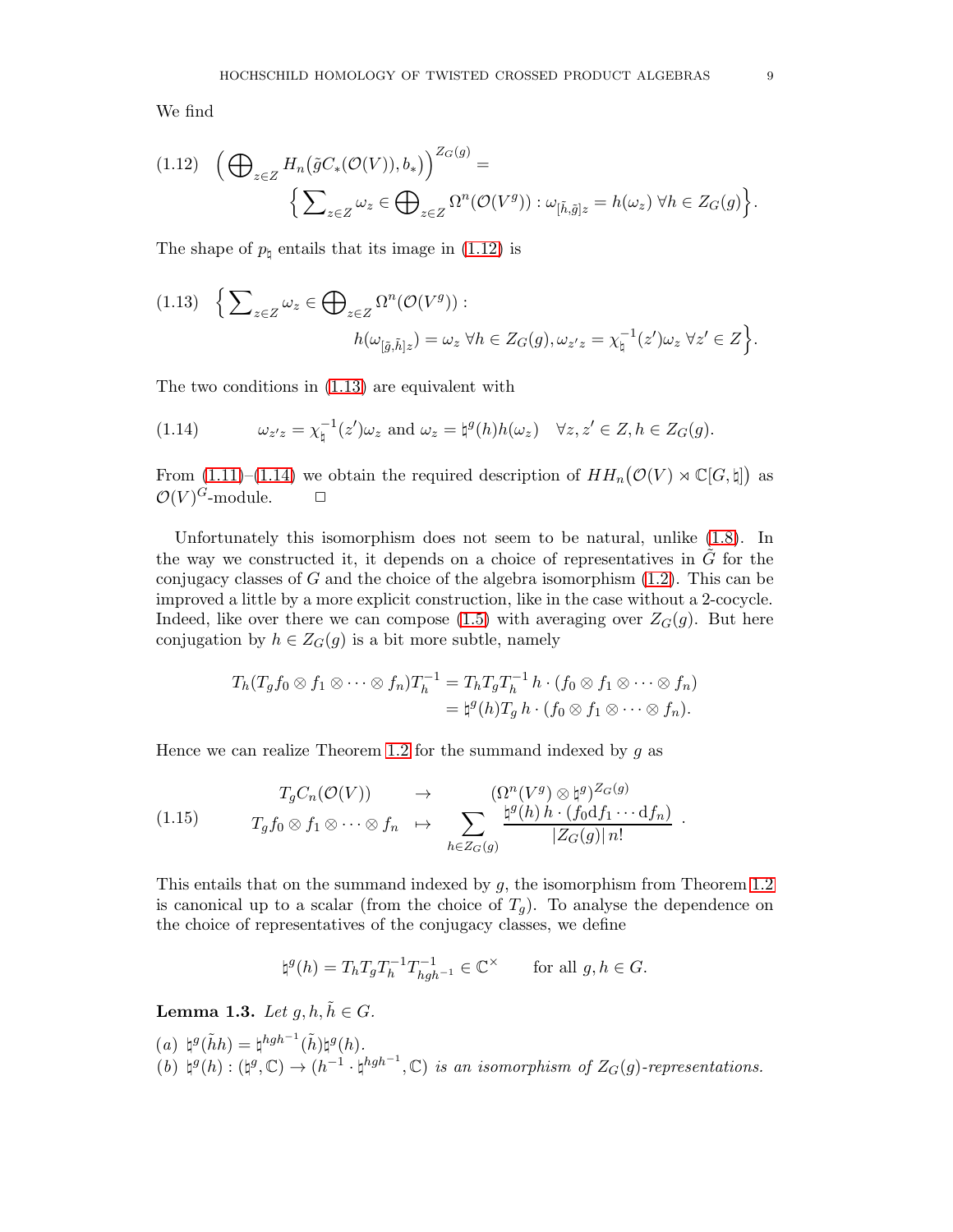We find

$$
(1.12)\quad \Big( \bigoplus\nolimits_{z \in Z} H_n\big(\tilde{g} C_*(\mathcal{O}(V)), b_*\big) \Big)^{Z_G(g)} = \Big\{ \sum\nolimits_{z \in Z} \omega_z \in \bigoplus\nolimits_{z \in Z} \Omega^n(\mathcal{O}(V^g)) : \omega_{[\tilde{h},\tilde{g}] z} = h(\omega_z) \; \forall h \in Z_G(g) \Big\}.
$$

The shape of $p_\natural$ entails that its image in (1.12) is

$$
(1.13)\quad \Big\{ \sum\nolimits_{z \in Z} \omega_z \in \bigoplus\nolimits_{z \in Z} \Omega^n(\mathcal{O}(V^g)) : h(\omega_{[\tilde{g},\tilde{h}] z}) = \omega_z \; \forall h \in Z_G(g), \omega_{z' z} = \chi_\natural^{-1}(z') \omega_z \; \forall z' \in Z \Big\}.
$$

The two conditions in (1.13) are equivalent with

$$
(1.14)\qquad \omega_{z'z} = \chi_\natural^{-1}(z')\omega_z \text{ and } \omega_z = \natural^g(h) h(\omega_z) \quad \forall z, z' \in Z, h \in Z_G(g).
$$

From (1.11)–(1.14) we obtain the required description of $HH_n\big(\mathcal{O}(V) \rtimes \mathbb{C}[G, \natural]\big)$ as $\mathcal{O}(V)^G$-module. $\qquad \Box$

Unfortunately this isomorphism does not seem to be natural, unlike (1.8). In the way we constructed it, it depends on a choice of representatives in $\tilde{G}$ for the conjugacy classes of $G$ and the choice of the algebra isomorphism (1.2). This can be improved a little by a more explicit construction, like in the case without a 2-cocycle. Indeed, like over there we can compose (1.5) with averaging over $Z_G(g)$. But here conjugation by $h \in Z_G(g)$ is a bit more subtle, namely

$$
\begin{aligned}
T_h (T_g f_0 \otimes f_1 \otimes \cdots \otimes f_n) T_h^{-1} &= T_h T_g T_h^{-1} \, h \cdot (f_0 \otimes f_1 \otimes \cdots \otimes f_n) \\
&= \natural^g(h) T_g \, h \cdot (f_0 \otimes f_1 \otimes \cdots \otimes f_n).
\end{aligned}
$$

Hence we can realize Theorem 1.2 for the summand indexed by $g$ as

$$
(1.15)\qquad
\begin{array}{ccc}
T_g C_n(\mathcal{O}(V)) & \to & (\Omega^n(V^g) \otimes \natural^g)^{Z_G(g)} \\
T_g f_0 \otimes f_1 \otimes \cdots \otimes f_n & \mapsto & \displaystyle\sum_{h \in Z_G(g)} \frac{\natural^g(h) \, h \cdot (f_0 \mathrm{d} f_1 \cdots \mathrm{d} f_n)}{|Z_G(g)| \, n!}
\end{array} .
$$

This entails that on the summand indexed by $g$, the isomorphism from Theorem 1.2 is canonical up to a scalar (from the choice of $T_g$). To analyse the dependence on the choice of representatives of the conjugacy classes, we define

$$
\natural^g(h) = T_h T_g T_h^{-1} T_{hgh^{-1}}^{-1} \in \mathbb{C}^\times \qquad \text{for all } g, h \in G.
$$

**Lemma 1.3.** *Let $g, h, \tilde{h} \in G$.*

*(a)* $\natural^g(\tilde{h} h) = \natural^{hgh^{-1}}(\tilde{h}) \natural^g(h)$.
*(b)* $\natural^g(h) : (\natural^g, \mathbb{C}) \to (h^{-1} \cdot \natural^{hgh^{-1}}, \mathbb{C})$ *is an isomorphism of $Z_G(g)$-representations.*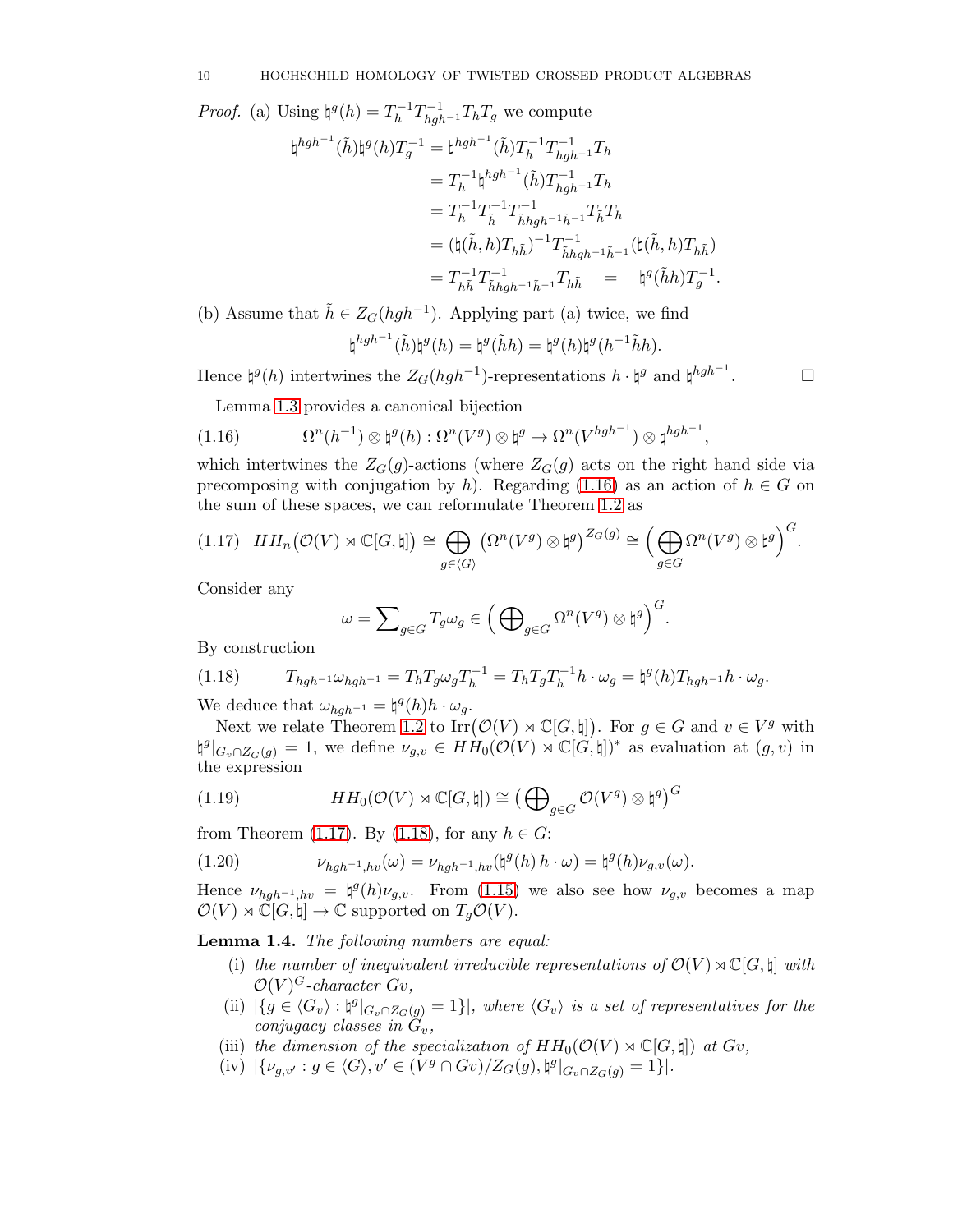*Proof.* (a) Using $\natural^g(h) = T_h^{-1} T_{hgh^{-1}}^{-1} T_h T_g$ we compute

$$
\begin{aligned}
\natural^{hgh^{-1}}(\tilde h)\natural^g(h) T_g^{-1} &= \natural^{hgh^{-1}}(\tilde h) T_h^{-1} T_{hgh^{-1}}^{-1} T_h \\
&= T_h^{-1} \natural^{hgh^{-1}}(\tilde h) T_{hgh^{-1}}^{-1} T_h \\
&= T_h^{-1} T_{\tilde h}^{-1} T_{\tilde h hgh^{-1} \tilde h^{-1}}^{-1} T_{\tilde h} T_h \\
&= (\natural(\tilde h, h) T_{h\tilde h})^{-1} T_{\tilde h hgh^{-1}\tilde h^{-1}}^{-1} (\natural(\tilde h, h) T_{h\tilde h}) \\
&= T_{h\tilde h}^{-1} T_{\tilde h hgh^{-1}\tilde h^{-1}}^{-1} T_{h\tilde h} \quad = \quad \natural^g(\tilde h h) T_g^{-1}.
\end{aligned}
$$

(b) Assume that $\tilde h \in Z_G(hgh^{-1})$. Applying part (a) twice, we find

$$
\natural^{hgh^{-1}}(\tilde h)\natural^g(h) = \natural^g(\tilde h h) = \natural^g(h)\natural^g(h^{-1}\tilde h h).
$$

Hence $\natural^g(h)$ intertwines the $Z_G(hgh^{-1})$-representations $h \cdot \natural^g$ and $\natural^{hgh^{-1}}$. $\square$

Lemma 1.3 provides a canonical bijection

$$
\Omega^n(h^{-1}) \otimes \natural^g(h) : \Omega^n(V^g) \otimes \natural^g \to \Omega^n(V^{hgh^{-1}}) \otimes \natural^{hgh^{-1}}, \tag{1.16}
$$

which intertwines the $Z_G(g)$-actions (where $Z_G(g)$ acts on the right hand side via precomposing with conjugation by $h$). Regarding (1.16) as an action of $h \in G$ on the sum of these spaces, we can reformulate Theorem 1.2 as

$$
HH_n\big(\mathcal O(V) \rtimes \mathbb C[G,\natural]\big) \cong \bigoplus_{g \in \langle G \rangle} \big(\Omega^n(V^g) \otimes \natural^g\big)^{Z_G(g)} \cong \Big(\bigoplus_{g \in G} \Omega^n(V^g) \otimes \natural^g\Big)^G. \tag{1.17}
$$

Consider any

$$
\omega = \sum\nolimits_{g \in G} T_g \omega_g \in \Big(\bigoplus\nolimits_{g \in G} \Omega^n(V^g) \otimes \natural^g\Big)^G.
$$

By construction

$$
T_{hgh^{-1}} \omega_{hgh^{-1}} = T_h T_g \omega_g T_h^{-1} = T_h T_g T_h^{-1} h \cdot \omega_g = \natural^g(h) T_{hgh^{-1}} h \cdot \omega_g. \tag{1.18}
$$

We deduce that $\omega_{hgh^{-1}} = \natural^g(h) h \cdot \omega_g$.

Next we relate Theorem 1.2 to $\mathrm{Irr}\big(\mathcal O(V) \rtimes \mathbb C[G,\natural]\big)$. For $g \in G$ and $v \in V^g$ with $\natural^g|_{G_v \cap Z_G(g)} = 1$, we define $\nu_{g,v} \in HH_0(\mathcal O(V) \rtimes \mathbb C[G,\natural])^*$ as evaluation at $(g,v)$ in the expression

$$
HH_0(\mathcal O(V) \rtimes \mathbb C[G,\natural]) \cong \big(\bigoplus\nolimits_{g \in G} \mathcal O(V^g) \otimes \natural^g\big)^G \tag{1.19}
$$

from Theorem (1.17). By (1.18), for any $h \in G$:

$$
\nu_{hgh^{-1},hv}(\omega) = \nu_{hgh^{-1},hv}(\natural^g(h)\, h \cdot \omega) = \natural^g(h) \nu_{g,v}(\omega). \tag{1.20}
$$

Hence $\nu_{hgh^{-1},hv} = \natural^g(h) \nu_{g,v}$. From (1.15) we also see how $\nu_{g,v}$ becomes a map $\mathcal O(V) \rtimes \mathbb C[G,\natural] \to \mathbb C$ supported on $T_g \mathcal O(V)$.

**Lemma 1.4.** *The following numbers are equal:*

- (i) *the number of inequivalent irreducible representations of $\mathcal O(V) \rtimes \mathbb C[G,\natural]$ with $\mathcal O(V)^G$-character $Gv$,*
- (ii) $|\{g \in \langle G_v \rangle : \natural^g|_{G_v \cap Z_G(g)} = 1\}|$*, where $\langle G_v \rangle$ is a set of representatives for the conjugacy classes in $G_v$,*
- (iii) *the dimension of the specialization of $HH_0(\mathcal O(V) \rtimes \mathbb C[G,\natural])$ at $Gv$,*
- (iv) $|\{\nu_{g,v'} : g \in \langle G \rangle, v' \in (V^g \cap Gv)/Z_G(g), \natural^g|_{G_v \cap Z_G(g)} = 1\}|$.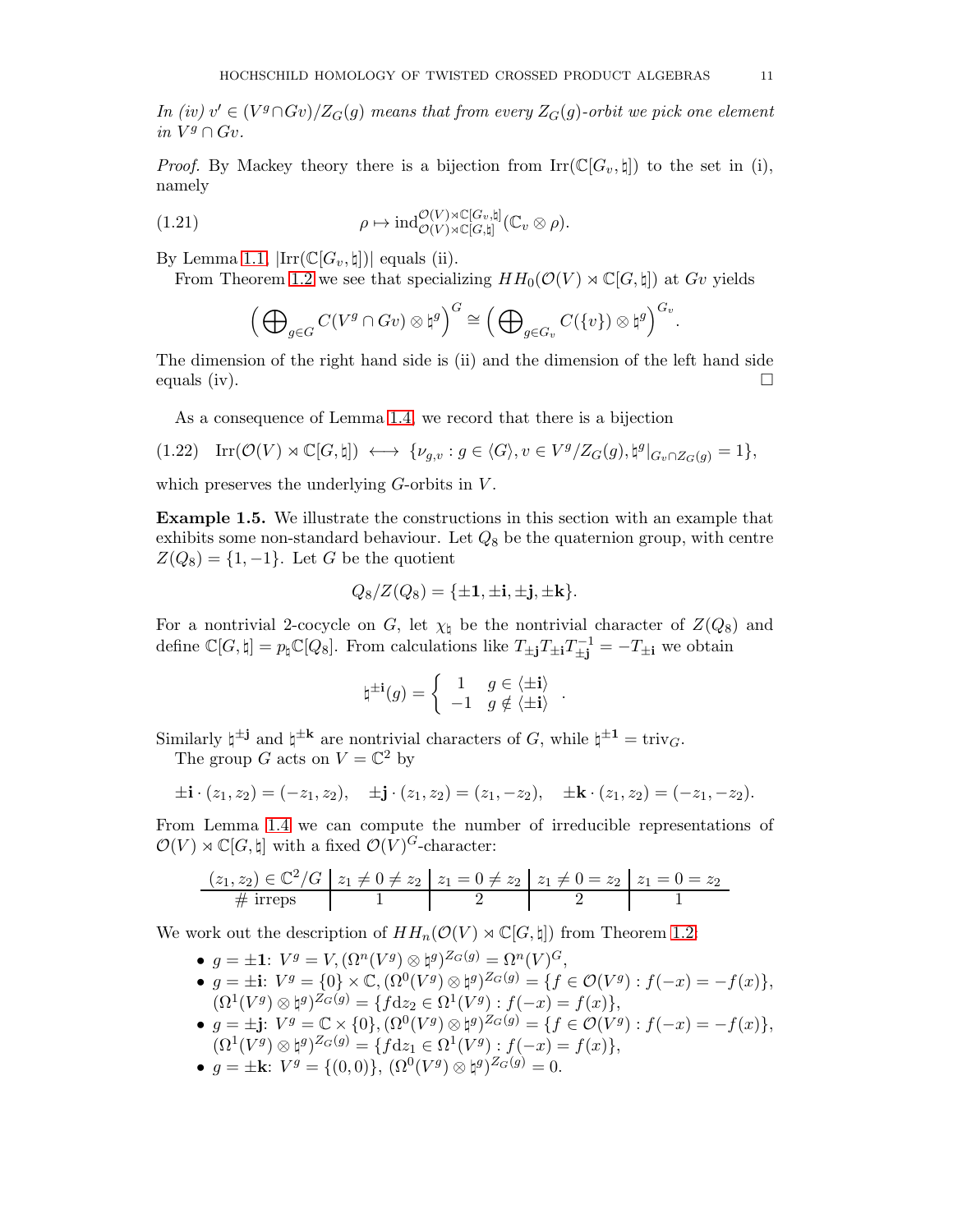*In (iv) $v' \in (V^g \cap Gv)/Z_G(g)$ means that from every $Z_G(g)$-orbit we pick one element in $V^g \cap Gv$.*

*Proof.* By Mackey theory there is a bijection from $\mathrm{Irr}(\mathbb{C}[G_v, \natural])$ to the set in (i), namely

$$\rho \mapsto \mathrm{ind}_{\mathcal{O}(V) \rtimes \mathbb{C}[G,\natural]}^{\mathcal{O}(V) \rtimes \mathbb{C}[G_v,\natural]} (\mathbb{C}_v \otimes \rho). \tag{1.21}$$

By Lemma 1.1, $|\mathrm{Irr}(\mathbb{C}[G_v, \natural])|$ equals (ii).

From Theorem 1.2 we see that specializing $HH_0(\mathcal{O}(V) \rtimes \mathbb{C}[G, \natural])$ at $Gv$ yields

$$\Big( \bigoplus\nolimits_{g \in G} C(V^g \cap Gv) \otimes \natural^g \Big)^G \cong \Big( \bigoplus\nolimits_{g \in G_v} C(\{v\}) \otimes \natural^g \Big)^{G_v}.$$

The dimension of the right hand side is (ii) and the dimension of the left hand side equals (iv). $\square$

As a consequence of Lemma 1.4 we record that there is a bijection

$$\mathrm{Irr}(\mathcal{O}(V) \rtimes \mathbb{C}[G, \natural]) \longleftrightarrow \{ \nu_{g,v} : g \in \langle G \rangle, v \in V^g / Z_G(g), \natural^g |_{G_v \cap Z_G(g)} = 1 \}, \tag{1.22}$$

which preserves the underlying $G$-orbits in $V$.

**Example 1.5.** We illustrate the constructions in this section with an example that exhibits some non-standard behaviour. Let $Q_8$ be the quaternion group, with centre $Z(Q_8) = \{1, -1\}$. Let $G$ be the quotient

$$Q_8 / Z(Q_8) = \{ \pm \mathbf{1}, \pm \mathbf{i}, \pm \mathbf{j}, \pm \mathbf{k} \}.$$

For a nontrivial 2-cocycle on $G$, let $\chi_\natural$ be the nontrivial character of $Z(Q_8)$ and define $\mathbb{C}[G, \natural] = p_\natural \mathbb{C}[Q_8]$. From calculations like $T_{\pm \mathbf{j}} T_{\pm \mathbf{i}} T_{\pm \mathbf{j}}^{-1} = -T_{\pm \mathbf{i}}$ we obtain

$$\natural^{\pm \mathbf{i}}(g) = \begin{cases} 1 & g \in \langle \pm \mathbf{i} \rangle \\ -1 & g \notin \langle \pm \mathbf{i} \rangle \end{cases}.$$

Similarly $\natural^{\pm \mathbf{j}}$ and $\natural^{\pm \mathbf{k}}$ are nontrivial characters of $G$, while $\natural^{\pm \mathbf{1}} = \mathrm{triv}_G$.

The group $G$ acts on $V = \mathbb{C}^2$ by

$$\pm \mathbf{i} \cdot (z_1, z_2) = (-z_1, z_2), \quad \pm \mathbf{j} \cdot (z_1, z_2) = (z_1, -z_2), \quad \pm \mathbf{k} \cdot (z_1, z_2) = (-z_1, -z_2).$$

From Lemma 1.4 we can compute the number of irreducible representations of $\mathcal{O}(V) \rtimes \mathbb{C}[G, \natural]$ with a fixed $\mathcal{O}(V)^G$-character:

| $(z_1, z_2) \in \mathbb{C}^2 / G$ | $z_1 \neq 0 \neq z_2$ | $z_1 = 0 \neq z_2$ | $z_1 \neq 0 = z_2$ | $z_1 = 0 = z_2$ |
|---|---|---|---|---|
| # irreps | 1 | 2 | 2 | 1 |

We work out the description of $HH_n(\mathcal{O}(V) \rtimes \mathbb{C}[G, \natural])$ from Theorem 1.2:

- $g = \pm \mathbf{1}$: $V^g = V, (\Omega^n(V^g) \otimes \natural^g)^{Z_G(g)} = \Omega^n(V)^G$,
- $g = \pm \mathbf{i}$: $V^g = \{0\} \times \mathbb{C}, (\Omega^0(V^g) \otimes \natural^g)^{Z_G(g)} = \{ f \in \mathcal{O}(V^g) : f(-x) = -f(x) \}$, $(\Omega^1(V^g) \otimes \natural^g)^{Z_G(g)} = \{ f \mathrm{d} z_2 \in \Omega^1(V^g) : f(-x) = f(x) \}$,
- $g = \pm \mathbf{j}$: $V^g = \mathbb{C} \times \{0\}, (\Omega^0(V^g) \otimes \natural^g)^{Z_G(g)} = \{ f \in \mathcal{O}(V^g) : f(-x) = -f(x) \}$, $(\Omega^1(V^g) \otimes \natural^g)^{Z_G(g)} = \{ f \mathrm{d} z_1 \in \Omega^1(V^g) : f(-x) = f(x) \}$,
- $g = \pm \mathbf{k}$: $V^g = \{(0,0)\}$, $(\Omega^0(V^g) \otimes \natural^g)^{Z_G(g)} = 0$.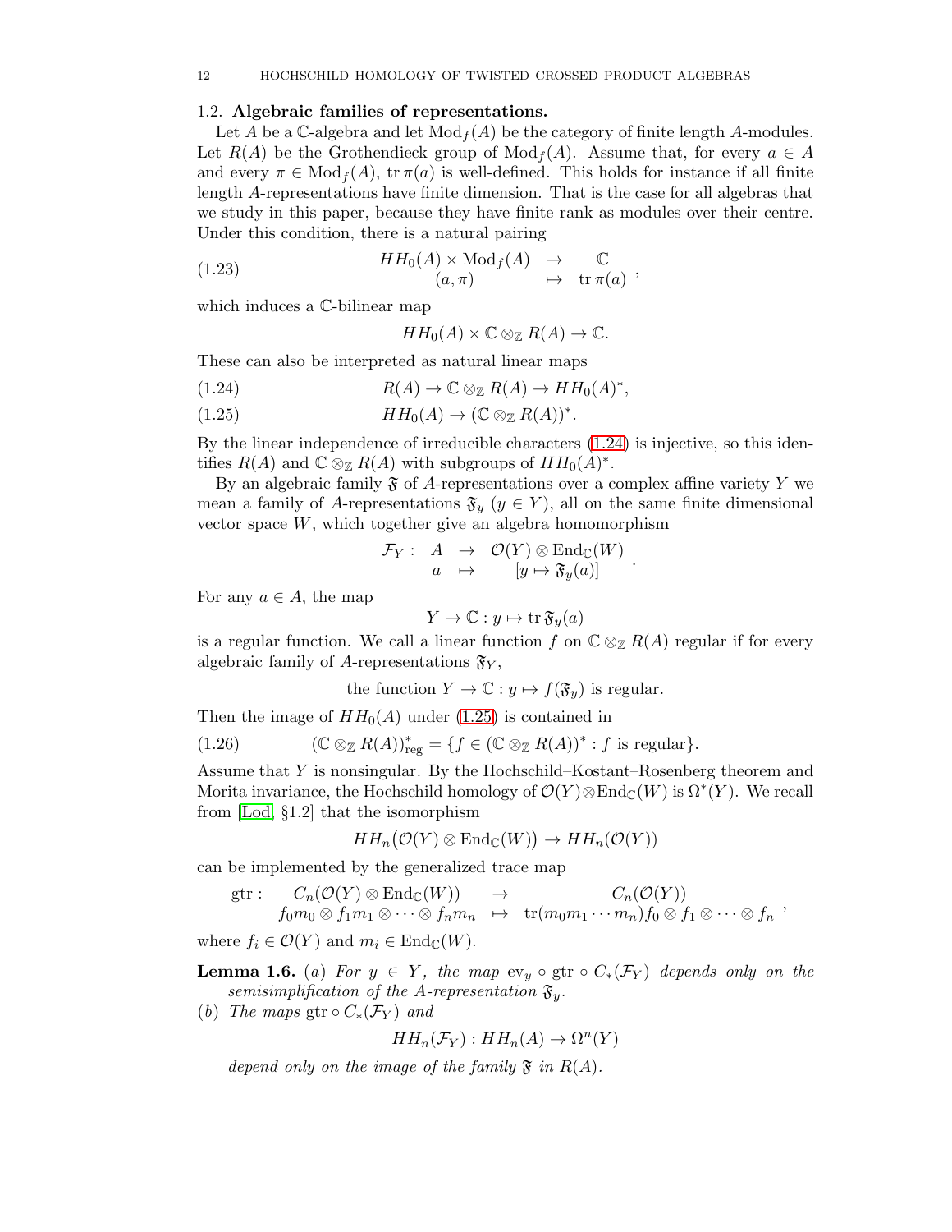### 1.2. Algebraic families of representations.

Let $A$ be a $\mathbb{C}$-algebra and let $\mathrm{Mod}_f(A)$ be the category of finite length $A$-modules. Let $R(A)$ be the Grothendieck group of $\mathrm{Mod}_f(A)$. Assume that, for every $a \in A$ and every $\pi \in \mathrm{Mod}_f(A)$, $\mathrm{tr}\, \pi(a)$ is well-defined. This holds for instance if all finite length $A$-representations have finite dimension. That is the case for all algebras that we study in this paper, because they have finite rank as modules over their centre. Under this condition, there is a natural pairing

$$
\begin{array}{ccc} HH_0(A) \times \mathrm{Mod}_f(A) & \to & \mathbb{C} \\ (a, \pi) & \mapsto & \mathrm{tr}\, \pi(a) \end{array} , \tag{1.23}
$$

which induces a $\mathbb{C}$-bilinear map

$$
HH_0(A) \times \mathbb{C} \otimes_{\mathbb{Z}} R(A) \to \mathbb{C}.
$$

These can also be interpreted as natural linear maps

$$
R(A) \to \mathbb{C} \otimes_{\mathbb{Z}} R(A) \to HH_0(A)^*, \tag{1.24}
$$

$$
HH_0(A) \to (\mathbb{C} \otimes_{\mathbb{Z}} R(A))^*. \tag{1.25}
$$

By the linear independence of irreducible characters (1.24) is injective, so this identifies $R(A)$ and $\mathbb{C} \otimes_{\mathbb{Z}} R(A)$ with subgroups of $HH_0(A)^*$.

By an algebraic family $\mathfrak{F}$ of $A$-representations over a complex affine variety $Y$ we mean a family of $A$-representations $\mathfrak{F}_y$ ($y \in Y$), all on the same finite dimensional vector space $W$, which together give an algebra homomorphism

$$
\begin{array}{cccc} \mathcal{F}_Y : & A & \to & \mathcal{O}(Y) \otimes \mathrm{End}_{\mathbb{C}}(W) \\ & a & \mapsto & [y \mapsto \mathfrak{F}_y(a)] \end{array} .
$$

For any $a \in A$, the map

$$
Y \to \mathbb{C} : y \mapsto \mathrm{tr}\, \mathfrak{F}_y(a)
$$

is a regular function. We call a linear function $f$ on $\mathbb{C} \otimes_{\mathbb{Z}} R(A)$ regular if for every algebraic family of $A$-representations $\mathfrak{F}_Y$,

$$
\text{the function } Y \to \mathbb{C} : y \mapsto f(\mathfrak{F}_y) \text{ is regular.}
$$

Then the image of $HH_0(A)$ under (1.25) is contained in

$$
(\mathbb{C} \otimes_{\mathbb{Z}} R(A))^*_{\mathrm{reg}} = \{ f \in (\mathbb{C} \otimes_{\mathbb{Z}} R(A))^* : f \text{ is regular} \}. \tag{1.26}
$$

Assume that $Y$ is nonsingular. By the Hochschild–Kostant–Rosenberg theorem and Morita invariance, the Hochschild homology of $\mathcal{O}(Y) \otimes \mathrm{End}_{\mathbb{C}}(W)$ is $\Omega^*(Y)$. We recall from [Lod, §1.2] that the isomorphism

$$
HH_n\big(\mathcal{O}(Y) \otimes \mathrm{End}_{\mathbb{C}}(W)\big) \to HH_n(\mathcal{O}(Y))
$$

can be implemented by the generalized trace map

$$
\begin{array}{cccc} \mathrm{gtr} : & C_n(\mathcal{O}(Y) \otimes \mathrm{End}_{\mathbb{C}}(W)) & \to & C_n(\mathcal{O}(Y)) \\ & f_0 m_0 \otimes f_1 m_1 \otimes \cdots \otimes f_n m_n & \mapsto & \mathrm{tr}(m_0 m_1 \cdots m_n) f_0 \otimes f_1 \otimes \cdots \otimes f_n \end{array} ,
$$

where $f_i \in \mathcal{O}(Y)$ and $m_i \in \mathrm{End}_{\mathbb{C}}(W)$.

**Lemma 1.6.** *(a) For $y \in Y$, the map $\mathrm{ev}_y \circ \mathrm{gtr} \circ C_*(\mathcal{F}_Y)$ depends only on the semisimplification of the $A$-representation $\mathfrak{F}_y$.*

*(b) The maps $\mathrm{gtr} \circ C_*(\mathcal{F}_Y)$ and*

$$
HH_n(\mathcal{F}_Y) : HH_n(A) \to \Omega^n(Y)
$$

*depend only on the image of the family $\mathfrak{F}$ in $R(A)$.*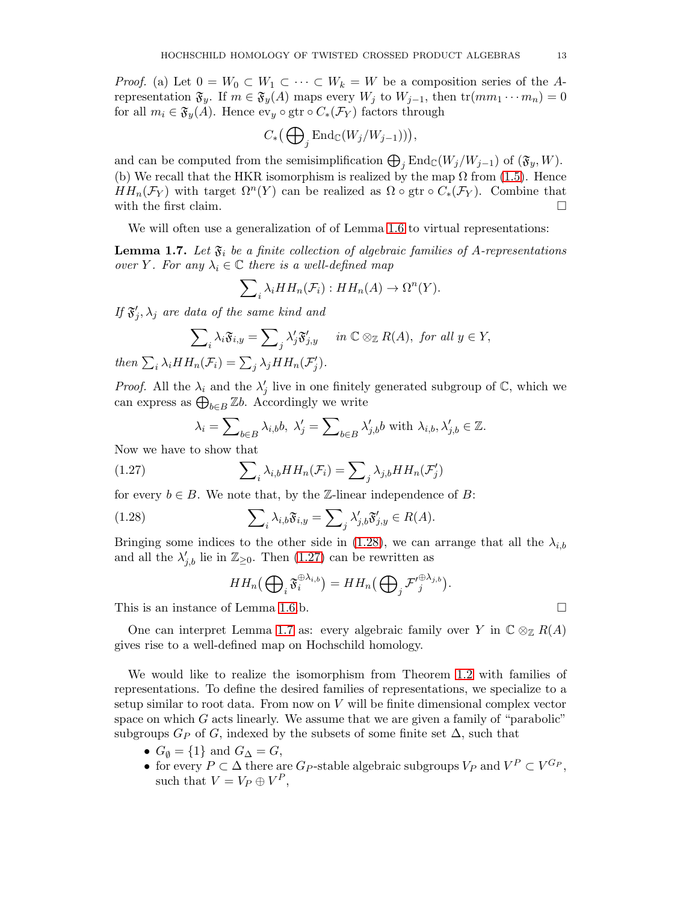*Proof.* (a) Let $0 = W_0 \subset W_1 \subset \cdots \subset W_k = W$ be a composition series of the $A$-representation $\mathfrak{F}_y$. If $m \in \mathfrak{F}_y(A)$ maps every $W_j$ to $W_{j-1}$, then $\mathrm{tr}(m m_1 \cdots m_n) = 0$ for all $m_i \in \mathfrak{F}_y(A)$. Hence $\mathrm{ev}_y \circ \mathrm{gtr} \circ C_*(\mathcal{F}_Y)$ factors through

$$C_*\big(\bigoplus\nolimits_j \mathrm{End}_{\mathbb{C}}(W_j/W_{j-1})\big),$$

and can be computed from the semisimplification $\bigoplus_j \mathrm{End}_{\mathbb{C}}(W_j/W_{j-1})$ of $(\mathfrak{F}_y, W)$.
(b) We recall that the HKR isomorphism is realized by the map $\Omega$ from (1.5). Hence $HH_n(\mathcal{F}_Y)$ with target $\Omega^n(Y)$ can be realized as $\Omega \circ \mathrm{gtr} \circ C_*(\mathcal{F}_Y)$. Combine that with the first claim. $\square$

We will often use a generalization of of Lemma 1.6 to virtual representations:

**Lemma 1.7.** *Let $\mathfrak{F}_i$ be a finite collection of algebraic families of $A$-representations over $Y$. For any $\lambda_i \in \mathbb{C}$ there is a well-defined map*

$$\sum\nolimits_i \lambda_i HH_n(\mathcal{F}_i) : HH_n(A) \to \Omega^n(Y).$$

*If $\mathfrak{F}'_j, \lambda_j$ are data of the same kind and*

$$\sum\nolimits_i \lambda_i \mathfrak{F}_{i,y} = \sum\nolimits_j \lambda'_j \mathfrak{F}'_{j,y} \quad \text{in } \mathbb{C} \otimes_{\mathbb{Z}} R(A), \text{ for all } y \in Y,$$

*then $\sum_i \lambda_i HH_n(\mathcal{F}_i) = \sum_j \lambda_j HH_n(\mathcal{F}'_j)$.*

*Proof.* All the $\lambda_i$ and the $\lambda'_j$ live in one finitely generated subgroup of $\mathbb{C}$, which we can express as $\bigoplus_{b \in B} \mathbb{Z} b$. Accordingly we write

$$\lambda_i = \sum\nolimits_{b \in B} \lambda_{i,b} b, \; \lambda'_j = \sum\nolimits_{b \in B} \lambda'_{j,b} b \text{ with } \lambda_{i,b}, \lambda'_{j,b} \in \mathbb{Z}.$$

Now we have to show that

$$\sum\nolimits_i \lambda_{i,b} HH_n(\mathcal{F}_i) = \sum\nolimits_j \lambda_{j,b} HH_n(\mathcal{F}'_j) \tag{1.27}$$

for every $b \in B$. We note that, by the $\mathbb{Z}$-linear independence of $B$:

$$\sum\nolimits_i \lambda_{i,b} \mathfrak{F}_{i,y} = \sum\nolimits_j \lambda'_{j,b} \mathfrak{F}'_{j,y} \in R(A). \tag{1.28}$$

Bringing some indices to the other side in (1.28), we can arrange that all the $\lambda_{i,b}$ and all the $\lambda'_{j,b}$ lie in $\mathbb{Z}_{\geq 0}$. Then (1.27) can be rewritten as

$$HH_n\big(\bigoplus\nolimits_i \mathfrak{F}_i^{\oplus \lambda_{i,b}}\big) = HH_n\big(\bigoplus\nolimits_j {\mathcal{F}'}_j^{\oplus \lambda_{j,b}}\big).$$

This is an instance of Lemma 1.6.b. $\square$

One can interpret Lemma 1.7 as: every algebraic family over $Y$ in $\mathbb{C} \otimes_{\mathbb{Z}} R(A)$ gives rise to a well-defined map on Hochschild homology.

We would like to realize the isomorphism from Theorem 1.2 with families of representations. To define the desired families of representations, we specialize to a setup similar to root data. From now on $V$ will be finite dimensional complex vector space on which $G$ acts linearly. We assume that we are given a family of "parabolic" subgroups $G_P$ of $G$, indexed by the subsets of some finite set $\Delta$, such that

- $G_\emptyset = \{1\}$ and $G_\Delta = G$,
- for every $P \subset \Delta$ there are $G_P$-stable algebraic subgroups $V_P$ and $V^P \subset V^{G_P}$, such that $V = V_P \oplus V^P$,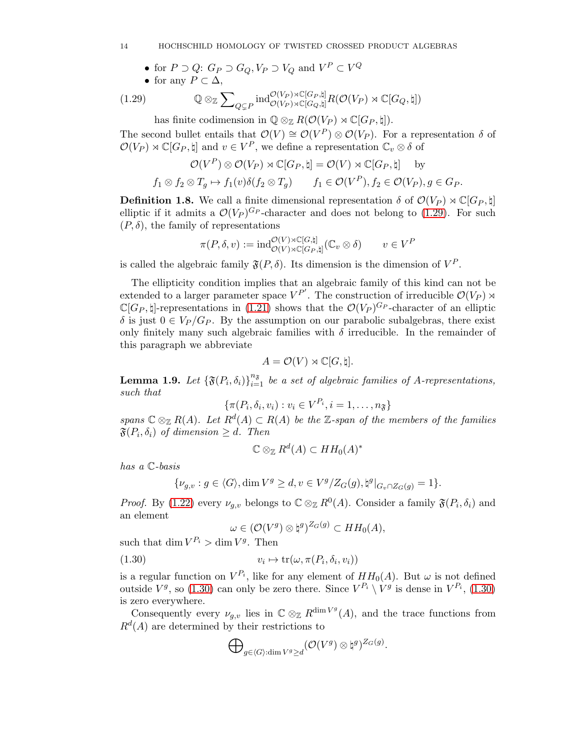- for $P \supset Q$: $G_P \supset G_Q, V_P \supset V_Q$ and $V^P \subset V^Q$
- for any $P \subset \Delta$,

$$\mathbb{Q} \otimes_{\mathbb{Z}} \sum\nolimits_{Q \subsetneq P} \mathrm{ind}_{\mathcal{O}(V_P) \rtimes \mathbb{C}[G_Q,\natural]}^{\mathcal{O}(V_P) \rtimes \mathbb{C}[G_P,\natural]} R(\mathcal{O}(V_P) \rtimes \mathbb{C}[G_Q,\natural]) \tag{1.29}$$

  has finite codimension in $\mathbb{Q} \otimes_{\mathbb{Z}} R(\mathcal{O}(V_P) \rtimes \mathbb{C}[G_P,\natural])$.

The second bullet entails that $\mathcal{O}(V) \cong \mathcal{O}(V^P) \otimes \mathcal{O}(V_P)$. For a representation $\delta$ of $\mathcal{O}(V_P) \rtimes \mathbb{C}[G_P,\natural]$ and $v \in V^P$, we define a representation $\mathbb{C}_v \otimes \delta$ of

$$\mathcal{O}(V^P) \otimes \mathcal{O}(V_P) \rtimes \mathbb{C}[G_P,\natural] = \mathcal{O}(V) \rtimes \mathbb{C}[G_P,\natural] \quad \text{by}$$

$$f_1 \otimes f_2 \otimes T_g \mapsto f_1(v)\delta(f_2 \otimes T_g) \qquad f_1 \in \mathcal{O}(V^P), f_2 \in \mathcal{O}(V_P), g \in G_P.$$

**Definition 1.8.** We call a finite dimensional representation $\delta$ of $\mathcal{O}(V_P) \rtimes \mathbb{C}[G_P,\natural]$ elliptic if it admits a $\mathcal{O}(V_P)^{G_P}$-character and does not belong to (1.29). For such $(P,\delta)$, the family of representations

$$\pi(P,\delta,v) := \mathrm{ind}_{\mathcal{O}(V) \rtimes \mathbb{C}[G_P,\natural]}^{\mathcal{O}(V) \rtimes \mathbb{C}[G,\natural]} (\mathbb{C}_v \otimes \delta) \qquad v \in V^P$$

is called the algebraic family $\mathfrak{F}(P,\delta)$. Its dimension is the dimension of $V^P$.

The ellipticity condition implies that an algebraic family of this kind can not be extended to a larger parameter space $V^{P'}$. The construction of irreducible $\mathcal{O}(V_P) \rtimes \mathbb{C}[G_P,\natural]$-representations in (1.21) shows that the $\mathcal{O}(V_P)^{G_P}$-character of an elliptic $\delta$ is just $0 \in V_P/G_P$. By the assumption on our parabolic subalgebras, there exist only finitely many such algebraic families with $\delta$ irreducible. In the remainder of this paragraph we abbreviate

$$A = \mathcal{O}(V) \rtimes \mathbb{C}[G,\natural].$$

**Lemma 1.9.** *Let $\{\mathfrak{F}(P_i,\delta_i)\}_{i=1}^{n_{\mathfrak{F}}}$ be a set of algebraic families of $A$-representations, such that*

$$\{\pi(P_i,\delta_i,v_i) : v_i \in V^{P_i}, i = 1,\ldots,n_{\mathfrak{F}}\}$$

*spans $\mathbb{C} \otimes_{\mathbb{Z}} R(A)$. Let $R^d(A) \subset R(A)$ be the $\mathbb{Z}$-span of the members of the families $\mathfrak{F}(P_i,\delta_i)$ of dimension $\geq d$. Then*

$$\mathbb{C} \otimes_{\mathbb{Z}} R^d(A) \subset HH_0(A)^*$$

*has a $\mathbb{C}$-basis*

$$\{\nu_{g,v} : g \in \langle G\rangle, \dim V^g \geq d, v \in V^g/Z_G(g), \natural^g|_{G_v \cap Z_G(g)} = 1\}.$$

*Proof.* By (1.22) every $\nu_{g,v}$ belongs to $\mathbb{C} \otimes_{\mathbb{Z}} R^0(A)$. Consider a family $\mathfrak{F}(P_i,\delta_i)$ and an element

$$\omega \in (\mathcal{O}(V^g) \otimes \natural^g)^{Z_G(g)} \subset HH_0(A),$$

such that $\dim V^{P_i} > \dim V^g$. Then

$$v_i \mapsto \mathrm{tr}(\omega, \pi(P_i,\delta_i,v_i)) \tag{1.30}$$

is a regular function on $V^{P_i}$, like for any element of $HH_0(A)$. But $\omega$ is not defined outside $V^g$, so (1.30) can only be zero there. Since $V^{P_i} \setminus V^g$ is dense in $V^{P_i}$, (1.30) is zero everywhere.

Consequently every $\nu_{g,v}$ lies in $\mathbb{C} \otimes_{\mathbb{Z}} R^{\dim V^g}(A)$, and the trace functions from $R^d(A)$ are determined by their restrictions to

$$\bigoplus\nolimits_{g \in \langle G\rangle : \dim V^g \geq d} (\mathcal{O}(V^g) \otimes \natural^g)^{Z_G(g)}.$$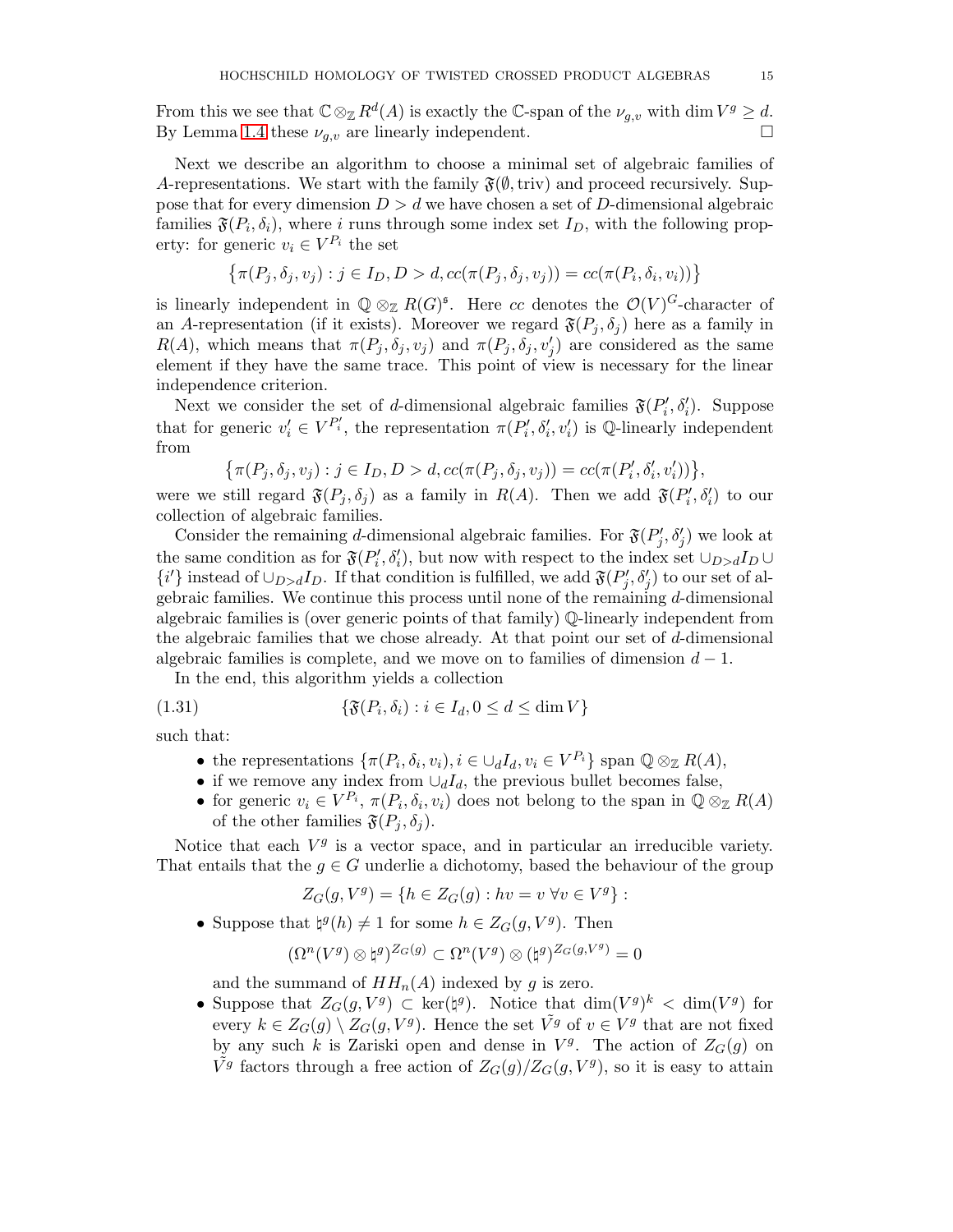From this we see that $\mathbb{C} \otimes_{\mathbb{Z}} R^d(A)$ is exactly the $\mathbb{C}$-span of the $\nu_{g,v}$ with $\dim V^g \geq d$. By Lemma 1.4 these $\nu_{g,v}$ are linearly independent. $\square$

Next we describe an algorithm to choose a minimal set of algebraic families of $A$-representations. We start with the family $\mathfrak{F}(\emptyset, \mathrm{triv})$ and proceed recursively. Suppose that for every dimension $D > d$ we have chosen a set of $D$-dimensional algebraic families $\mathfrak{F}(P_i, \delta_i)$, where $i$ runs through some index set $I_D$, with the following property: for generic $v_i \in V^{P_i}$ the set

$$\left\{ \pi(P_j, \delta_j, v_j) : j \in I_D, D > d, cc(\pi(P_j, \delta_j, v_j)) = cc(\pi(P_i, \delta_i, v_i)) \right\}$$

is linearly independent in $\mathbb{Q} \otimes_{\mathbb{Z}} R(G)^{\natural}$. Here $cc$ denotes the $\mathcal{O}(V)^G$-character of an $A$-representation (if it exists). Moreover we regard $\mathfrak{F}(P_j, \delta_j)$ here as a family in $R(A)$, which means that $\pi(P_j, \delta_j, v_j)$ and $\pi(P_j, \delta_j, v_j')$ are considered as the same element if they have the same trace. This point of view is necessary for the linear independence criterion.

Next we consider the set of $d$-dimensional algebraic families $\mathfrak{F}(P_i', \delta_i')$. Suppose that for generic $v_i' \in V^{P_i'}$, the representation $\pi(P_i', \delta_i', v_i')$ is $\mathbb{Q}$-linearly independent from

$$\left\{ \pi(P_j, \delta_j, v_j) : j \in I_D, D > d, cc(\pi(P_j, \delta_j, v_j)) = cc(\pi(P_i', \delta_i', v_i')) \right\},$$

were we still regard $\mathfrak{F}(P_j, \delta_j)$ as a family in $R(A)$. Then we add $\mathfrak{F}(P_i', \delta_i')$ to our collection of algebraic families.

Consider the remaining $d$-dimensional algebraic families. For $\mathfrak{F}(P_j', \delta_j')$ we look at the same condition as for $\mathfrak{F}(P_i', \delta_i')$, but now with respect to the index set $\cup_{D>d} I_D \cup \{i'\}$ instead of $\cup_{D>d} I_D$. If that condition is fulfilled, we add $\mathfrak{F}(P_j', \delta_j')$ to our set of algebraic families. We continue this process until none of the remaining $d$-dimensional algebraic families is (over generic points of that family) $\mathbb{Q}$-linearly independent from the algebraic families that we chose already. At that point our set of $d$-dimensional algebraic families is complete, and we move on to families of dimension $d - 1$.

In the end, this algorithm yields a collection

$$\{ \mathfrak{F}(P_i, \delta_i) : i \in I_d, 0 \leq d \leq \dim V \} \tag{1.31}$$

such that:

- the representations $\{ \pi(P_i, \delta_i, v_i), i \in \cup_d I_d, v_i \in V^{P_i} \}$ span $\mathbb{Q} \otimes_{\mathbb{Z}} R(A)$,
- if we remove any index from $\cup_d I_d$, the previous bullet becomes false,
- for generic $v_i \in V^{P_i}$, $\pi(P_i, \delta_i, v_i)$ does not belong to the span in $\mathbb{Q} \otimes_{\mathbb{Z}} R(A)$ of the other families $\mathfrak{F}(P_j, \delta_j)$.

Notice that each $V^g$ is a vector space, and in particular an irreducible variety. That entails that the $g \in G$ underlie a dichotomy, based the behaviour of the group

$$Z_G(g, V^g) = \{ h \in Z_G(g) : hv = v \; \forall v \in V^g \} :$$

- Suppose that $\natural^g(h) \neq 1$ for some $h \in Z_G(g, V^g)$. Then
$$(\Omega^n(V^g) \otimes \natural^g)^{Z_G(g)} \subset \Omega^n(V^g) \otimes (\natural^g)^{Z_G(g, V^g)} = 0$$
and the summand of $HH_n(A)$ indexed by $g$ is zero.
- Suppose that $Z_G(g, V^g) \subset \ker(\natural^g)$. Notice that $\dim(V^g)^k < \dim(V^g)$ for every $k \in Z_G(g) \setminus Z_G(g, V^g)$. Hence the set $\tilde{V^g}$ of $v \in V^g$ that are not fixed by any such $k$ is Zariski open and dense in $V^g$. The action of $Z_G(g)$ on $\tilde{V^g}$ factors through a free action of $Z_G(g)/Z_G(g, V^g)$, so it is easy to attain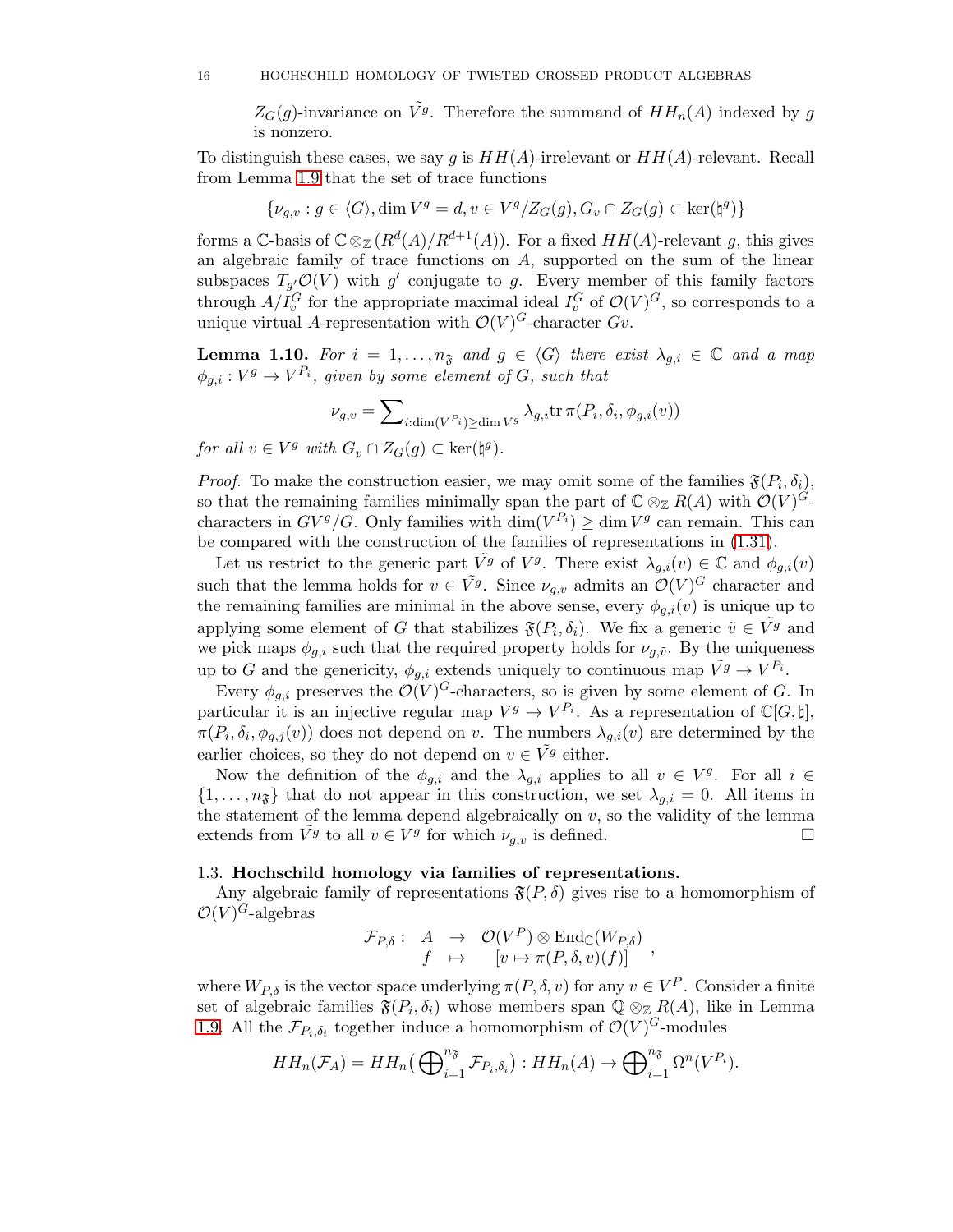$Z_G(g)$-invariance on $\tilde{V^g}$. Therefore the summand of $HH_n(A)$ indexed by $g$ is nonzero.

To distinguish these cases, we say $g$ is $HH(A)$-irrelevant or $HH(A)$-relevant. Recall from Lemma 1.9 that the set of trace functions

$$\{\nu_{g,v} : g \in \langle G \rangle, \dim V^g = d, v \in V^g / Z_G(g), G_v \cap Z_G(g) \subset \ker(\natural^g)\}$$

forms a $\mathbb{C}$-basis of $\mathbb{C} \otimes_{\mathbb{Z}} (R^d(A)/R^{d+1}(A))$. For a fixed $HH(A)$-relevant $g$, this gives an algebraic family of trace functions on $A$, supported on the sum of the linear subspaces $T_{g'}\mathcal{O}(V)$ with $g'$ conjugate to $g$. Every member of this family factors through $A/I_v^G$ for the appropriate maximal ideal $I_v^G$ of $\mathcal{O}(V)^G$, so corresponds to a unique virtual $A$-representation with $\mathcal{O}(V)^G$-character $Gv$.

**Lemma 1.10.** *For $i = 1, \ldots, n_{\mathfrak{F}}$ and $g \in \langle G \rangle$ there exist $\lambda_{g,i} \in \mathbb{C}$ and a map $\phi_{g,i} : V^g \to V^{P_i}$, given by some element of $G$, such that*

$$\nu_{g,v} = \sum\nolimits_{i:\dim(V^{P_i}) \geq \dim V^g} \lambda_{g,i} \mathrm{tr}\, \pi(P_i, \delta_i, \phi_{g,i}(v))$$

*for all $v \in V^g$ with $G_v \cap Z_G(g) \subset \ker(\natural^g)$.*

*Proof.* To make the construction easier, we may omit some of the families $\mathfrak{F}(P_i, \delta_i)$, so that the remaining families minimally span the part of $\mathbb{C} \otimes_{\mathbb{Z}} R(A)$ with $\mathcal{O}(V)^G$-characters in $GV^g/G$. Only families with $\dim(V^{P_i}) \geq \dim V^g$ can remain. This can be compared with the construction of the families of representations in (1.31).

Let us restrict to the generic part $\tilde{V^g}$ of $V^g$. There exist $\lambda_{g,i}(v) \in \mathbb{C}$ and $\phi_{g,i}(v)$ such that the lemma holds for $v \in \tilde{V^g}$. Since $\nu_{g,v}$ admits an $\mathcal{O}(V)^G$ character and the remaining families are minimal in the above sense, every $\phi_{g,i}(v)$ is unique up to applying some element of $G$ that stabilizes $\mathfrak{F}(P_i, \delta_i)$. We fix a generic $\tilde{v} \in \tilde{V^g}$ and we pick maps $\phi_{g,i}$ such that the required property holds for $\nu_{g,\tilde{v}}$. By the uniqueness up to $G$ and the genericity, $\phi_{g,i}$ extends uniquely to continuous map $\tilde{V^g} \to V^{P_i}$.

Every $\phi_{g,i}$ preserves the $\mathcal{O}(V)^G$-characters, so is given by some element of $G$. In particular it is an injective regular map $V^g \to V^{P_i}$. As a representation of $\mathbb{C}[G, \natural]$, $\pi(P_i, \delta_i, \phi_{g,j}(v))$ does not depend on $v$. The numbers $\lambda_{g,i}(v)$ are determined by the earlier choices, so they do not depend on $v \in \tilde{V^g}$ either.

Now the definition of the $\phi_{g,i}$ and the $\lambda_{g,i}$ applies to all $v \in V^g$. For all $i \in \{1, \ldots, n_{\mathfrak{F}}\}$ that do not appear in this construction, we set $\lambda_{g,i} = 0$. All items in the statement of the lemma depend algebraically on $v$, so the validity of the lemma extends from $\tilde{V^g}$ to all $v \in V^g$ for which $\nu_{g,v}$ is defined. $\square$

### 1.3. Hochschild homology via families of representations.

Any algebraic family of representations $\mathfrak{F}(P, \delta)$ gives rise to a homomorphism of $\mathcal{O}(V)^G$-algebras

$$\begin{array}{cccc} \mathcal{F}_{P,\delta} : & A & \to & \mathcal{O}(V^P) \otimes \mathrm{End}_{\mathbb{C}}(W_{P,\delta}) \\ & f & \mapsto & [v \mapsto \pi(P, \delta, v)(f)] \end{array},$$

where $W_{P,\delta}$ is the vector space underlying $\pi(P, \delta, v)$ for any $v \in V^P$. Consider a finite set of algebraic families $\mathfrak{F}(P_i, \delta_i)$ whose members span $\mathbb{Q} \otimes_{\mathbb{Z}} R(A)$, like in Lemma 1.9. All the $\mathcal{F}_{P_i,\delta_i}$ together induce a homomorphism of $\mathcal{O}(V)^G$-modules

$$HH_n(\mathcal{F}_A) = HH_n\big(\bigoplus\nolimits_{i=1}^{n_{\mathfrak{F}}} \mathcal{F}_{P_i,\delta_i}\big) : HH_n(A) \to \bigoplus\nolimits_{i=1}^{n_{\mathfrak{F}}} \Omega^n(V^{P_i}).$$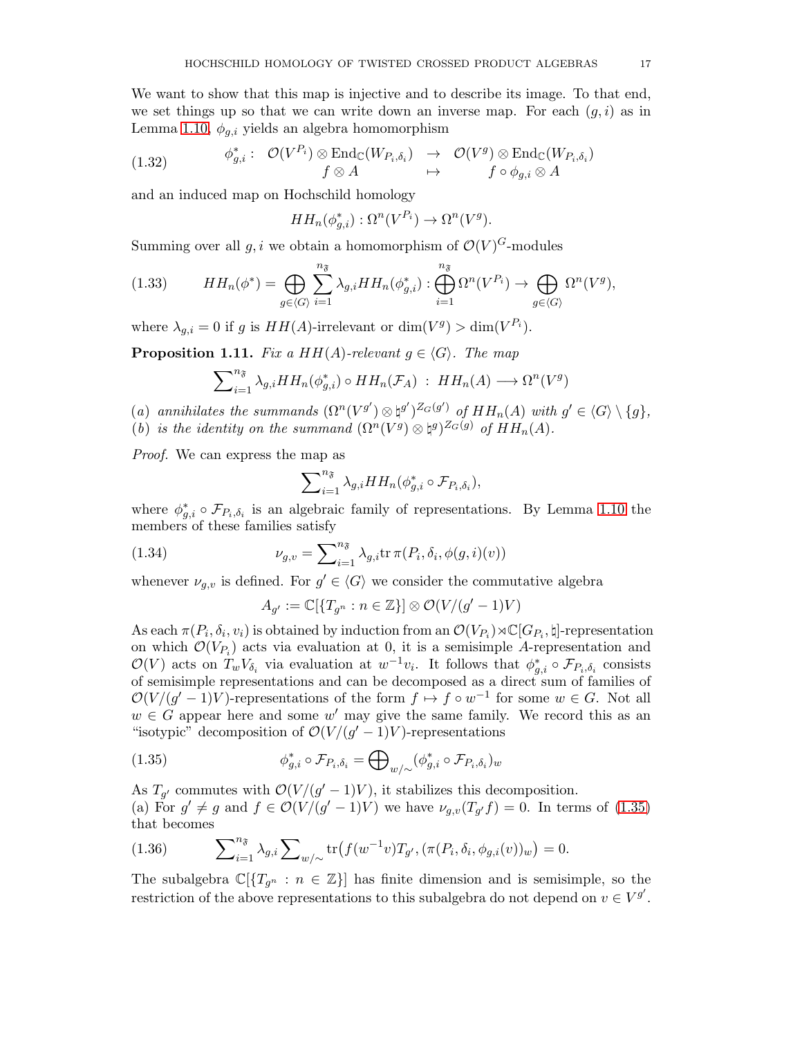We want to show that this map is injective and to describe its image. To that end, we set things up so that we can write down an inverse map. For each $(g,i)$ as in Lemma 1.10, $\phi_{g,i}$ yields an algebra homomorphism

$$
\begin{array}{rccc}
\phi_{g,i}^* : & \mathcal{O}(V^{P_i}) \otimes \mathrm{End}_{\mathbb{C}}(W_{P_i,\delta_i}) & \to & \mathcal{O}(V^g) \otimes \mathrm{End}_{\mathbb{C}}(W_{P_i,\delta_i}) \\
& f \otimes A & \mapsto & f \circ \phi_{g,i} \otimes A
\end{array}
\tag{1.32}
$$

and an induced map on Hochschild homology

$$
HH_n(\phi_{g,i}^*) : \Omega^n(V^{P_i}) \to \Omega^n(V^g).
$$

Summing over all $g, i$ we obtain a homomorphism of $\mathcal{O}(V)^G$-modules

$$
HH_n(\phi^*) = \bigoplus_{g \in \langle G \rangle} \sum_{i=1}^{n_{\mathfrak{F}}} \lambda_{g,i} HH_n(\phi_{g,i}^*) : \bigoplus_{i=1}^{n_{\mathfrak{F}}} \Omega^n(V^{P_i}) \to \bigoplus_{g \in \langle G \rangle} \Omega^n(V^g),
\tag{1.33}
$$

where $\lambda_{g,i} = 0$ if $g$ is $HH(A)$-irrelevant or $\dim(V^g) > \dim(V^{P_i})$.

**Proposition 1.11.** *Fix a $HH(A)$-relevant $g \in \langle G \rangle$. The map*

$$
\sum\nolimits_{i=1}^{n_{\mathfrak{F}}} \lambda_{g,i} HH_n(\phi_{g,i}^*) \circ HH_n(\mathcal{F}_A) \ : \ HH_n(A) \longrightarrow \Omega^n(V^g)
$$

(a) *annihilates the summands $(\Omega^n(V^{g'}) \otimes \natural^{g'})^{Z_G(g')}$ of $HH_n(A)$ with $g' \in \langle G \rangle \setminus \{g\}$,*
(b) *is the identity on the summand $(\Omega^n(V^g) \otimes \natural^g)^{Z_G(g)}$ of $HH_n(A)$.*

*Proof.* We can express the map as

$$
\sum\nolimits_{i=1}^{n_{\mathfrak{F}}} \lambda_{g,i} HH_n(\phi_{g,i}^* \circ \mathcal{F}_{P_i,\delta_i}),
$$

where $\phi_{g,i}^* \circ \mathcal{F}_{P_i,\delta_i}$ is an algebraic family of representations. By Lemma 1.10 the members of these families satisfy

$$
\nu_{g,v} = \sum\nolimits_{i=1}^{n_{\mathfrak{F}}} \lambda_{g,i} \mathrm{tr}\, \pi(P_i, \delta_i, \phi(g,i)(v))
\tag{1.34}
$$

whenever $\nu_{g,v}$ is defined. For $g' \in \langle G \rangle$ we consider the commutative algebra

$$
A_{g'} := \mathbb{C}[\{T_{g^n} : n \in \mathbb{Z}\}] \otimes \mathcal{O}(V/(g'-1)V)
$$

As each $\pi(P_i, \delta_i, v_i)$ is obtained by induction from an $\mathcal{O}(V_{P_i}) \rtimes \mathbb{C}[G_{P_i}, \natural]$-representation on which $\mathcal{O}(V_{P_i})$ acts via evaluation at 0, it is a semisimple $A$-representation and $\mathcal{O}(V)$ acts on $T_w V_{\delta_i}$ via evaluation at $w^{-1} v_i$. It follows that $\phi_{g,i}^* \circ \mathcal{F}_{P_i,\delta_i}$ consists of semisimple representations and can be decomposed as a direct sum of families of $\mathcal{O}(V/(g'-1)V)$-representations of the form $f \mapsto f \circ w^{-1}$ for some $w \in G$. Not all $w \in G$ appear here and some $w'$ may give the same family. We record this as an "isotypic" decomposition of $\mathcal{O}(V/(g'-1)V)$-representations

$$
\phi_{g,i}^* \circ \mathcal{F}_{P_i,\delta_i} = \bigoplus\nolimits_{w/\sim} (\phi_{g,i}^* \circ \mathcal{F}_{P_i,\delta_i})_w
\tag{1.35}
$$

As $T_{g'}$ commutes with $\mathcal{O}(V/(g'-1)V)$, it stabilizes this decomposition.
(a) For $g' \neq g$ and $f \in \mathcal{O}(V/(g'-1)V)$ we have $\nu_{g,v}(T_{g'} f) = 0$. In terms of (1.35) that becomes

$$
\sum\nolimits_{i=1}^{n_{\mathfrak{F}}} \lambda_{g,i} \sum\nolimits_{w/\sim} \mathrm{tr}\big(f(w^{-1}v) T_{g'}, (\pi(P_i, \delta_i, \phi_{g,i}(v))_w\big) = 0.
\tag{1.36}
$$

The subalgebra $\mathbb{C}[\{T_{g^n} : n \in \mathbb{Z}\}]$ has finite dimension and is semisimple, so the restriction of the above representations to this subalgebra do not depend on $v \in V^{g'}$.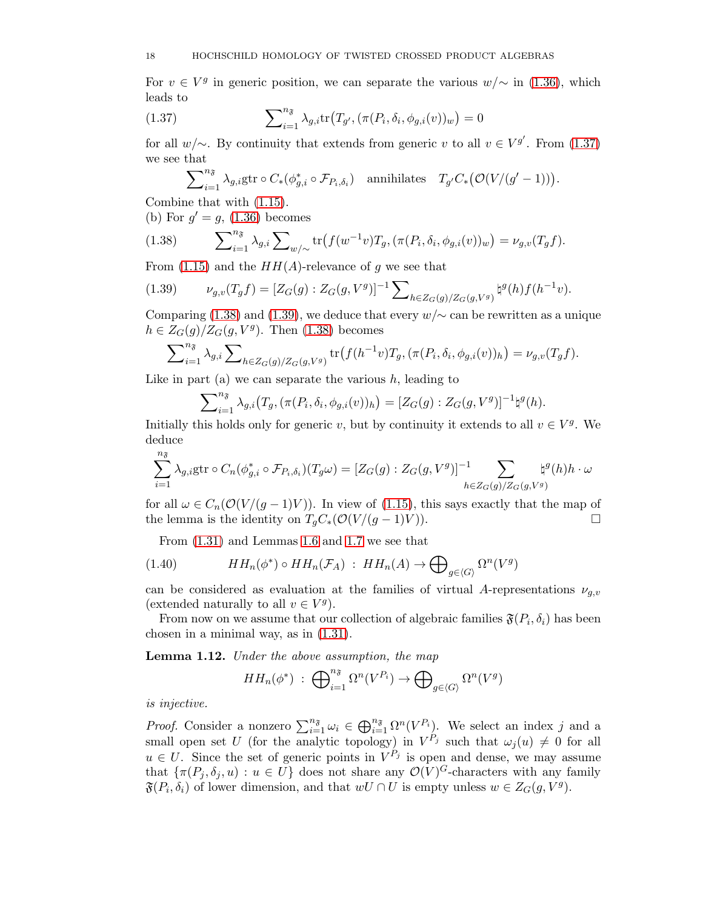For $v \in V^g$ in generic position, we can separate the various $w/\sim$ in (1.36), which leads to

$$\sum\nolimits_{i=1}^{n_{\mathfrak{F}}} \lambda_{g,i} \mathrm{tr}\big(T_{g'}, (\pi(P_i, \delta_i, \phi_{g,i}(v))_w\big) = 0 \tag{1.37}$$

for all $w/\sim$. By continuity that extends from generic $v$ to all $v \in V^{g'}$. From (1.37) we see that

$$\sum\nolimits_{i=1}^{n_{\mathfrak{F}}} \lambda_{g,i} \mathrm{gtr} \circ C_*(\phi_{g,i}^* \circ \mathcal{F}_{P_i,\delta_i}) \quad \text{annihilates} \quad T_{g'} C_*\big(\mathcal{O}(V/(g'-1))\big).$$

Combine that with (1.15).
(b) For $g' = g$, (1.36) becomes

$$\sum\nolimits_{i=1}^{n_{\mathfrak{F}}} \lambda_{g,i} \sum\nolimits_{w/\sim} \mathrm{tr}\big(f(w^{-1}v)T_g, (\pi(P_i, \delta_i, \phi_{g,i}(v))_w\big) = \nu_{g,v}(T_g f). \tag{1.38}$$

From (1.15) and the $HH(A)$-relevance of $g$ we see that

$$\nu_{g,v}(T_g f) = [Z_G(g) : Z_G(g, V^g)]^{-1} \sum\nolimits_{h \in Z_G(g)/Z_G(g,V^g)} \natural^g(h) f(h^{-1}v). \tag{1.39}$$

Comparing (1.38) and (1.39), we deduce that every $w/\sim$ can be rewritten as a unique $h \in Z_G(g)/Z_G(g, V^g)$. Then (1.38) becomes

$$\sum\nolimits_{i=1}^{n_{\mathfrak{F}}} \lambda_{g,i} \sum\nolimits_{h \in Z_G(g)/Z_G(g,V^g)} \mathrm{tr}\big(f(h^{-1}v)T_g, (\pi(P_i, \delta_i, \phi_{g,i}(v))_h\big) = \nu_{g,v}(T_g f).$$

Like in part (a) we can separate the various $h$, leading to

$$\sum\nolimits_{i=1}^{n_{\mathfrak{F}}} \lambda_{g,i} \big(T_g, (\pi(P_i, \delta_i, \phi_{g,i}(v))_h\big) = [Z_G(g) : Z_G(g, V^g)]^{-1} \natural^g(h).$$

Initially this holds only for generic $v$, but by continuity it extends to all $v \in V^g$. We deduce

$$\sum_{i=1}^{n_{\mathfrak{F}}} \lambda_{g,i} \mathrm{gtr} \circ C_n(\phi_{g,i}^* \circ \mathcal{F}_{P_i,\delta_i})(T_g \omega) = [Z_G(g) : Z_G(g, V^g)]^{-1} \sum_{h \in Z_G(g)/Z_G(g,V^g)} \natural^g(h) h \cdot \omega$$

for all $\omega \in C_n(\mathcal{O}(V/(g-1)V))$. In view of (1.15), this says exactly that the map of the lemma is the identity on $T_g C_*(\mathcal{O}(V/(g-1)V))$. $\square$

From (1.31) and Lemmas 1.6 and 1.7 we see that

$$HH_n(\phi^*) \circ HH_n(\mathcal{F}_A) \;:\; HH_n(A) \to \bigoplus\nolimits_{g \in \langle G \rangle} \Omega^n(V^g) \tag{1.40}$$

can be considered as evaluation at the families of virtual $A$-representations $\nu_{g,v}$ (extended naturally to all $v \in V^g$).

From now on we assume that our collection of algebraic families $\mathfrak{F}(P_i, \delta_i)$ has been chosen in a minimal way, as in (1.31).

**Lemma 1.12.** *Under the above assumption, the map*

$$HH_n(\phi^*) \;:\; \bigoplus\nolimits_{i=1}^{n_{\mathfrak{F}}} \Omega^n(V^{P_i}) \to \bigoplus\nolimits_{g \in \langle G \rangle} \Omega^n(V^g)$$

*is injective.*

*Proof.* Consider a nonzero $\sum_{i=1}^{n_{\mathfrak{F}}} \omega_i \in \bigoplus_{i=1}^{n_{\mathfrak{F}}} \Omega^n(V^{P_i})$. We select an index $j$ and a small open set $U$ (for the analytic topology) in $V^{P_j}$ such that $\omega_j(u) \neq 0$ for all $u \in U$. Since the set of generic points in $V^{P_j}$ is open and dense, we may assume that $\{\pi(P_j, \delta_j, u) : u \in U\}$ does not share any $\mathcal{O}(V)^G$-characters with any family $\mathfrak{F}(P_i, \delta_i)$ of lower dimension, and that $wU \cap U$ is empty unless $w \in Z_G(g, V^g)$.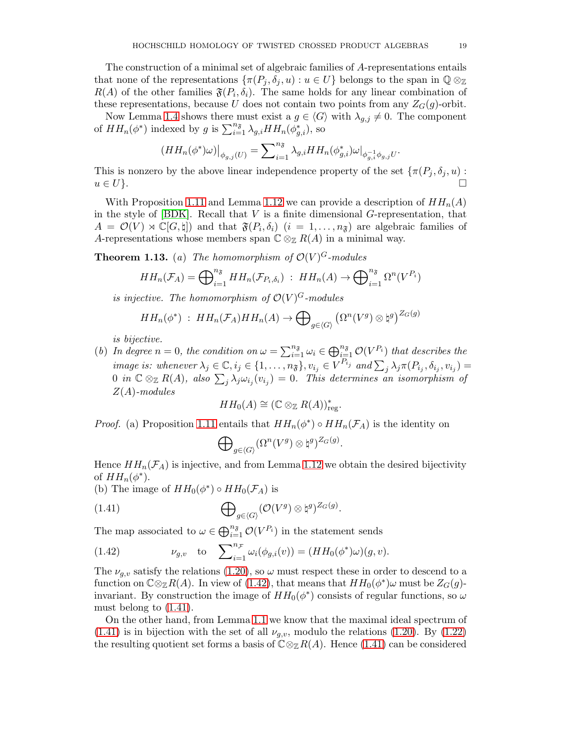The construction of a minimal set of algebraic families of $A$-representations entails that none of the representations $\{\pi(P_j, \delta_j, u) : u \in U\}$ belongs to the span in $\mathbb{Q} \otimes_{\mathbb{Z}} R(A)$ of the other families $\mathfrak{F}(P_i, \delta_i)$. The same holds for any linear combination of these representations, because $U$ does not contain two points from any $Z_G(g)$-orbit.

Now Lemma 1.4 shows there must exist a $g \in \langle G \rangle$ with $\lambda_{g,j} \neq 0$. The component of $HH_n(\phi^*)$ indexed by $g$ is $\sum_{i=1}^{n_{\mathfrak{F}}} \lambda_{g,i} HH_n(\phi^*_{g,i})$, so

$$(HH_n(\phi^*)\omega)\big|_{\phi_{g,j}(U)} = \sum\nolimits_{i=1}^{n_{\mathfrak{F}}} \lambda_{g,i} HH_n(\phi^*_{g,i})\omega|_{\phi_{g,i}^{-1}\phi_{g,j}U}.$$

This is nonzero by the above linear independence property of the set $\{\pi(P_j, \delta_j, u) : u \in U\}$. $\square$

With Proposition 1.11 and Lemma 1.12 we can provide a description of $HH_n(A)$ in the style of [BDK]. Recall that $V$ is a finite dimensional $G$-representation, that $A = \mathcal{O}(V) \rtimes \mathbb{C}[G, \natural])$ and that $\mathfrak{F}(P_i, \delta_i)$ $(i = 1, \ldots, n_{\mathfrak{F}})$ are algebraic families of $A$-representations whose members span $\mathbb{C} \otimes_{\mathbb{Z}} R(A)$ in a minimal way.

**Theorem 1.13.** (a) *The homomorphism of $\mathcal{O}(V)^G$-modules*

$$HH_n(\mathcal{F}_A) = \bigoplus\nolimits_{i=1}^{n_{\mathfrak{F}}} HH_n(\mathcal{F}_{P_i,\delta_i}) \ : \ HH_n(A) \to \bigoplus\nolimits_{i=1}^{n_{\mathfrak{F}}} \Omega^n(V^{P_i})$$

*is injective. The homomorphism of $\mathcal{O}(V)^G$-modules*

$$HH_n(\phi^*) \ : \ HH_n(\mathcal{F}_A) HH_n(A) \to \bigoplus\nolimits_{g \in \langle G \rangle} \big(\Omega^n(V^g) \otimes \natural^g\big)^{Z_G(g)}$$

*is bijective.*

(b) *In degree $n = 0$, the condition on $\omega = \sum_{i=1}^{n_{\mathfrak{F}}} \omega_i \in \bigoplus_{i=1}^{n_{\mathfrak{F}}} \mathcal{O}(V^{P_i})$ that describes the image is: whenever $\lambda_j \in \mathbb{C}, i_j \in \{1, \ldots, n_{\mathfrak{F}}\}, v_{i_j} \in V^{P_{i_j}}$ and $\sum_j \lambda_j \pi(P_{i_j}, \delta_{i_j}, v_{i_j}) = 0$ in $\mathbb{C} \otimes_{\mathbb{Z}} R(A)$, also $\sum_j \lambda_j \omega_{i_j}(v_{i_j}) = 0$. This determines an isomorphism of $Z(A)$-modules*

$$HH_0(A) \cong (\mathbb{C} \otimes_{\mathbb{Z}} R(A))^*_{\mathrm{reg}}.$$

*Proof.* (a) Proposition 1.11 entails that $HH_n(\phi^*) \circ HH_n(\mathcal{F}_A)$ is the identity on

$$\bigoplus\nolimits_{g \in \langle G \rangle} (\Omega^n(V^g) \otimes \natural^g)^{Z_G(g)}.$$

Hence $HH_n(\mathcal{F}_A)$ is injective, and from Lemma 1.12 we obtain the desired bijectivity of $HH_n(\phi^*)$.

(b) The image of $HH_0(\phi^*) \circ HH_0(\mathcal{F}_A)$ is

$$\bigoplus\nolimits_{g \in \langle G \rangle} (\mathcal{O}(V^g) \otimes \natural^g)^{Z_G(g)}. \tag{1.41}$$

The map associated to $\omega \in \bigoplus_{i=1}^{n_{\mathfrak{F}}} \mathcal{O}(V^{P_i})$ in the statement sends

$$\nu_{g,v} \quad \text{to} \quad \sum\nolimits_{i=1}^{n_{\mathcal{F}}} \omega_i(\phi_{g,i}(v)) = (HH_0(\phi^*)\omega)(g, v). \tag{1.42}$$

The $\nu_{g,v}$ satisfy the relations (1.20), so $\omega$ must respect these in order to descend to a function on $\mathbb{C} \otimes_{\mathbb{Z}} R(A)$. In view of (1.42), that means that $HH_0(\phi^*)\omega$ must be $Z_G(g)$-invariant. By construction the image of $HH_0(\phi^*)$ consists of regular functions, so $\omega$ must belong to (1.41).

On the other hand, from Lemma 1.1 we know that the maximal ideal spectrum of (1.41) is in bijection with the set of all $\nu_{g,v}$, modulo the relations (1.20). By (1.22) the resulting quotient set forms a basis of $\mathbb{C} \otimes_{\mathbb{Z}} R(A)$. Hence (1.41) can be considered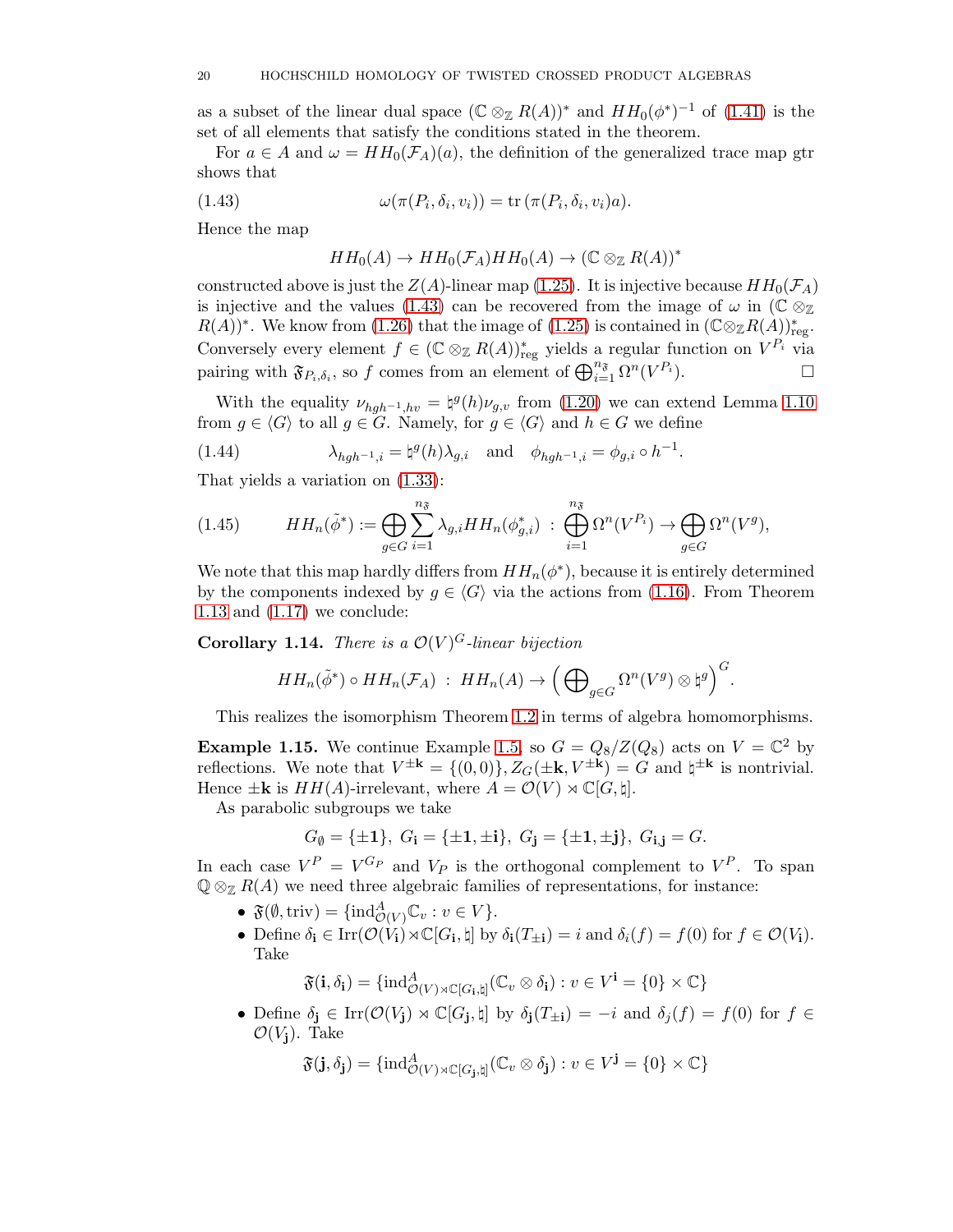as a subset of the linear dual space $(\mathbb{C} \otimes_{\mathbb{Z}} R(A))^*$ and $HH_0(\phi^*)^{-1}$ of (1.41) is the set of all elements that satisfy the conditions stated in the theorem.

For $a \in A$ and $\omega = HH_0(\mathcal{F}_A)(a)$, the definition of the generalized trace map gtr shows that

$$\omega(\pi(P_i, \delta_i, v_i)) = \mathrm{tr}\,(\pi(P_i, \delta_i, v_i)a). \tag{1.43}$$

Hence the map

$$HH_0(A) \to HH_0(\mathcal{F}_A)HH_0(A) \to (\mathbb{C} \otimes_{\mathbb{Z}} R(A))^*$$

constructed above is just the $Z(A)$-linear map (1.25). It is injective because $HH_0(\mathcal{F}_A)$ is injective and the values (1.43) can be recovered from the image of $\omega$ in $(\mathbb{C} \otimes_{\mathbb{Z}} R(A))^*$. We know from (1.26) that the image of (1.25) is contained in $(\mathbb{C}\otimes_{\mathbb{Z}} R(A))^*_{\mathrm{reg}}$. Conversely every element $f \in (\mathbb{C} \otimes_{\mathbb{Z}} R(A))^*_{\mathrm{reg}}$ yields a regular function on $V^{P_i}$ via pairing with $\mathfrak{F}_{P_i,\delta_i}$, so $f$ comes from an element of $\bigoplus_{i=1}^{n_{\mathfrak{F}}} \Omega^n(V^{P_i})$. □

With the equality $\nu_{hgh^{-1},hv} = \natural^g(h)\nu_{g,v}$ from (1.20) we can extend Lemma 1.10 from $g \in \langle G\rangle$ to all $g \in G$. Namely, for $g \in \langle G\rangle$ and $h \in G$ we define

$$\lambda_{hgh^{-1},i} = \natural^g(h)\lambda_{g,i} \quad \text{and} \quad \phi_{hgh^{-1},i} = \phi_{g,i} \circ h^{-1}. \tag{1.44}$$

That yields a variation on (1.33):

$$HH_n(\tilde{\phi}^*) := \bigoplus_{g\in G} \sum_{i=1}^{n_{\mathfrak{F}}} \lambda_{g,i} HH_n(\phi^*_{g,i}) \;:\; \bigoplus_{i=1}^{n_{\mathfrak{F}}} \Omega^n(V^{P_i}) \to \bigoplus_{g\in G} \Omega^n(V^g), \tag{1.45}$$

We note that this map hardly differs from $HH_n(\phi^*)$, because it is entirely determined by the components indexed by $g \in \langle G\rangle$ via the actions from (1.16). From Theorem 1.13 and (1.17) we conclude:

**Corollary 1.14.** *There is a $\mathcal{O}(V)^G$-linear bijection*

$$HH_n(\tilde{\phi}^*) \circ HH_n(\mathcal{F}_A) \;:\; HH_n(A) \to \Big(\bigoplus\nolimits_{g\in G} \Omega^n(V^g) \otimes \natural^g\Big)^G.$$

This realizes the isomorphism Theorem 1.2 in terms of algebra homomorphisms.

**Example 1.15.** We continue Example 1.5, so $G = Q_8/Z(Q_8)$ acts on $V = \mathbb{C}^2$ by reflections. We note that $V^{\pm\mathbf{k}} = \{(0,0)\}$, $Z_G(\pm\mathbf{k}, V^{\pm\mathbf{k}}) = G$ and $\natural^{\pm\mathbf{k}}$ is nontrivial. Hence $\pm\mathbf{k}$ is $HH(A)$-irrelevant, where $A = \mathcal{O}(V) \rtimes \mathbb{C}[G, \natural]$.

As parabolic subgroups we take

$$G_\emptyset = \{\pm\mathbf{1}\},\; G_{\mathbf{i}} = \{\pm\mathbf{1}, \pm\mathbf{i}\},\; G_{\mathbf{j}} = \{\pm\mathbf{1}, \pm\mathbf{j}\},\; G_{\mathbf{i},\mathbf{j}} = G.$$

In each case $V^P = V^{G_P}$ and $V_P$ is the orthogonal complement to $V^P$. To span $\mathbb{Q} \otimes_{\mathbb{Z}} R(A)$ we need three algebraic families of representations, for instance:

- $\mathfrak{F}(\emptyset, \mathrm{triv}) = \{\mathrm{ind}^A_{\mathcal{O}(V)}\mathbb{C}_v : v \in V\}$.
- Define $\delta_{\mathbf{i}} \in \mathrm{Irr}(\mathcal{O}(V_{\mathbf{i}}) \rtimes \mathbb{C}[G_{\mathbf{i}}, \natural]$ by $\delta_{\mathbf{i}}(T_{\pm\mathbf{i}}) = i$ and $\delta_i(f) = f(0)$ for $f \in \mathcal{O}(V_{\mathbf{i}})$. Take
$$\mathfrak{F}(\mathbf{i}, \delta_{\mathbf{i}}) = \{\mathrm{ind}^A_{\mathcal{O}(V)\rtimes\mathbb{C}[G_{\mathbf{i}},\natural]}(\mathbb{C}_v \otimes \delta_{\mathbf{i}}) : v \in V^{\mathbf{i}} = \{0\} \times \mathbb{C}\}$$
- Define $\delta_{\mathbf{j}} \in \mathrm{Irr}(\mathcal{O}(V_{\mathbf{j}}) \rtimes \mathbb{C}[G_{\mathbf{j}}, \natural]$ by $\delta_{\mathbf{j}}(T_{\pm\mathbf{i}}) = -i$ and $\delta_j(f) = f(0)$ for $f \in \mathcal{O}(V_{\mathbf{j}})$. Take
$$\mathfrak{F}(\mathbf{j}, \delta_{\mathbf{j}}) = \{\mathrm{ind}^A_{\mathcal{O}(V)\rtimes\mathbb{C}[G_{\mathbf{j}},\natural]}(\mathbb{C}_v \otimes \delta_{\mathbf{j}}) : v \in V^{\mathbf{j}} = \{0\} \times \mathbb{C}\}$$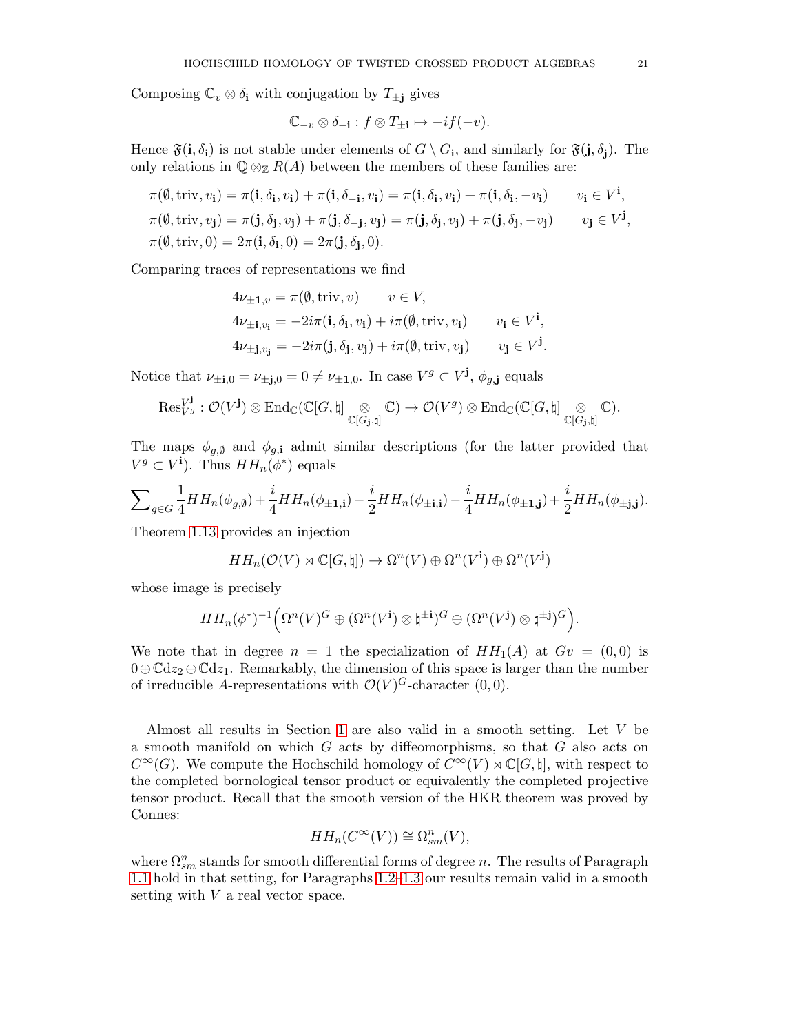Composing $\mathbb{C}_v \otimes \delta_{\mathbf{i}}$ with conjugation by $T_{\pm\mathbf{j}}$ gives

$$\mathbb{C}_{-v} \otimes \delta_{-\mathbf{i}} : f \otimes T_{\pm\mathbf{i}} \mapsto -i f(-v).$$

Hence $\mathfrak{F}(\mathbf{i}, \delta_{\mathbf{i}})$ is not stable under elements of $G \setminus G_{\mathbf{i}}$, and similarly for $\mathfrak{F}(\mathbf{j}, \delta_{\mathbf{j}})$. The only relations in $\mathbb{Q} \otimes_{\mathbb{Z}} R(A)$ between the members of these families are:

$$\begin{aligned}
&\pi(\emptyset, \mathrm{triv}, v_{\mathbf{i}}) = \pi(\mathbf{i}, \delta_{\mathbf{i}}, v_{\mathbf{i}}) + \pi(\mathbf{i}, \delta_{-\mathbf{i}}, v_{\mathbf{i}}) = \pi(\mathbf{i}, \delta_{\mathbf{i}}, v_{\mathbf{i}}) + \pi(\mathbf{i}, \delta_{\mathbf{i}}, -v_{\mathbf{i}}) \qquad v_{\mathbf{i}} \in V^{\mathbf{i}}, \\
&\pi(\emptyset, \mathrm{triv}, v_{\mathbf{j}}) = \pi(\mathbf{j}, \delta_{\mathbf{j}}, v_{\mathbf{j}}) + \pi(\mathbf{j}, \delta_{-\mathbf{j}}, v_{\mathbf{j}}) = \pi(\mathbf{j}, \delta_{\mathbf{j}}, v_{\mathbf{j}}) + \pi(\mathbf{j}, \delta_{\mathbf{j}}, -v_{\mathbf{j}}) \qquad v_{\mathbf{j}} \in V^{\mathbf{j}}, \\
&\pi(\emptyset, \mathrm{triv}, 0) = 2\pi(\mathbf{i}, \delta_{\mathbf{i}}, 0) = 2\pi(\mathbf{j}, \delta_{\mathbf{j}}, 0).
\end{aligned}$$

Comparing traces of representations we find

$$\begin{aligned}
4\nu_{\pm\mathbf{1},v} &= \pi(\emptyset, \mathrm{triv}, v) \qquad v \in V, \\
4\nu_{\pm\mathbf{i},v_{\mathbf{i}}} &= -2i\pi(\mathbf{i}, \delta_{\mathbf{i}}, v_{\mathbf{i}}) + i\pi(\emptyset, \mathrm{triv}, v_{\mathbf{i}}) \qquad v_{\mathbf{i}} \in V^{\mathbf{i}}, \\
4\nu_{\pm\mathbf{j},v_{\mathbf{j}}} &= -2i\pi(\mathbf{j}, \delta_{\mathbf{j}}, v_{\mathbf{j}}) + i\pi(\emptyset, \mathrm{triv}, v_{\mathbf{j}}) \qquad v_{\mathbf{j}} \in V^{\mathbf{j}}.
\end{aligned}$$

Notice that $\nu_{\pm\mathbf{i},0} = \nu_{\pm\mathbf{j},0} = 0 \neq \nu_{\pm\mathbf{1},0}$. In case $V^g \subset V^{\mathbf{j}}$, $\phi_{g,\mathbf{j}}$ equals

$$\mathrm{Res}^{V^{\mathbf{j}}}_{V^g} : \mathcal{O}(V^{\mathbf{j}}) \otimes \mathrm{End}_{\mathbb{C}}(\mathbb{C}[G,\natural] \underset{\mathbb{C}[G_{\mathbf{j}},\natural]}{\otimes} \mathbb{C}) \to \mathcal{O}(V^g) \otimes \mathrm{End}_{\mathbb{C}}(\mathbb{C}[G,\natural] \underset{\mathbb{C}[G_{\mathbf{j}},\natural]}{\otimes} \mathbb{C}).$$

The maps $\phi_{g,\emptyset}$ and $\phi_{g,\mathbf{i}}$ admit similar descriptions (for the latter provided that $V^g \subset V^{\mathbf{i}}$). Thus $HH_n(\phi^*)$ equals

$$\sum\nolimits_{g \in G} \frac{1}{4} HH_n(\phi_{g,\emptyset}) + \frac{i}{4} HH_n(\phi_{\pm\mathbf{1},\mathbf{i}}) - \frac{i}{2} HH_n(\phi_{\pm\mathbf{i},\mathbf{i}}) - \frac{i}{4} HH_n(\phi_{\pm\mathbf{1},\mathbf{j}}) + \frac{i}{2} HH_n(\phi_{\pm\mathbf{j},\mathbf{j}}).$$

Theorem 1.13 provides an injection

$$HH_n(\mathcal{O}(V) \rtimes \mathbb{C}[G,\natural]) \to \Omega^n(V) \oplus \Omega^n(V^{\mathbf{i}}) \oplus \Omega^n(V^{\mathbf{j}})$$

whose image is precisely

$$HH_n(\phi^*)^{-1}\Big(\Omega^n(V)^G \oplus (\Omega^n(V^{\mathbf{i}}) \otimes \natural^{\pm\mathbf{i}})^G \oplus (\Omega^n(V^{\mathbf{j}}) \otimes \natural^{\pm\mathbf{j}})^G\Big).$$

We note that in degree $n = 1$ the specialization of $HH_1(A)$ at $Gv = (0,0)$ is $0 \oplus \mathbb{C}dz_2 \oplus \mathbb{C}dz_1$. Remarkably, the dimension of this space is larger than the number of irreducible $A$-representations with $\mathcal{O}(V)^G$-character $(0,0)$.

Almost all results in Section 1 are also valid in a smooth setting. Let $V$ be a smooth manifold on which $G$ acts by diffeomorphisms, so that $G$ also acts on $C^\infty(G)$. We compute the Hochschild homology of $C^\infty(V) \rtimes \mathbb{C}[G,\natural]$, with respect to the completed bornological tensor product or equivalently the completed projective tensor product. Recall that the smooth version of the HKR theorem was proved by Connes:

$$HH_n(C^\infty(V)) \cong \Omega^n_{sm}(V),$$

where $\Omega^n_{sm}$ stands for smooth differential forms of degree $n$. The results of Paragraph 1.1 hold in that setting, for Paragraphs 1.2–1.3 our results remain valid in a smooth setting with $V$ a real vector space.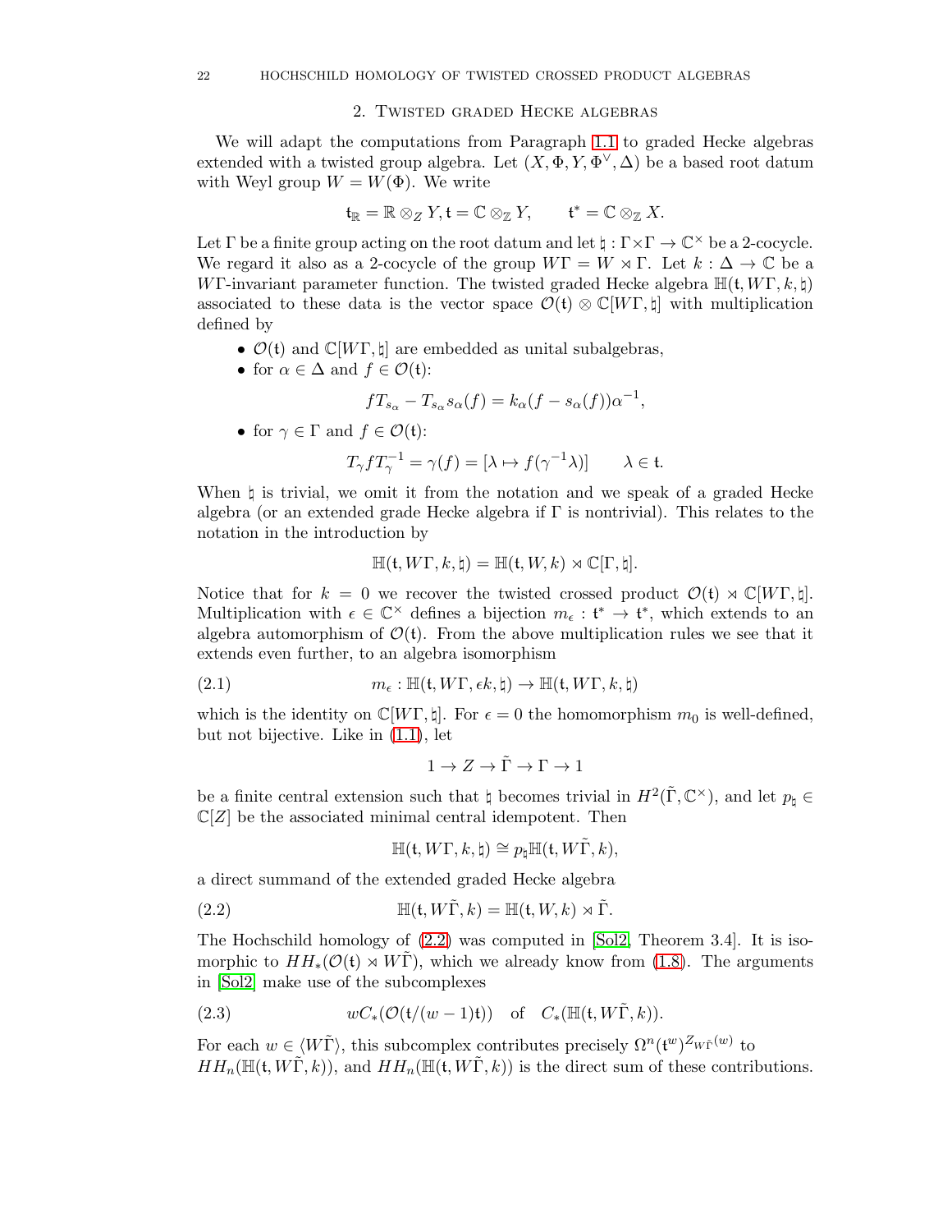## 2. Twisted graded Hecke algebras

We will adapt the computations from Paragraph 1.1 to graded Hecke algebras extended with a twisted group algebra. Let $(X, \Phi, Y, \Phi^\vee, \Delta)$ be a based root datum with Weyl group $W = W(\Phi)$. We write

$$\mathfrak{t}_\mathbb{R} = \mathbb{R} \otimes_Z Y, \mathfrak{t} = \mathbb{C} \otimes_\mathbb{Z} Y, \qquad \mathfrak{t}^* = \mathbb{C} \otimes_\mathbb{Z} X.$$

Let $\Gamma$ be a finite group acting on the root datum and let $\natural : \Gamma \times \Gamma \to \mathbb{C}^\times$ be a 2-cocycle. We regard it also as a 2-cocycle of the group $W\Gamma = W \rtimes \Gamma$. Let $k : \Delta \to \mathbb{C}$ be a $W\Gamma$-invariant parameter function. The twisted graded Hecke algebra $\mathbb{H}(\mathfrak{t}, W\Gamma, k, \natural)$ associated to these data is the vector space $\mathcal{O}(\mathfrak{t}) \otimes \mathbb{C}[W\Gamma, \natural]$ with multiplication defined by

- $\mathcal{O}(\mathfrak{t})$ and $\mathbb{C}[W\Gamma, \natural]$ are embedded as unital subalgebras,
- for $\alpha \in \Delta$ and $f \in \mathcal{O}(\mathfrak{t})$:
$$f T_{s_\alpha} - T_{s_\alpha} s_\alpha(f) = k_\alpha (f - s_\alpha(f)) \alpha^{-1},$$
- for $\gamma \in \Gamma$ and $f \in \mathcal{O}(\mathfrak{t})$:
$$T_\gamma f T_\gamma^{-1} = \gamma(f) = [\lambda \mapsto f(\gamma^{-1}\lambda)] \qquad \lambda \in \mathfrak{t}.$$

When $\natural$ is trivial, we omit it from the notation and we speak of a graded Hecke algebra (or an extended grade Hecke algebra if $\Gamma$ is nontrivial). This relates to the notation in the introduction by

$$\mathbb{H}(\mathfrak{t}, W\Gamma, k, \natural) = \mathbb{H}(\mathfrak{t}, W, k) \rtimes \mathbb{C}[\Gamma, \natural].$$

Notice that for $k = 0$ we recover the twisted crossed product $\mathcal{O}(\mathfrak{t}) \rtimes \mathbb{C}[W\Gamma, \natural]$. Multiplication with $\epsilon \in \mathbb{C}^\times$ defines a bijection $m_\epsilon : \mathfrak{t}^* \to \mathfrak{t}^*$, which extends to an algebra automorphism of $\mathcal{O}(\mathfrak{t})$. From the above multiplication rules we see that it extends even further, to an algebra isomorphism

$$m_\epsilon : \mathbb{H}(\mathfrak{t}, W\Gamma, \epsilon k, \natural) \to \mathbb{H}(\mathfrak{t}, W\Gamma, k, \natural) \tag{2.1}$$

which is the identity on $\mathbb{C}[W\Gamma, \natural]$. For $\epsilon = 0$ the homomorphism $m_0$ is well-defined, but not bijective. Like in (1.1), let

$$1 \to Z \to \tilde{\Gamma} \to \Gamma \to 1$$

be a finite central extension such that $\natural$ becomes trivial in $H^2(\tilde{\Gamma}, \mathbb{C}^\times)$, and let $p_\natural \in \mathbb{C}[Z]$ be the associated minimal central idempotent. Then

$$\mathbb{H}(\mathfrak{t}, W\Gamma, k, \natural) \cong p_\natural \mathbb{H}(\mathfrak{t}, W\tilde{\Gamma}, k),$$

a direct summand of the extended graded Hecke algebra

$$\mathbb{H}(\mathfrak{t}, W\tilde{\Gamma}, k) = \mathbb{H}(\mathfrak{t}, W, k) \rtimes \tilde{\Gamma}. \tag{2.2}$$

The Hochschild homology of (2.2) was computed in [Sol2, Theorem 3.4]. It is isomorphic to $HH_*(\mathcal{O}(\mathfrak{t}) \rtimes W\tilde{\Gamma})$, which we already know from (1.8). The arguments in [Sol2] make use of the subcomplexes

$$wC_*(\mathcal{O}(\mathfrak{t}/(w-1)\mathfrak{t})) \quad \text{of} \quad C_*(\mathbb{H}(\mathfrak{t}, W\tilde{\Gamma}, k)). \tag{2.3}$$

For each $w \in \langle W\tilde{\Gamma} \rangle$, this subcomplex contributes precisely $\Omega^n(\mathfrak{t}^w)^{Z_{W\tilde{\Gamma}}(w)}$ to $HH_n(\mathbb{H}(\mathfrak{t}, W\tilde{\Gamma}, k))$, and $HH_n(\mathbb{H}(\mathfrak{t}, W\tilde{\Gamma}, k))$ is the direct sum of these contributions.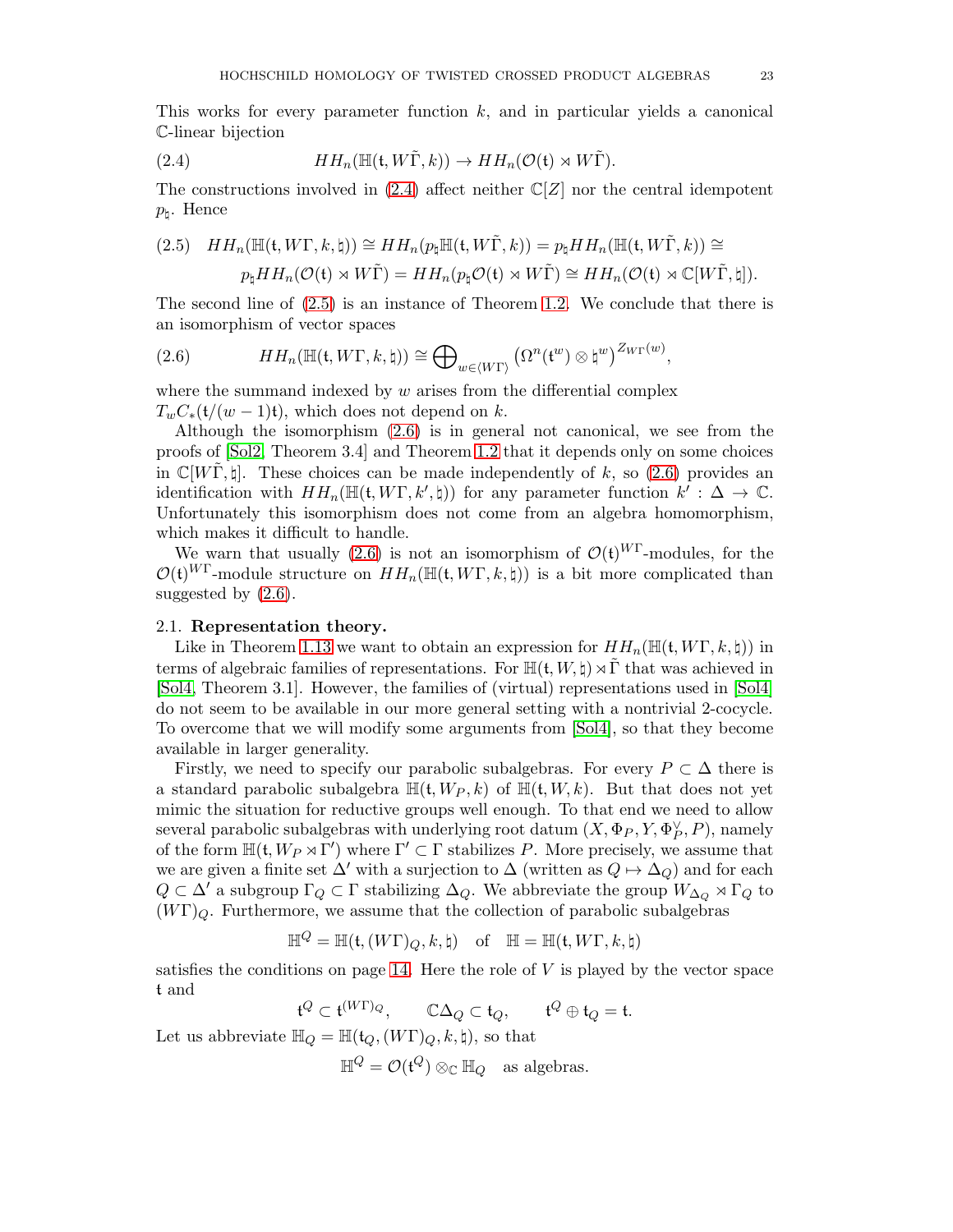This works for every parameter function $k$, and in particular yields a canonical $\mathbb{C}$-linear bijection

$$HH_n(\mathbb{H}(\mathfrak{t}, W\tilde{\Gamma}, k)) \to HH_n(\mathcal{O}(\mathfrak{t}) \rtimes W\tilde{\Gamma}). \tag{2.4}$$

The constructions involved in (2.4) affect neither $\mathbb{C}[Z]$ nor the central idempotent $p_\natural$. Hence

$$\begin{aligned} HH_n(\mathbb{H}(\mathfrak{t}, W\Gamma, k, \natural)) &\cong HH_n(p_\natural \mathbb{H}(\mathfrak{t}, W\tilde{\Gamma}, k)) = p_\natural HH_n(\mathbb{H}(\mathfrak{t}, W\tilde{\Gamma}, k)) \cong \\ & p_\natural HH_n(\mathcal{O}(\mathfrak{t}) \rtimes W\tilde{\Gamma}) = HH_n(p_\natural \mathcal{O}(\mathfrak{t}) \rtimes W\tilde{\Gamma}) \cong HH_n(\mathcal{O}(\mathfrak{t}) \rtimes \mathbb{C}[W\tilde{\Gamma}, \natural]). \end{aligned} \tag{2.5}$$

The second line of (2.5) is an instance of Theorem 1.2. We conclude that there is an isomorphism of vector spaces

$$HH_n(\mathbb{H}(\mathfrak{t}, W\Gamma, k, \natural)) \cong \bigoplus\nolimits_{w \in \langle W\Gamma \rangle} \big( \Omega^n(\mathfrak{t}^w) \otimes \natural^w \big)^{Z_{W\Gamma}(w)}, \tag{2.6}$$

where the summand indexed by $w$ arises from the differential complex $T_w C_*(\mathfrak{t}/(w-1)\mathfrak{t})$, which does not depend on $k$.

Although the isomorphism (2.6) is in general not canonical, we see from the proofs of [Sol2, Theorem 3.4] and Theorem 1.2 that it depends only on some choices in $\mathbb{C}[W\tilde{\Gamma}, \natural]$. These choices can be made independently of $k$, so (2.6) provides an identification with $HH_n(\mathbb{H}(\mathfrak{t}, W\Gamma, k', \natural))$ for any parameter function $k' : \Delta \to \mathbb{C}$. Unfortunately this isomorphism does not come from an algebra homomorphism, which makes it difficult to handle.

We warn that usually (2.6) is not an isomorphism of $\mathcal{O}(\mathfrak{t})^{W\Gamma}$-modules, for the $\mathcal{O}(\mathfrak{t})^{W\Gamma}$-module structure on $HH_n(\mathbb{H}(\mathfrak{t}, W\Gamma, k, \natural))$ is a bit more complicated than suggested by (2.6).

## 2.1. Representation theory.

Like in Theorem 1.13 we want to obtain an expression for $HH_n(\mathbb{H}(\mathfrak{t}, W\Gamma, k, \natural))$ in terms of algebraic families of representations. For $\mathbb{H}(\mathfrak{t}, W, \natural) \rtimes \tilde{\Gamma}$ that was achieved in [Sol4, Theorem 3.1]. However, the families of (virtual) representations used in [Sol4] do not seem to be available in our more general setting with a nontrivial 2-cocycle. To overcome that we will modify some arguments from [Sol4], so that they become available in larger generality.

Firstly, we need to specify our parabolic subalgebras. For every $P \subset \Delta$ there is a standard parabolic subalgebra $\mathbb{H}(\mathfrak{t}, W_P, k)$ of $\mathbb{H}(\mathfrak{t}, W, k)$. But that does not yet mimic the situation for reductive groups well enough. To that end we need to allow several parabolic subalgebras with underlying root datum $(X, \Phi_P, Y, \Phi_P^\vee, P)$, namely of the form $\mathbb{H}(\mathfrak{t}, W_P \rtimes \Gamma')$ where $\Gamma' \subset \Gamma$ stabilizes $P$. More precisely, we assume that we are given a finite set $\Delta'$ with a surjection to $\Delta$ (written as $Q \mapsto \Delta_Q$) and for each $Q \subset \Delta'$ a subgroup $\Gamma_Q \subset \Gamma$ stabilizing $\Delta_Q$. We abbreviate the group $W_{\Delta_Q} \rtimes \Gamma_Q$ to $(W\Gamma)_Q$. Furthermore, we assume that the collection of parabolic subalgebras

$$\mathbb{H}^Q = \mathbb{H}(\mathfrak{t}, (W\Gamma)_Q, k, \natural) \quad \text{of} \quad \mathbb{H} = \mathbb{H}(\mathfrak{t}, W\Gamma, k, \natural)$$

satisfies the conditions on page 14. Here the role of $V$ is played by the vector space $\mathfrak{t}$ and

$$\mathfrak{t}^Q \subset \mathfrak{t}^{(W\Gamma)_Q}, \qquad \mathbb{C}\Delta_Q \subset \mathfrak{t}_Q, \qquad \mathfrak{t}^Q \oplus \mathfrak{t}_Q = \mathfrak{t}.$$

Let us abbreviate $\mathbb{H}_Q = \mathbb{H}(\mathfrak{t}_Q, (W\Gamma)_Q, k, \natural)$, so that

$$\mathbb{H}^Q = \mathcal{O}(\mathfrak{t}^Q) \otimes_\mathbb{C} \mathbb{H}_Q \quad \text{as algebras.}$$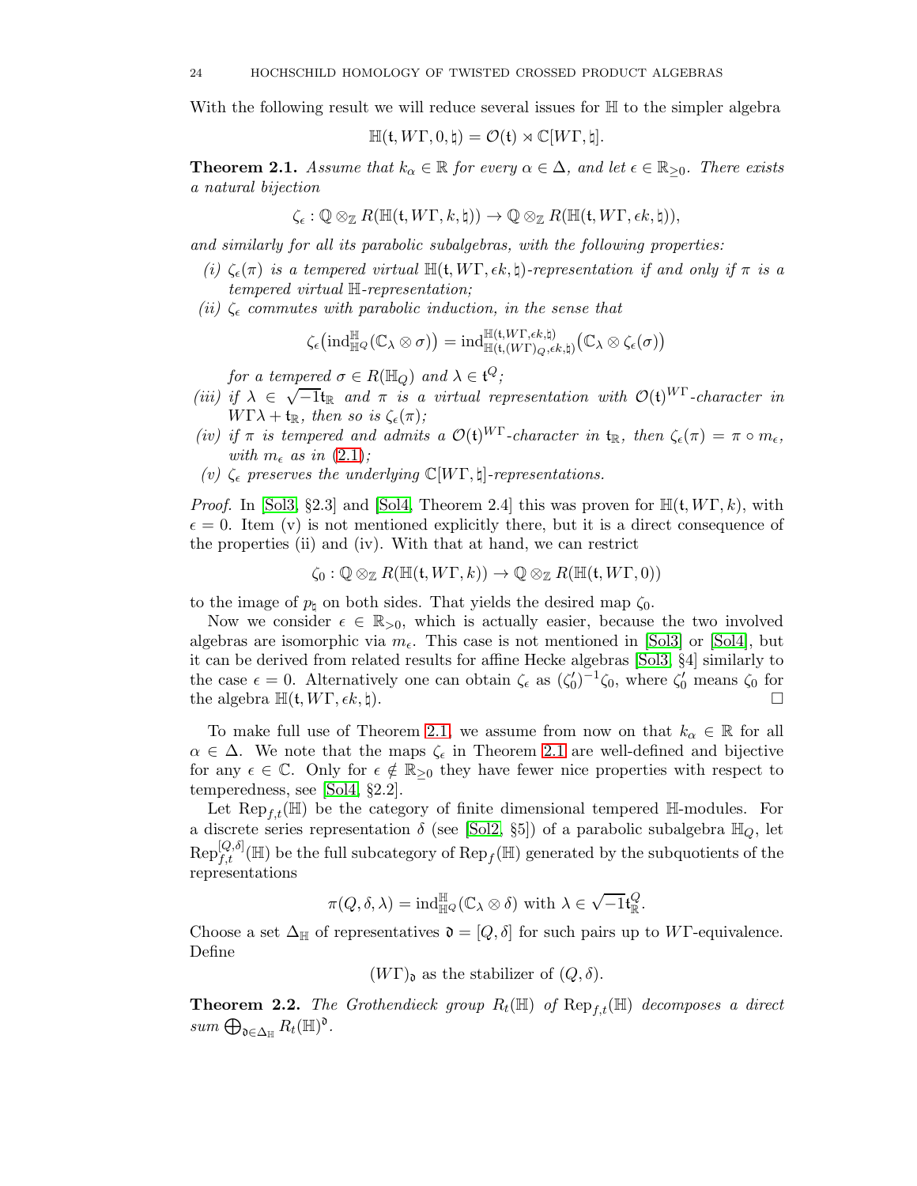With the following result we will reduce several issues for $\mathbb{H}$ to the simpler algebra

$$\mathbb{H}(\mathfrak{t}, W\Gamma, 0, \natural) = \mathcal{O}(\mathfrak{t}) \rtimes \mathbb{C}[W\Gamma, \natural].$$

**Theorem 2.1.** *Assume that $k_\alpha \in \mathbb{R}$ for every $\alpha \in \Delta$, and let $\epsilon \in \mathbb{R}_{\geq 0}$. There exists a natural bijection*

$$\zeta_\epsilon : \mathbb{Q} \otimes_{\mathbb{Z}} R(\mathbb{H}(\mathfrak{t}, W\Gamma, k, \natural)) \to \mathbb{Q} \otimes_{\mathbb{Z}} R(\mathbb{H}(\mathfrak{t}, W\Gamma, \epsilon k, \natural)),$$

*and similarly for all its parabolic subalgebras, with the following properties:*

*(i) $\zeta_\epsilon(\pi)$ is a tempered virtual $\mathbb{H}(\mathfrak{t}, W\Gamma, \epsilon k, \natural)$-representation if and only if $\pi$ is a tempered virtual $\mathbb{H}$-representation;*

*(ii) $\zeta_\epsilon$ commutes with parabolic induction, in the sense that*

$$\zeta_\epsilon\big(\mathrm{ind}_{\mathbb{H}^Q}^{\mathbb{H}}(\mathbb{C}_\lambda \otimes \sigma)\big) = \mathrm{ind}_{\mathbb{H}(\mathfrak{t},(W\Gamma)_Q,\epsilon k,\natural)}^{\mathbb{H}(\mathfrak{t},W\Gamma,\epsilon k,\natural)}\big(\mathbb{C}_\lambda \otimes \zeta_\epsilon(\sigma)\big)$$

*for a tempered $\sigma \in R(\mathbb{H}_Q)$ and $\lambda \in \mathfrak{t}^Q$;*

*(iii) if $\lambda \in \sqrt{-1}\mathfrak{t}_{\mathbb{R}}$ and $\pi$ is a virtual representation with $\mathcal{O}(\mathfrak{t})^{W\Gamma}$-character in $W\Gamma\lambda + \mathfrak{t}_{\mathbb{R}}$, then so is $\zeta_\epsilon(\pi)$;*

*(iv) if $\pi$ is tempered and admits a $\mathcal{O}(\mathfrak{t})^{W\Gamma}$-character in $\mathfrak{t}_{\mathbb{R}}$, then $\zeta_\epsilon(\pi) = \pi \circ m_\epsilon$, with $m_\epsilon$ as in (2.1);*

*(v) $\zeta_\epsilon$ preserves the underlying $\mathbb{C}[W\Gamma, \natural]$-representations.*

*Proof.* In [Sol3, §2.3] and [Sol4, Theorem 2.4] this was proven for $\mathbb{H}(\mathfrak{t}, W\Gamma, k)$, with $\epsilon = 0$. Item (v) is not mentioned explicitly there, but it is a direct consequence of the properties (ii) and (iv). With that at hand, we can restrict

$$\zeta_0 : \mathbb{Q} \otimes_{\mathbb{Z}} R(\mathbb{H}(\mathfrak{t}, W\Gamma, k)) \to \mathbb{Q} \otimes_{\mathbb{Z}} R(\mathbb{H}(\mathfrak{t}, W\Gamma, 0))$$

to the image of $p_\natural$ on both sides. That yields the desired map $\zeta_0$.

Now we consider $\epsilon \in \mathbb{R}_{>0}$, which is actually easier, because the two involved algebras are isomorphic via $m_\epsilon$. This case is not mentioned in [Sol3] or [Sol4], but it can be derived from related results for affine Hecke algebras [Sol3, §4] similarly to the case $\epsilon = 0$. Alternatively one can obtain $\zeta_\epsilon$ as $(\zeta_0')^{-1}\zeta_0$, where $\zeta_0'$ means $\zeta_0$ for the algebra $\mathbb{H}(\mathfrak{t}, W\Gamma, \epsilon k, \natural)$. $\square$

To make full use of Theorem 2.1, we assume from now on that $k_\alpha \in \mathbb{R}$ for all $\alpha \in \Delta$. We note that the maps $\zeta_\epsilon$ in Theorem 2.1 are well-defined and bijective for any $\epsilon \in \mathbb{C}$. Only for $\epsilon \notin \mathbb{R}_{\geq 0}$ they have fewer nice properties with respect to temperedness, see [Sol4, §2.2].

Let $\mathrm{Rep}_{f,t}(\mathbb{H})$ be the category of finite dimensional tempered $\mathbb{H}$-modules. For a discrete series representation $\delta$ (see [Sol2, §5]) of a parabolic subalgebra $\mathbb{H}_Q$, let $\mathrm{Rep}_{f,t}^{[Q,\delta]}(\mathbb{H})$ be the full subcategory of $\mathrm{Rep}_f(\mathbb{H})$ generated by the subquotients of the representations

$$\pi(Q, \delta, \lambda) = \mathrm{ind}_{\mathbb{H}^Q}^{\mathbb{H}}(\mathbb{C}_\lambda \otimes \delta) \text{ with } \lambda \in \sqrt{-1}\mathfrak{t}_{\mathbb{R}}^Q.$$

Choose a set $\Delta_{\mathbb{H}}$ of representatives $\mathfrak{d} = [Q, \delta]$ for such pairs up to $W\Gamma$-equivalence. Define

$$(W\Gamma)_{\mathfrak{d}} \text{ as the stabilizer of } (Q, \delta).$$

**Theorem 2.2.** *The Grothendieck group $R_t(\mathbb{H})$ of $\mathrm{Rep}_{f,t}(\mathbb{H})$ decomposes a direct sum $\bigoplus_{\mathfrak{d} \in \Delta_{\mathbb{H}}} R_t(\mathbb{H})^{\mathfrak{d}}$.*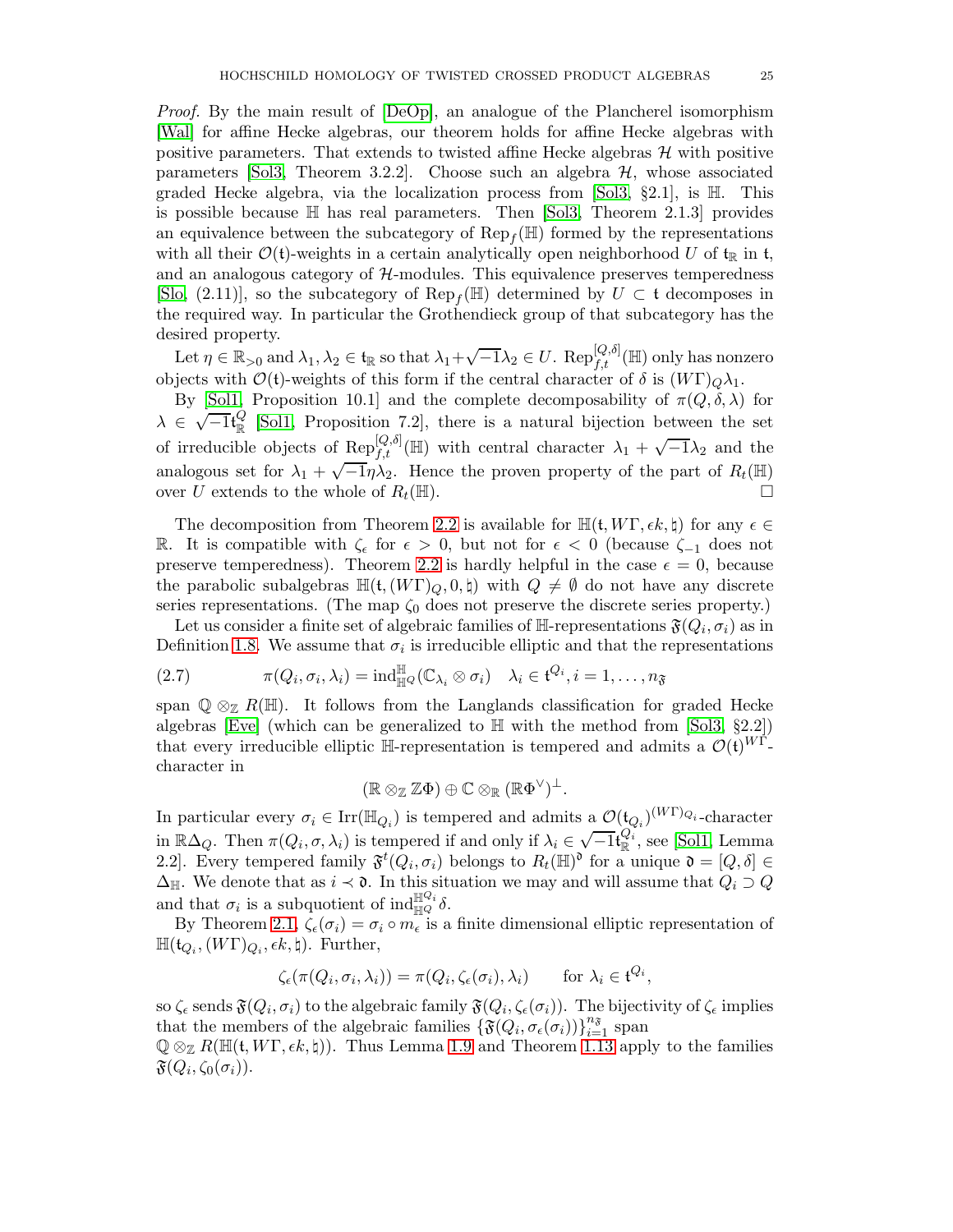*Proof.* By the main result of [DeOp], an analogue of the Plancherel isomorphism [Wal] for affine Hecke algebras, our theorem holds for affine Hecke algebras with positive parameters. That extends to twisted affine Hecke algebras $\mathcal{H}$ with positive parameters [Sol3, Theorem 3.2.2]. Choose such an algebra $\mathcal{H}$, whose associated graded Hecke algebra, via the localization process from [Sol3, §2.1], is $\mathbb{H}$. This is possible because $\mathbb{H}$ has real parameters. Then [Sol3, Theorem 2.1.3] provides an equivalence between the subcategory of $\mathrm{Rep}_f(\mathbb{H})$ formed by the representations with all their $\mathcal{O}(\mathfrak{t})$-weights in a certain analytically open neighborhood $U$ of $\mathfrak{t}_\mathbb{R}$ in $\mathfrak{t}$, and an analogous category of $\mathcal{H}$-modules. This equivalence preserves temperedness [Slo, (2.11)], so the subcategory of $\mathrm{Rep}_f(\mathbb{H})$ determined by $U \subset \mathfrak{t}$ decomposes in the required way. In particular the Grothendieck group of that subcategory has the desired property.

Let $\eta \in \mathbb{R}_{>0}$ and $\lambda_1, \lambda_2 \in \mathfrak{t}_\mathbb{R}$ so that $\lambda_1 + \sqrt{-1}\lambda_2 \in U$. $\mathrm{Rep}_{f,t}^{[Q,\delta]}(\mathbb{H})$ only has nonzero objects with $\mathcal{O}(\mathfrak{t})$-weights of this form if the central character of $\delta$ is $(W\Gamma)_Q \lambda_1$.

By [Sol1, Proposition 10.1] and the complete decomposability of $\pi(Q, \delta, \lambda)$ for $\lambda \in \sqrt{-1}\mathfrak{t}_\mathbb{R}^Q$ [Sol1, Proposition 7.2], there is a natural bijection between the set of irreducible objects of $\mathrm{Rep}_{f,t}^{[Q,\delta]}(\mathbb{H})$ with central character $\lambda_1 + \sqrt{-1}\lambda_2$ and the analogous set for $\lambda_1 + \sqrt{-1}\eta\lambda_2$. Hence the proven property of the part of $R_t(\mathbb{H})$ over $U$ extends to the whole of $R_t(\mathbb{H})$. $\square$

The decomposition from Theorem 2.2 is available for $\mathbb{H}(\mathfrak{t}, W\Gamma, \epsilon k, \natural)$ for any $\epsilon \in \mathbb{R}$. It is compatible with $\zeta_\epsilon$ for $\epsilon > 0$, but not for $\epsilon < 0$ (because $\zeta_{-1}$ does not preserve temperedness). Theorem 2.2 is hardly helpful in the case $\epsilon = 0$, because the parabolic subalgebras $\mathbb{H}(\mathfrak{t}, (W\Gamma)_Q, 0, \natural)$ with $Q \neq \emptyset$ do not have any discrete series representations. (The map $\zeta_0$ does not preserve the discrete series property.)

Let us consider a finite set of algebraic families of $\mathbb{H}$-representations $\mathfrak{F}(Q_i, \sigma_i)$ as in Definition 1.8. We assume that $\sigma_i$ is irreducible elliptic and that the representations

$$\pi(Q_i, \sigma_i, \lambda_i) = \mathrm{ind}_{\mathbb{H}^Q}^{\mathbb{H}}(\mathbb{C}_{\lambda_i} \otimes \sigma_i) \quad \lambda_i \in \mathfrak{t}^{Q_i}, i = 1, \ldots, n_\mathfrak{F} \tag{2.7}$$

span $\mathbb{Q} \otimes_\mathbb{Z} R(\mathbb{H})$. It follows from the Langlands classification for graded Hecke algebras [Eve] (which can be generalized to $\mathbb{H}$ with the method from [Sol3, §2.2]) that every irreducible elliptic $\mathbb{H}$-representation is tempered and admits a $\mathcal{O}(\mathfrak{t})^{W\Gamma}$-character in

$$(\mathbb{R} \otimes_\mathbb{Z} \mathbb{Z}\Phi) \oplus \mathbb{C} \otimes_\mathbb{R} (\mathbb{R}\Phi^\vee)^\perp.$$

In particular every $\sigma_i \in \mathrm{Irr}(\mathbb{H}_{Q_i})$ is tempered and admits a $\mathcal{O}(\mathfrak{t}_{Q_i})^{(W\Gamma)_{Q_i}}$-character in $\mathbb{R}\Delta_Q$. Then $\pi(Q_i, \sigma, \lambda_i)$ is tempered if and only if $\lambda_i \in \sqrt{-1}\mathfrak{t}_\mathbb{R}^{Q_i}$, see [Sol1, Lemma 2.2]. Every tempered family $\mathfrak{F}^t(Q_i, \sigma_i)$ belongs to $R_t(\mathbb{H})^\mathfrak{d}$ for a unique $\mathfrak{d} = [Q, \delta] \in \Delta_\mathbb{H}$. We denote that as $i \prec \mathfrak{d}$. In this situation we may and will assume that $Q_i \supset Q$ and that $\sigma_i$ is a subquotient of $\mathrm{ind}_{\mathbb{H}^Q}^{\mathbb{H}^{Q_i}} \delta$.

By Theorem 2.1, $\zeta_\epsilon(\sigma_i) = \sigma_i \circ m_\epsilon$ is a finite dimensional elliptic representation of $\mathbb{H}(\mathfrak{t}_{Q_i}, (W\Gamma)_{Q_i}, \epsilon k, \natural)$. Further,

$$\zeta_\epsilon(\pi(Q_i, \sigma_i, \lambda_i)) = \pi(Q_i, \zeta_\epsilon(\sigma_i), \lambda_i) \qquad \text{for } \lambda_i \in \mathfrak{t}^{Q_i},$$

so $\zeta_\epsilon$ sends $\mathfrak{F}(Q_i, \sigma_i)$ to the algebraic family $\mathfrak{F}(Q_i, \zeta_\epsilon(\sigma_i))$. The bijectivity of $\zeta_\epsilon$ implies that the members of the algebraic families $\{\mathfrak{F}(Q_i, \sigma_\epsilon(\sigma_i))\}_{i=1}^{n_\mathfrak{F}}$ span $\mathbb{Q} \otimes_\mathbb{Z} R(\mathbb{H}(\mathfrak{t}, W\Gamma, \epsilon k, \natural))$. Thus Lemma 1.9 and Theorem 1.13 apply to the families $\mathfrak{F}(Q_i, \zeta_0(\sigma_i))$.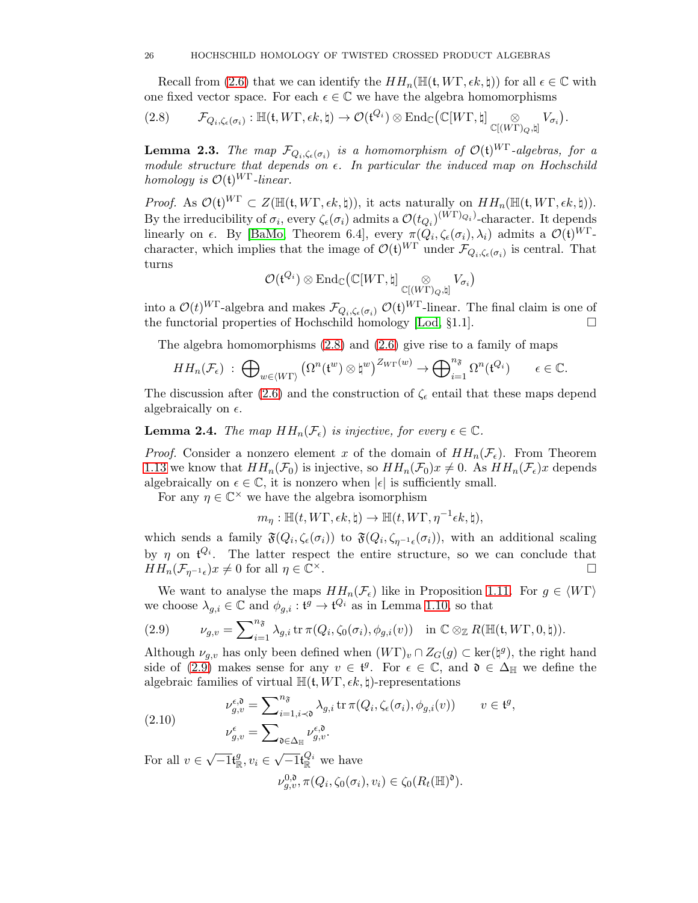Recall from (2.6) that we can identify the $HH_n(\mathbb{H}(\mathfrak{t}, W\Gamma, \epsilon k, \natural))$ for all $\epsilon \in \mathbb{C}$ with one fixed vector space. For each $\epsilon \in \mathbb{C}$ we have the algebra homomorphisms

$$\mathcal{F}_{Q_i,\zeta_\epsilon(\sigma_i)} : \mathbb{H}(\mathfrak{t}, W\Gamma, \epsilon k, \natural) \to \mathcal{O}(\mathfrak{t}^{Q_i}) \otimes \mathrm{End}_{\mathbb{C}}\big(\mathbb{C}[W\Gamma, \natural] \underset{\mathbb{C}[(W\Gamma)_Q, \natural]}{\otimes} V_{\sigma_i}\big). \tag{2.8}$$

**Lemma 2.3.** *The map $\mathcal{F}_{Q_i,\zeta_\epsilon(\sigma_i)}$ is a homomorphism of $\mathcal{O}(\mathfrak{t})^{W\Gamma}$-algebras, for a module structure that depends on $\epsilon$. In particular the induced map on Hochschild homology is $\mathcal{O}(\mathfrak{t})^{W\Gamma}$-linear.*

*Proof.* As $\mathcal{O}(\mathfrak{t})^{W\Gamma} \subset Z(\mathbb{H}(\mathfrak{t}, W\Gamma, \epsilon k, \natural))$, it acts naturally on $HH_n(\mathbb{H}(\mathfrak{t}, W\Gamma, \epsilon k, \natural))$. By the irreducibility of $\sigma_i$, every $\zeta_\epsilon(\sigma_i)$ admits a $\mathcal{O}(t_{Q_i})^{(W\Gamma)_{Q_i})}$-character. It depends linearly on $\epsilon$. By [BaMo, Theorem 6.4], every $\pi(Q_i, \zeta_\epsilon(\sigma_i), \lambda_i)$ admits a $\mathcal{O}(\mathfrak{t})^{W\Gamma}$-character, which implies that the image of $\mathcal{O}(\mathfrak{t})^{W\Gamma}$ under $\mathcal{F}_{Q_i,\zeta_\epsilon(\sigma_i)}$ is central. That turns

$$\mathcal{O}(\mathfrak{t}^{Q_i}) \otimes \mathrm{End}_{\mathbb{C}}\big(\mathbb{C}[W\Gamma, \natural] \underset{\mathbb{C}[(W\Gamma)_Q, \natural]}{\otimes} V_{\sigma_i}\big)$$

into a $\mathcal{O}(t)^{W\Gamma}$-algebra and makes $\mathcal{F}_{Q_i,\zeta_\epsilon(\sigma_i)}$ $\mathcal{O}(t)^{W\Gamma}$-linear. The final claim is one of the functorial properties of Hochschild homology [Lod, §1.1]. □

The algebra homomorphisms (2.8) and (2.6) give rise to a family of maps

$$HH_n(\mathcal{F}_\epsilon) \; : \; \bigoplus\nolimits_{w \in \langle W\Gamma \rangle} \big(\Omega^n(\mathfrak{t}^w) \otimes \natural^w\big)^{Z_{W\Gamma}(w)} \to \bigoplus\nolimits_{i=1}^{n_{\mathfrak{F}}} \Omega^n(\mathfrak{t}^{Q_i}) \qquad \epsilon \in \mathbb{C}.$$

The discussion after (2.6) and the construction of $\zeta_\epsilon$ entail that these maps depend algebraically on $\epsilon$.

**Lemma 2.4.** *The map $HH_n(\mathcal{F}_\epsilon)$ is injective, for every $\epsilon \in \mathbb{C}$.*

*Proof.* Consider a nonzero element $x$ of the domain of $HH_n(\mathcal{F}_\epsilon)$. From Theorem 1.13 we know that $HH_n(\mathcal{F}_0)$ is injective, so $HH_n(\mathcal{F}_0)x \neq 0$. As $HH_n(\mathcal{F}_\epsilon)x$ depends algebraically on $\epsilon \in \mathbb{C}$, it is nonzero when $|\epsilon|$ is sufficiently small.

For any $\eta \in \mathbb{C}^\times$ we have the algebra isomorphism

$$m_\eta : \mathbb{H}(t, W\Gamma, \epsilon k, \natural) \to \mathbb{H}(t, W\Gamma, \eta^{-1}\epsilon k, \natural),$$

which sends a family $\mathfrak{F}(Q_i, \zeta_\epsilon(\sigma_i))$ to $\mathfrak{F}(Q_i, \zeta_{\eta^{-1}\epsilon}(\sigma_i))$, with an additional scaling by $\eta$ on $\mathfrak{t}^{Q_i}$. The latter respect the entire structure, so we can conclude that $HH_n(\mathcal{F}_{\eta^{-1}\epsilon})x \neq 0$ for all $\eta \in \mathbb{C}^\times$. □

We want to analyse the maps $HH_n(\mathcal{F}_\epsilon)$ like in Proposition 1.11. For $g \in \langle W\Gamma \rangle$ we choose $\lambda_{g,i} \in \mathbb{C}$ and $\phi_{g,i} : \mathfrak{t}^g \to \mathfrak{t}^{Q_i}$ as in Lemma 1.10, so that

$$\nu_{g,v} = \sum\nolimits_{i=1}^{n_{\mathfrak{F}}} \lambda_{g,i} \,\mathrm{tr}\, \pi(Q_i, \zeta_0(\sigma_i), \phi_{g,i}(v)) \quad \text{in } \mathbb{C} \otimes_{\mathbb{Z}} R(\mathbb{H}(\mathfrak{t}, W\Gamma, 0, \natural)). \tag{2.9}$$

Although $\nu_{g,v}$ has only been defined when $(W\Gamma)_v \cap Z_G(g) \subset \ker(\natural^g)$, the right hand side of (2.9) makes sense for any $v \in \mathfrak{t}^g$. For $\epsilon \in \mathbb{C}$, and $\mathfrak{d} \in \Delta_{\mathbb{H}}$ we define the algebraic families of virtual $\mathbb{H}(\mathfrak{t}, W\Gamma, \epsilon k, \natural)$-representations

$$\begin{aligned} \nu_{g,v}^{\epsilon,\mathfrak{d}} &= \sum\nolimits_{i=1, i \prec \mathfrak{d}}^{n_{\mathfrak{F}}} \lambda_{g,i} \,\mathrm{tr}\, \pi(Q_i, \zeta_\epsilon(\sigma_i), \phi_{g,i}(v)) \qquad v \in \mathfrak{t}^g, \\ \nu_{g,v}^{\epsilon} &= \sum\nolimits_{\mathfrak{d} \in \Delta_{\mathbb{H}}} \nu_{g,v}^{\epsilon,\mathfrak{d}}. \end{aligned} \tag{2.10}$$

For all $v \in \sqrt{-1}\mathfrak{t}^g_{\mathbb{R}}, v_i \in \sqrt{-1}\mathfrak{t}^{Q_i}_{\mathbb{R}}$ we have

$$\nu_{g,v}^{0,\mathfrak{d}}, \pi(Q_i, \zeta_0(\sigma_i), v_i) \in \zeta_0(R_t(\mathbb{H})^{\mathfrak{d}}).$$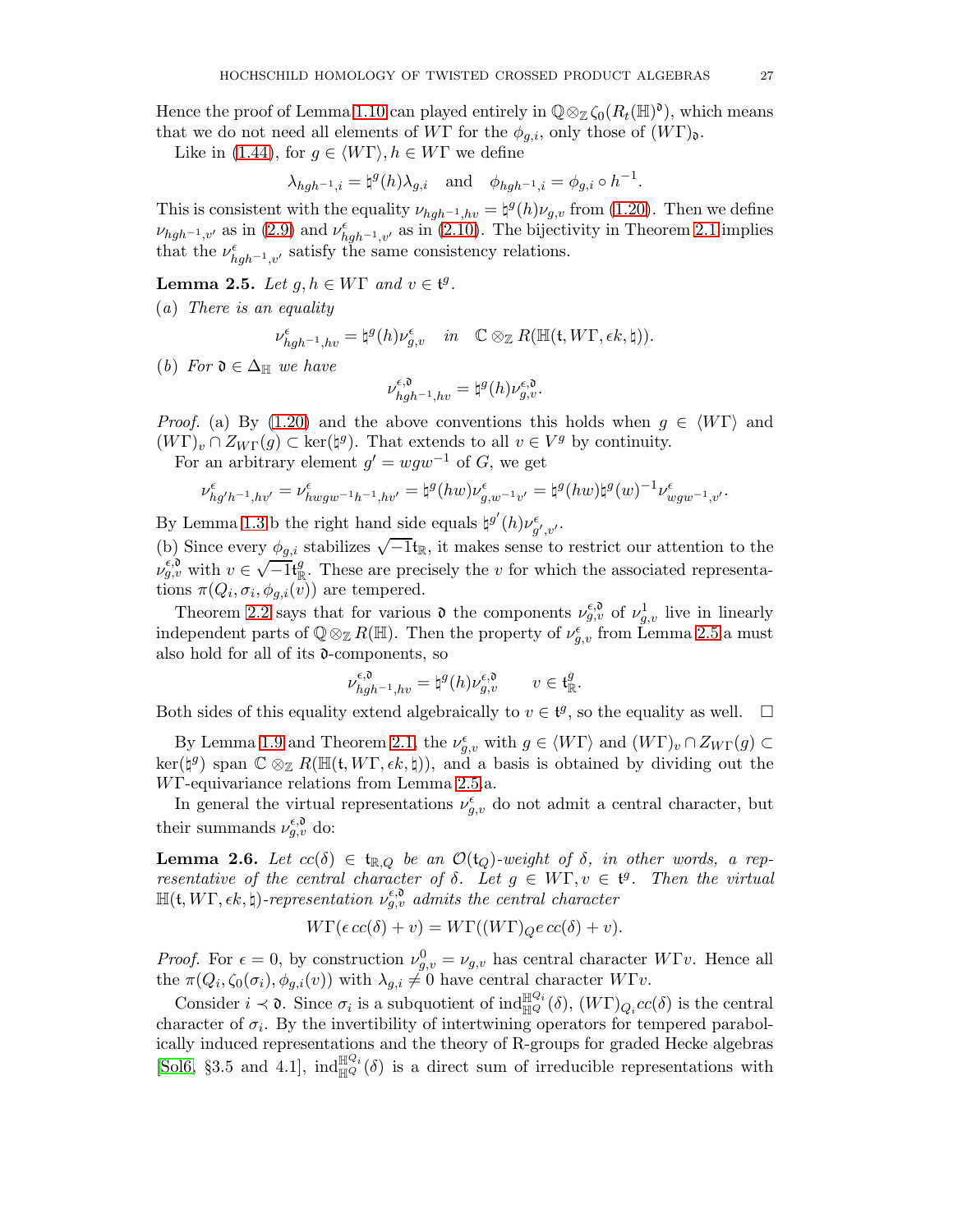Hence the proof of Lemma 1.10 can played entirely in $\mathbb{Q} \otimes_{\mathbb{Z}} \zeta_0(R_t(\mathbb{H})^{\mathfrak{d}})$, which means that we do not need all elements of $W\Gamma$ for the $\phi_{g,i}$, only those of $(W\Gamma)_{\mathfrak{d}}$.

Like in (1.44), for $g \in \langle W\Gamma \rangle, h \in W\Gamma$ we define

$$\lambda_{hgh^{-1},i} = \natural^g(h)\lambda_{g,i} \quad \text{and} \quad \phi_{hgh^{-1},i} = \phi_{g,i} \circ h^{-1}.$$

This is consistent with the equality $\nu_{hgh^{-1},hv} = \natural^g(h)\nu_{g,v}$ from (1.20). Then we define $\nu_{hgh^{-1},v'}$ as in (2.9) and $\nu^{\epsilon}_{hgh^{-1},v'}$ as in (2.10). The bijectivity in Theorem 2.1 implies that the $\nu^{\epsilon}_{hgh^{-1},v'}$ satisfy the same consistency relations.

**Lemma 2.5.** *Let $g, h \in W\Gamma$ and $v \in \mathfrak{t}^g$.*

(*a*) *There is an equality*

$$\nu^{\epsilon}_{hgh^{-1},hv} = \natural^g(h)\nu^{\epsilon}_{g,v} \quad \text{in} \quad \mathbb{C} \otimes_{\mathbb{Z}} R(\mathbb{H}(\mathfrak{t}, W\Gamma, \epsilon k, \natural)).$$

(*b*) *For $\mathfrak{d} \in \Delta_{\mathbb{H}}$ we have*

$$\nu^{\epsilon,\mathfrak{d}}_{hgh^{-1},hv} = \natural^g(h)\nu^{\epsilon,\mathfrak{d}}_{g,v}.$$

*Proof.* (a) By (1.20) and the above conventions this holds when $g \in \langle W\Gamma \rangle$ and $(W\Gamma)_v \cap Z_{W\Gamma}(g) \subset \ker(\natural^g)$. That extends to all $v \in V^g$ by continuity.

For an arbitrary element $g' = wgw^{-1}$ of $G$, we get

$$\nu^{\epsilon}_{hg'h^{-1},hv'} = \nu^{\epsilon}_{hwgw^{-1}h^{-1},hv'} = \natural^g(hw)\nu^{\epsilon}_{g,w^{-1}v'} = \natural^g(hw)\natural^g(w)^{-1}\nu^{\epsilon}_{wgw^{-1},v'}.$$

By Lemma 1.3.b the right hand side equals $\natural^{g'}(h)\nu^{\epsilon}_{g',v'}$.

(b) Since every $\phi_{g,i}$ stabilizes $\sqrt{-1}\mathfrak{t}_{\mathbb{R}}$, it makes sense to restrict our attention to the $\nu^{\epsilon,\mathfrak{d}}_{g,v}$ with $v \in \sqrt{-1}\mathfrak{t}^g_{\mathbb{R}}$. These are precisely the $v$ for which the associated representations $\pi(Q_i, \sigma_i, \phi_{g,i}(v))$ are tempered.

Theorem 2.2 says that for various $\mathfrak{d}$ the components $\nu^{\epsilon,\mathfrak{d}}_{g,v}$ of $\nu^1_{g,v}$ live in linearly independent parts of $\mathbb{Q} \otimes_{\mathbb{Z}} R(\mathbb{H})$. Then the property of $\nu^{\epsilon}_{g,v}$ from Lemma 2.5.a must also hold for all of its $\mathfrak{d}$-components, so

$$\nu^{\epsilon,\mathfrak{d}}_{hgh^{-1},hv} = \natural^g(h)\nu^{\epsilon,\mathfrak{d}}_{g,v} \qquad v \in \mathfrak{t}^g_{\mathbb{R}}.$$

Both sides of this equality extend algebraically to $v \in \mathfrak{t}^g$, so the equality as well. $\square$

By Lemma 1.9 and Theorem 2.1, the $\nu^{\epsilon}_{g,v}$ with $g \in \langle W\Gamma \rangle$ and $(W\Gamma)_v \cap Z_{W\Gamma}(g) \subset \ker(\natural^g)$ span $\mathbb{C} \otimes_{\mathbb{Z}} R(\mathbb{H}(\mathfrak{t}, W\Gamma, \epsilon k, \natural))$, and a basis is obtained by dividing out the $W\Gamma$-equivariance relations from Lemma 2.5.a.

In general the virtual representations $\nu^{\epsilon}_{g,v}$ do not admit a central character, but their summands $\nu^{\epsilon,\mathfrak{d}}_{g,v}$ do:

**Lemma 2.6.** *Let $cc(\delta) \in \mathfrak{t}_{\mathbb{R},Q}$ be an $\mathcal{O}(\mathfrak{t}_Q)$-weight of $\delta$, in other words, a representative of the central character of $\delta$. Let $g \in W\Gamma, v \in \mathfrak{t}^g$. Then the virtual $\mathbb{H}(\mathfrak{t}, W\Gamma, \epsilon k, \natural)$-representation $\nu^{\epsilon,\mathfrak{d}}_{g,v}$ admits the central character*

$$W\Gamma(\epsilon\, cc(\delta) + v) = W\Gamma((W\Gamma)_Q e\, cc(\delta) + v).$$

*Proof.* For $\epsilon = 0$, by construction $\nu^0_{g,v} = \nu_{g,v}$ has central character $W\Gamma v$. Hence all the $\pi(Q_i, \zeta_0(\sigma_i), \phi_{g,i}(v))$ with $\lambda_{g,i} \neq 0$ have central character $W\Gamma v$.

Consider $i \prec \mathfrak{d}$. Since $\sigma_i$ is a subquotient of $\mathrm{ind}_{\mathbb{H}^Q}^{\mathbb{H}^{Q_i}}(\delta)$, $(W\Gamma)_{Q_i} cc(\delta)$ is the central character of $\sigma_i$. By the invertibility of intertwining operators for tempered parabolically induced representations and the theory of R-groups for graded Hecke algebras [Sol6, §3.5 and 4.1], $\mathrm{ind}_{\mathbb{H}^Q}^{\mathbb{H}^{Q_i}}(\delta)$ is a direct sum of irreducible representations with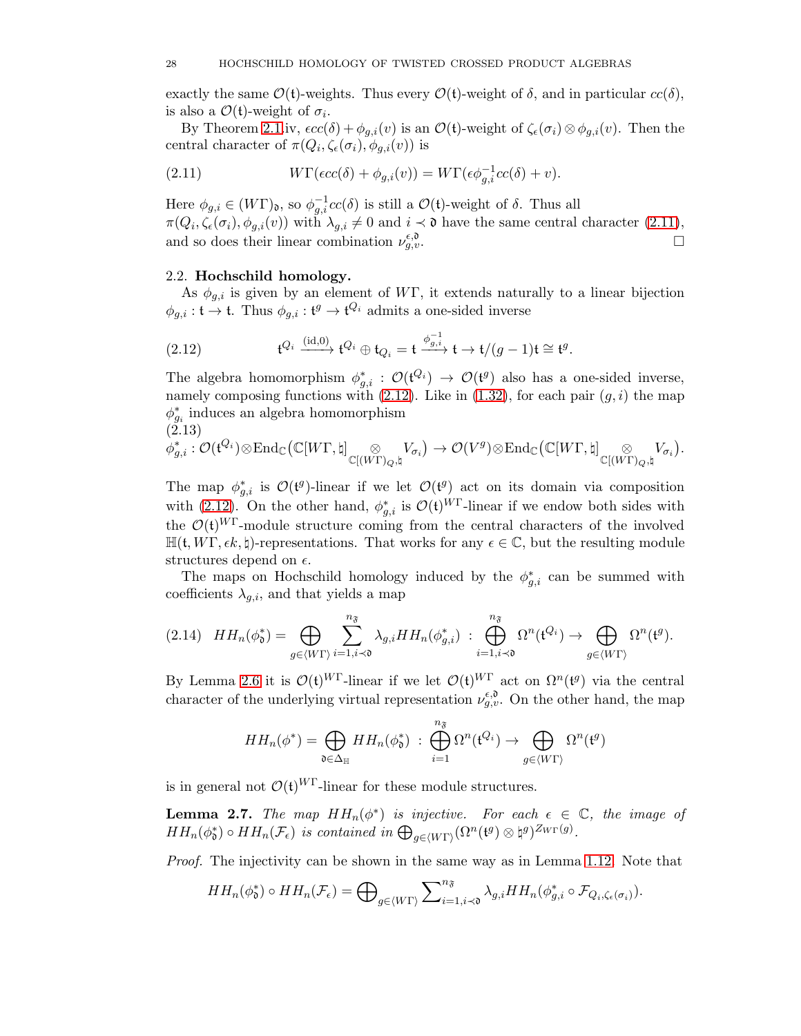exactly the same $\mathcal{O}(\mathfrak{t})$-weights. Thus every $\mathcal{O}(\mathfrak{t})$-weight of $\delta$, and in particular $cc(\delta)$, is also a $\mathcal{O}(\mathfrak{t})$-weight of $\sigma_i$.

By Theorem 2.1.iv, $\epsilon cc(\delta) + \phi_{g,i}(v)$ is an $\mathcal{O}(\mathfrak{t})$-weight of $\zeta_\epsilon(\sigma_i) \otimes \phi_{g,i}(v)$. Then the central character of $\pi(Q_i, \zeta_\epsilon(\sigma_i), \phi_{g,i}(v))$ is

$$W\Gamma(\epsilon cc(\delta) + \phi_{g,i}(v)) = W\Gamma(\epsilon \phi_{g,i}^{-1} cc(\delta) + v). \tag{2.11}$$

Here $\phi_{g,i} \in (W\Gamma)_{\mathfrak{d}}$, so $\phi_{g,i}^{-1} cc(\delta)$ is still a $\mathcal{O}(\mathfrak{t})$-weight of $\delta$. Thus all $\pi(Q_i, \zeta_\epsilon(\sigma_i), \phi_{g,i}(v))$ with $\lambda_{g,i} \neq 0$ and $i \prec \mathfrak{d}$ have the same central character (2.11), and so does their linear combination $\nu_{g,v}^{\epsilon,\mathfrak{d}}$. $\square$

## 2.2. Hochschild homology.

As $\phi_{g,i}$ is given by an element of $W\Gamma$, it extends naturally to a linear bijection $\phi_{g,i} : \mathfrak{t} \to \mathfrak{t}$. Thus $\phi_{g,i} : \mathfrak{t}^g \to \mathfrak{t}^{Q_i}$ admits a one-sided inverse

$$\mathfrak{t}^{Q_i} \xrightarrow{(\mathrm{id},0)} \mathfrak{t}^{Q_i} \oplus \mathfrak{t}_{Q_i} = \mathfrak{t} \xrightarrow{\phi_{g,i}^{-1}} \mathfrak{t} \to \mathfrak{t}/(g-1)\mathfrak{t} \cong \mathfrak{t}^g. \tag{2.12}$$

The algebra homomorphism $\phi_{g,i}^* : \mathcal{O}(\mathfrak{t}^{Q_i}) \to \mathcal{O}(\mathfrak{t}^g)$ also has a one-sided inverse, namely composing functions with (2.12). Like in (1.32), for each pair $(g,i)$ the map $\phi_{g_i}^*$ induces an algebra homomorphism

$$\phi_{g,i}^* : \mathcal{O}(\mathfrak{t}^{Q_i}) \otimes \mathrm{End}_{\mathbb{C}}\big(\mathbb{C}[W\Gamma,\natural] \underset{\mathbb{C}[(W\Gamma)_Q,\natural]}{\otimes} V_{\sigma_i}\big) \to \mathcal{O}(V^g) \otimes \mathrm{End}_{\mathbb{C}}\big(\mathbb{C}[W\Gamma,\natural] \underset{\mathbb{C}[(W\Gamma)_Q,\natural]}{\otimes} V_{\sigma_i}\big). \tag{2.13}$$

The map $\phi_{g,i}^*$ is $\mathcal{O}(\mathfrak{t}^g)$-linear if we let $\mathcal{O}(\mathfrak{t}^g)$ act on its domain via composition with (2.12). On the other hand, $\phi_{g,i}^*$ is $\mathcal{O}(\mathfrak{t})^{W\Gamma}$-linear if we endow both sides with the $\mathcal{O}(\mathfrak{t})^{W\Gamma}$-module structure coming from the central characters of the involved $\mathbb{H}(\mathfrak{t}, W\Gamma, \epsilon k, \natural)$-representations. That works for any $\epsilon \in \mathbb{C}$, but the resulting module structures depend on $\epsilon$.

The maps on Hochschild homology induced by the $\phi_{g,i}^*$ can be summed with coefficients $\lambda_{g,i}$, and that yields a map

$$HH_n(\phi_{\mathfrak{d}}^*) = \bigoplus_{g \in \langle W\Gamma \rangle} \sum_{i=1, i \prec \mathfrak{d}}^{n_{\mathfrak{F}}} \lambda_{g,i} HH_n(\phi_{g,i}^*) : \bigoplus_{i=1, i \prec \mathfrak{d}}^{n_{\mathfrak{F}}} \Omega^n(\mathfrak{t}^{Q_i}) \to \bigoplus_{g \in \langle W\Gamma \rangle} \Omega^n(\mathfrak{t}^g). \tag{2.14}$$

By Lemma 2.6 it is $\mathcal{O}(\mathfrak{t})^{W\Gamma}$-linear if we let $\mathcal{O}(\mathfrak{t})^{W\Gamma}$ act on $\Omega^n(\mathfrak{t}^g)$ via the central character of the underlying virtual representation $\nu_{g,v}^{\epsilon,\mathfrak{d}}$. On the other hand, the map

$$HH_n(\phi^*) = \bigoplus_{\mathfrak{d} \in \Delta_{\mathbb{H}}} HH_n(\phi_{\mathfrak{d}}^*) : \bigoplus_{i=1}^{n_{\mathfrak{F}}} \Omega^n(\mathfrak{t}^{Q_i}) \to \bigoplus_{g \in \langle W\Gamma \rangle} \Omega^n(\mathfrak{t}^g)$$

is in general not $\mathcal{O}(\mathfrak{t})^{W\Gamma}$-linear for these module structures.

**Lemma 2.7.** *The map $HH_n(\phi^*)$ is injective. For each $\epsilon \in \mathbb{C}$, the image of $HH_n(\phi_{\mathfrak{d}}^*) \circ HH_n(\mathcal{F}_\epsilon)$ is contained in $\bigoplus_{g \in \langle W\Gamma \rangle} (\Omega^n(\mathfrak{t}^g) \otimes \natural^g)^{Z_{W\Gamma}(g)}$.*

*Proof.* The injectivity can be shown in the same way as in Lemma 1.12. Note that

$$HH_n(\phi_{\mathfrak{d}}^*) \circ HH_n(\mathcal{F}_\epsilon) = \bigoplus\nolimits_{g \in \langle W\Gamma \rangle} \sum\nolimits_{i=1, i \prec \mathfrak{d}}^{n_{\mathfrak{F}}} \lambda_{g,i} HH_n(\phi_{g,i}^* \circ \mathcal{F}_{Q_i, \zeta_\epsilon(\sigma_i)}).$$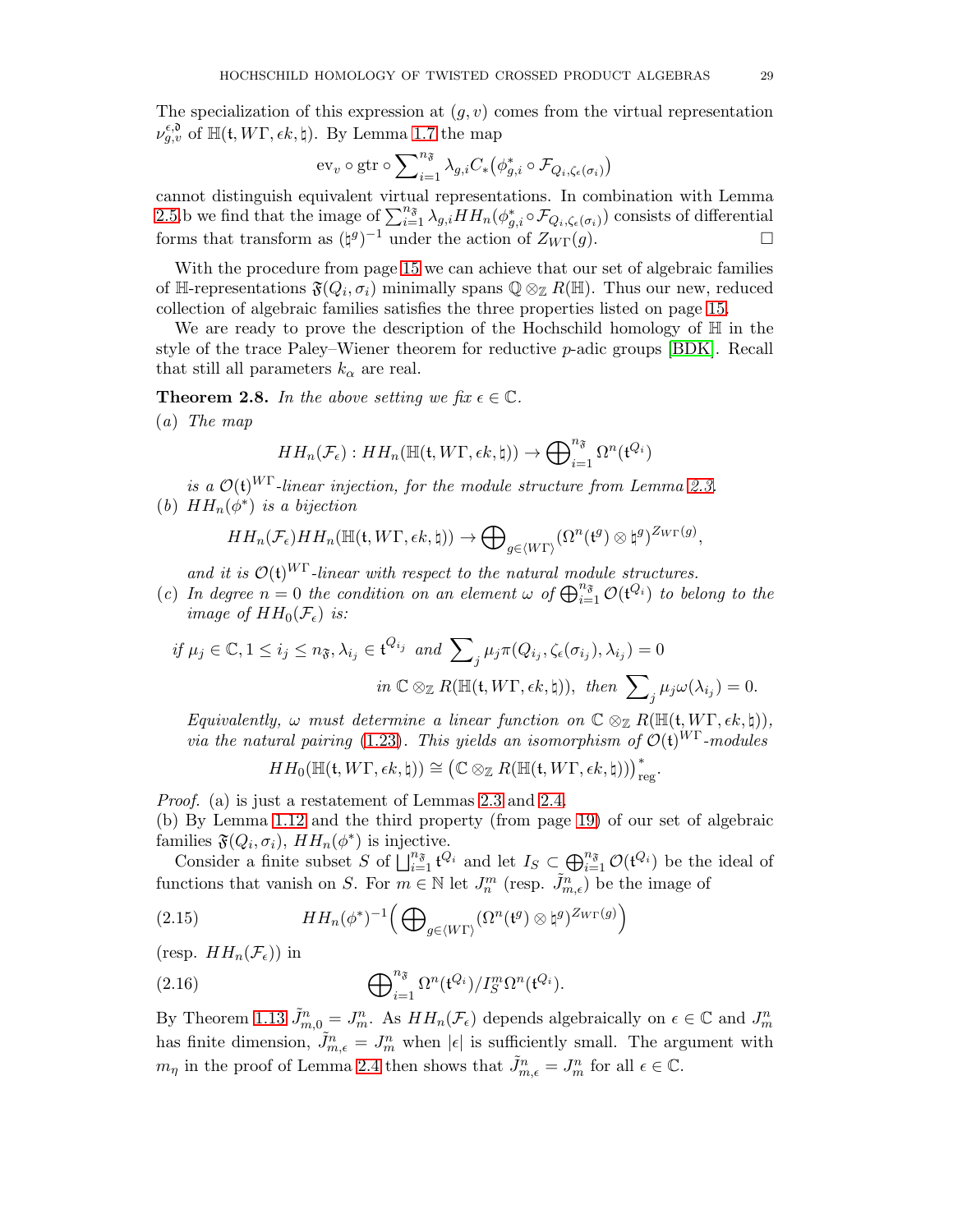The specialization of this expression at $(g, v)$ comes from the virtual representation $\nu_{g,v}^{\epsilon,\mathfrak{d}}$ of $\mathbb{H}(\mathfrak{t}, W\Gamma, \epsilon k, \natural)$. By Lemma 1.7 the map

$$\mathrm{ev}_v \circ \mathrm{gtr} \circ \sum\nolimits_{i=1}^{n_{\mathfrak{F}}} \lambda_{g,i} C_* \big(\phi_{g,i}^* \circ \mathcal{F}_{Q_i, \zeta_\epsilon(\sigma_i)}\big)$$

cannot distinguish equivalent virtual representations. In combination with Lemma 2.5.b we find that the image of $\sum_{i=1}^{n_{\mathfrak{F}}} \lambda_{g,i} HH_n(\phi_{g,i}^* \circ \mathcal{F}_{Q_i,\zeta_\epsilon(\sigma_i)})$ consists of differential forms that transform as $(\natural^g)^{-1}$ under the action of $Z_{W\Gamma}(g)$. $\square$

With the procedure from page 15 we can achieve that our set of algebraic families of $\mathbb{H}$-representations $\mathfrak{F}(Q_i, \sigma_i)$ minimally spans $\mathbb{Q} \otimes_{\mathbb{Z}} R(\mathbb{H})$. Thus our new, reduced collection of algebraic families satisfies the three properties listed on page 15.

We are ready to prove the description of the Hochschild homology of $\mathbb{H}$ in the style of the trace Paley–Wiener theorem for reductive $p$-adic groups [BDK]. Recall that still all parameters $k_\alpha$ are real.

**Theorem 2.8.** *In the above setting we fix $\epsilon \in \mathbb{C}$.*

*(a) The map*

$$HH_n(\mathcal{F}_\epsilon) : HH_n(\mathbb{H}(\mathfrak{t}, W\Gamma, \epsilon k, \natural)) \to \bigoplus\nolimits_{i=1}^{n_{\mathfrak{F}}} \Omega^n(\mathfrak{t}^{Q_i})$$

*is a $\mathcal{O}(\mathfrak{t})^{W\Gamma}$-linear injection, for the module structure from Lemma 2.3.*

*(b) $HH_n(\phi^*)$ is a bijection*

$$HH_n(\mathcal{F}_\epsilon) HH_n(\mathbb{H}(\mathfrak{t}, W\Gamma, \epsilon k, \natural)) \to \bigoplus\nolimits_{g \in \langle W\Gamma \rangle} (\Omega^n(\mathfrak{t}^g) \otimes \natural^g)^{Z_{W\Gamma}(g)},$$

*and it is $\mathcal{O}(\mathfrak{t})^{W\Gamma}$-linear with respect to the natural module structures.*

*(c) In degree $n = 0$ the condition on an element $\omega$ of $\bigoplus_{i=1}^{n_{\mathfrak{F}}} \mathcal{O}(\mathfrak{t}^{Q_i})$ to belong to the image of $HH_0(\mathcal{F}_\epsilon)$ is:*

$$\text{if } \mu_j \in \mathbb{C}, 1 \leq i_j \leq n_{\mathfrak{F}}, \lambda_{i_j} \in \mathfrak{t}^{Q_{i_j}} \text{ and } \sum\nolimits_j \mu_j \pi(Q_{i_j}, \zeta_\epsilon(\sigma_{i_j}), \lambda_{i_j}) = 0$$
$$\text{in } \mathbb{C} \otimes_{\mathbb{Z}} R(\mathbb{H}(\mathfrak{t}, W\Gamma, \epsilon k, \natural)), \text{ then } \sum\nolimits_j \mu_j \omega(\lambda_{i_j}) = 0.$$

*Equivalently, $\omega$ must determine a linear function on $\mathbb{C} \otimes_{\mathbb{Z}} R(\mathbb{H}(\mathfrak{t}, W\Gamma, \epsilon k, \natural))$, via the natural pairing (1.23). This yields an isomorphism of $\mathcal{O}(\mathfrak{t})^{W\Gamma}$-modules*

$$HH_0(\mathbb{H}(\mathfrak{t}, W\Gamma, \epsilon k, \natural)) \cong \big(\mathbb{C} \otimes_{\mathbb{Z}} R(\mathbb{H}(\mathfrak{t}, W\Gamma, \epsilon k, \natural))\big)^*_{\mathrm{reg}}.$$

*Proof.* (a) is just a restatement of Lemmas 2.3 and 2.4.
(b) By Lemma 1.12 and the third property (from page 19) of our set of algebraic families $\mathfrak{F}(Q_i, \sigma_i)$, $HH_n(\phi^*)$ is injective.

Consider a finite subset $S$ of $\bigsqcup_{i=1}^{n_{\mathfrak{F}}} \mathfrak{t}^{Q_i}$ and let $I_S \subset \bigoplus_{i=1}^{n_{\mathfrak{F}}} \mathcal{O}(\mathfrak{t}^{Q_i})$ be the ideal of functions that vanish on $S$. For $m \in \mathbb{N}$ let $J_n^m$ (resp. $\tilde{J}_{m,\epsilon}^n$) be the image of

$$HH_n(\phi^*)^{-1}\Big(\bigoplus\nolimits_{g \in \langle W\Gamma \rangle} (\Omega^n(\mathfrak{t}^g) \otimes \natural^g)^{Z_{W\Gamma}(g)}\Big) \tag{2.15}$$

(resp. $HH_n(\mathcal{F}_\epsilon)$) in

$$\bigoplus\nolimits_{i=1}^{n_{\mathfrak{F}}} \Omega^n(\mathfrak{t}^{Q_i}) / I_S^m \Omega^n(\mathfrak{t}^{Q_i}). \tag{2.16}$$

By Theorem 1.13 $\tilde{J}_{m,0}^n = J_m^n$. As $HH_n(\mathcal{F}_\epsilon)$ depends algebraically on $\epsilon \in \mathbb{C}$ and $J_m^n$ has finite dimension, $\tilde{J}_{m,\epsilon}^n = J_m^n$ when $|\epsilon|$ is sufficiently small. The argument with $m_\eta$ in the proof of Lemma 2.4 then shows that $\tilde{J}_{m,\epsilon}^n = J_m^n$ for all $\epsilon \in \mathbb{C}$.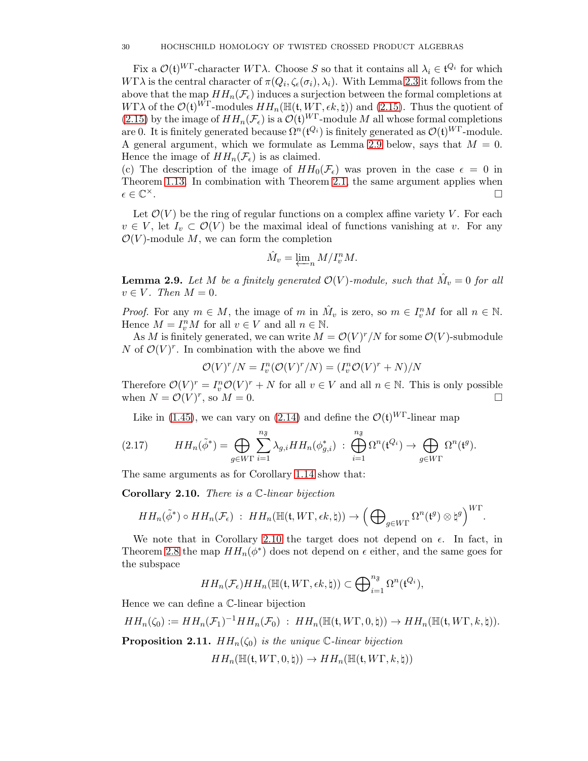Fix a $\mathcal{O}(\mathfrak{t})^{W\Gamma}$-character $W\Gamma\lambda$. Choose $S$ so that it contains all $\lambda_i \in \mathfrak{t}^{Q_i}$ for which $W\Gamma\lambda$ is the central character of $\pi(Q_i, \zeta_\epsilon(\sigma_i), \lambda_i)$. With Lemma 2.3 it follows from the above that the map $HH_n(\mathcal{F}_\epsilon)$ induces a surjection between the formal completions at $W\Gamma\lambda$ of the $\mathcal{O}(\mathfrak{t})^{W\Gamma}$-modules $HH_n(\mathbb{H}(\mathfrak{t}, W\Gamma, \epsilon k, \natural))$ and (2.15). Thus the quotient of (2.15) by the image of $HH_n(\mathcal{F}_\epsilon)$ is a $\mathcal{O}(\mathfrak{t})^{W\Gamma}$-module $M$ all whose formal completions are 0. It is finitely generated because $\Omega^n(\mathfrak{t}^{Q_i})$ is finitely generated as $\mathcal{O}(\mathfrak{t})^{W\Gamma}$-module. A general argument, which we formulate as Lemma 2.9 below, says that $M = 0$. Hence the image of $HH_n(\mathcal{F}_\epsilon)$ is as claimed.
(c) The description of the image of $HH_0(\mathcal{F}_\epsilon)$ was proven in the case $\epsilon = 0$ in Theorem 1.13. In combination with Theorem 2.1, the same argument applies when $\epsilon \in \mathbb{C}^\times$. $\square$

Let $\mathcal{O}(V)$ be the ring of regular functions on a complex affine variety $V$. For each $v \in V$, let $I_v \subset \mathcal{O}(V)$ be the maximal ideal of functions vanishing at $v$. For any $\mathcal{O}(V)$-module $M$, we can form the completion

$$\hat{M}_v = \varprojlim_n M/I_v^n M.$$

**Lemma 2.9.** *Let $M$ be a finitely generated $\mathcal{O}(V)$-module, such that $\hat{M}_v = 0$ for all $v \in V$. Then $M = 0$.*

*Proof.* For any $m \in M$, the image of $m$ in $\hat{M}_v$ is zero, so $m \in I_v^n M$ for all $n \in \mathbb{N}$. Hence $M = I_v^n M$ for all $v \in V$ and all $n \in \mathbb{N}$.

As $M$ is finitely generated, we can write $M = \mathcal{O}(V)^r/N$ for some $\mathcal{O}(V)$-submodule $N$ of $\mathcal{O}(V)^r$. In combination with the above we find

$$\mathcal{O}(V)^r/N = I_v^n(\mathcal{O}(V)^r/N) = (I_v^n\mathcal{O}(V)^r + N)/N$$

Therefore $\mathcal{O}(V)^r = I_v^n\mathcal{O}(V)^r + N$ for all $v \in V$ and all $n \in \mathbb{N}$. This is only possible when $N = \mathcal{O}(V)^r$, so $M = 0$. $\square$

Like in (1.45), we can vary on (2.14) and define the $\mathcal{O}(\mathfrak{t})^{W\Gamma}$-linear map

$$HH_n(\tilde{\phi}^*) = \bigoplus_{g \in W\Gamma} \sum_{i=1}^{n_{\mathfrak{F}}} \lambda_{g,i} HH_n(\phi^*_{g,i}) \; : \; \bigoplus_{i=1}^{n_{\mathfrak{F}}} \Omega^n(\mathfrak{t}^{Q_i}) \to \bigoplus_{g \in W\Gamma} \Omega^n(\mathfrak{t}^g). \tag{2.17}$$

The same arguments as for Corollary 1.14 show that:

**Corollary 2.10.** *There is a $\mathbb{C}$-linear bijection*

$$HH_n(\tilde{\phi}^*) \circ HH_n(\mathcal{F}_\epsilon) \; : \; HH_n(\mathbb{H}(\mathfrak{t}, W\Gamma, \epsilon k, \natural)) \to \Big( \bigoplus\nolimits_{g \in W\Gamma} \Omega^n(\mathfrak{t}^g) \otimes \natural^g \Big)^{W\Gamma}.$$

We note that in Corollary 2.10 the target does not depend on $\epsilon$. In fact, in Theorem 2.8 the map $HH_n(\phi^*)$ does not depend on $\epsilon$ either, and the same goes for the subspace

$$HH_n(\mathcal{F}_\epsilon) HH_n(\mathbb{H}(\mathfrak{t}, W\Gamma, \epsilon k, \natural)) \subset \bigoplus\nolimits_{i=1}^{n_{\mathfrak{F}}} \Omega^n(\mathfrak{t}^{Q_i}),$$

Hence we can define a $\mathbb{C}$-linear bijection

$$HH_n(\zeta_0) := HH_n(\mathcal{F}_1)^{-1} HH_n(\mathcal{F}_0) \; : \; HH_n(\mathbb{H}(\mathfrak{t}, W\Gamma, 0, \natural)) \to HH_n(\mathbb{H}(\mathfrak{t}, W\Gamma, k, \natural)).$$

**Proposition 2.11.** *$HH_n(\zeta_0)$ is the unique $\mathbb{C}$-linear bijection*

$$HH_n(\mathbb{H}(\mathfrak{t}, W\Gamma, 0, \natural)) \to HH_n(\mathbb{H}(\mathfrak{t}, W\Gamma, k, \natural))$$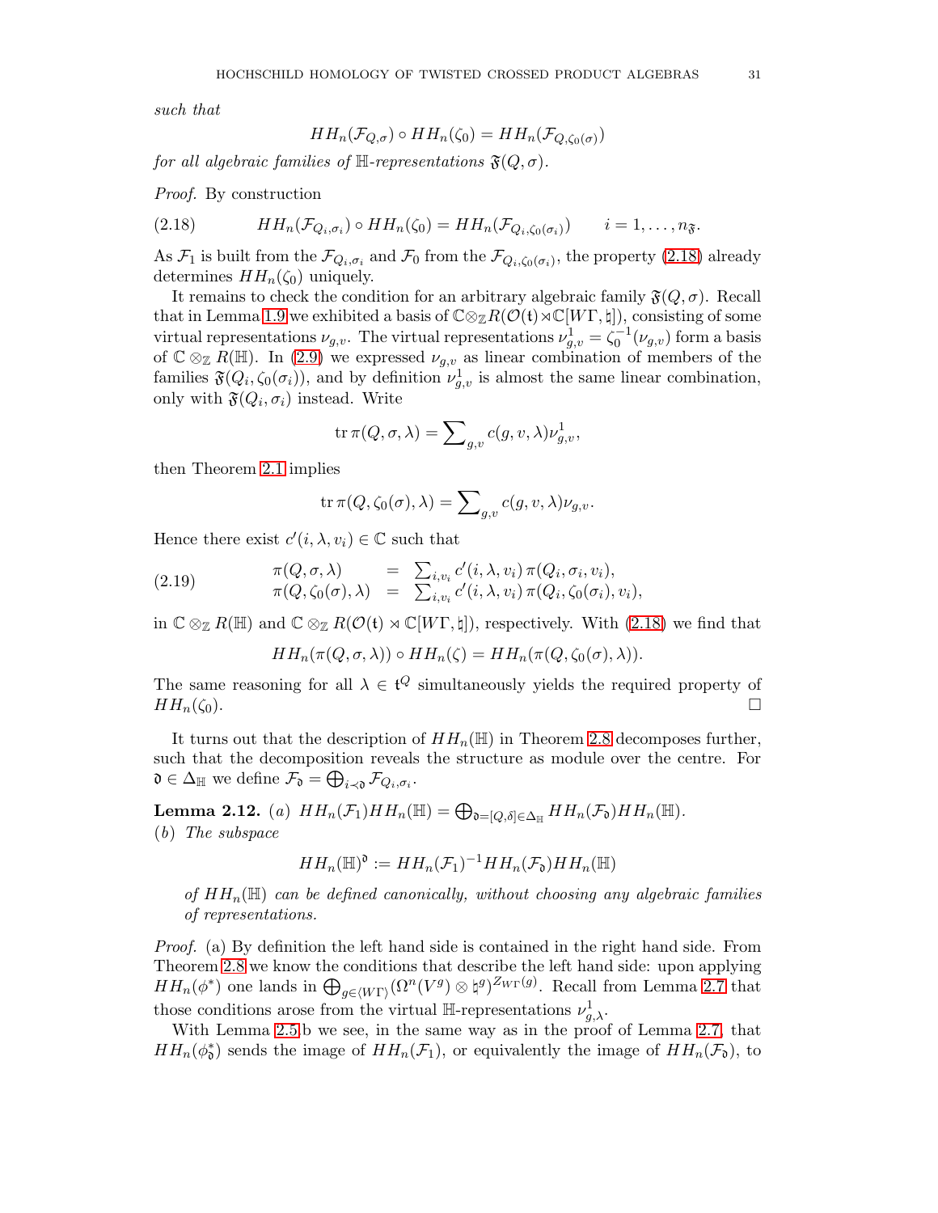*such that*

$$HH_n(\mathcal{F}_{Q,\sigma}) \circ HH_n(\zeta_0) = HH_n(\mathcal{F}_{Q,\zeta_0(\sigma)})$$

*for all algebraic families of* $\mathbb{H}$*-representations* $\mathfrak{F}(Q,\sigma)$.

*Proof.* By construction

$$HH_n(\mathcal{F}_{Q_i,\sigma_i}) \circ HH_n(\zeta_0) = HH_n(\mathcal{F}_{Q_i,\zeta_0(\sigma_i)}) \qquad i = 1,\ldots,n_{\mathfrak{F}}. \tag{2.18}$$

As $\mathcal{F}_1$ is built from the $\mathcal{F}_{Q_i,\sigma_i}$ and $\mathcal{F}_0$ from the $\mathcal{F}_{Q_i,\zeta_0(\sigma_i)}$, the property (2.18) already determines $HH_n(\zeta_0)$ uniquely.

It remains to check the condition for an arbitrary algebraic family $\mathfrak{F}(Q,\sigma)$. Recall that in Lemma 1.9 we exhibited a basis of $\mathbb{C}\otimes_{\mathbb{Z}} R(\mathcal{O}(\mathfrak{t}) \rtimes \mathbb{C}[W\Gamma,\natural])$, consisting of some virtual representations $\nu_{g,v}$. The virtual representations $\nu^1_{g,v} = \zeta_0^{-1}(\nu_{g,v})$ form a basis of $\mathbb{C}\otimes_{\mathbb{Z}} R(\mathbb{H})$. In (2.9) we expressed $\nu_{g,v}$ as linear combination of members of the families $\mathfrak{F}(Q_i,\zeta_0(\sigma_i))$, and by definition $\nu^1_{g,v}$ is almost the same linear combination, only with $\mathfrak{F}(Q_i,\sigma_i)$ instead. Write

$$\operatorname{tr}\pi(Q,\sigma,\lambda) = \sum\nolimits_{g,v} c(g,v,\lambda)\nu^1_{g,v},$$

then Theorem 2.1 implies

$$\operatorname{tr}\pi(Q,\zeta_0(\sigma),\lambda) = \sum\nolimits_{g,v} c(g,v,\lambda)\nu_{g,v}.$$

Hence there exist $c'(i,\lambda,v_i) \in \mathbb{C}$ such that

$$\begin{array}{lll} \pi(Q,\sigma,\lambda) & = & \sum_{i,v_i} c'(i,\lambda,v_i)\,\pi(Q_i,\sigma_i,v_i), \\ \pi(Q,\zeta_0(\sigma),\lambda) & = & \sum_{i,v_i} c'(i,\lambda,v_i)\,\pi(Q_i,\zeta_0(\sigma_i),v_i), \end{array} \tag{2.19}$$

in $\mathbb{C}\otimes_{\mathbb{Z}} R(\mathbb{H})$ and $\mathbb{C}\otimes_{\mathbb{Z}} R(\mathcal{O}(\mathfrak{t}) \rtimes \mathbb{C}[W\Gamma,\natural])$, respectively. With (2.18) we find that

$$HH_n(\pi(Q,\sigma,\lambda)) \circ HH_n(\zeta) = HH_n(\pi(Q,\zeta_0(\sigma),\lambda)).$$

The same reasoning for all $\lambda \in \mathfrak{t}^Q$ simultaneously yields the required property of $HH_n(\zeta_0)$. $\square$

It turns out that the description of $HH_n(\mathbb{H})$ in Theorem 2.8 decomposes further, such that the decomposition reveals the structure as module over the centre. For $\mathfrak{d} \in \Delta_{\mathbb{H}}$ we define $\mathcal{F}_{\mathfrak{d}} = \bigoplus_{i \prec \mathfrak{d}} \mathcal{F}_{Q_i,\sigma_i}$.

**Lemma 2.12.** (*a*) $HH_n(\mathcal{F}_1)HH_n(\mathbb{H}) = \bigoplus_{\mathfrak{d}=[Q,\delta]\in\Delta_{\mathbb{H}}} HH_n(\mathcal{F}_{\mathfrak{d}})HH_n(\mathbb{H})$.
(*b*) *The subspace*

$$HH_n(\mathbb{H})^{\mathfrak{d}} := HH_n(\mathcal{F}_1)^{-1}HH_n(\mathcal{F}_{\mathfrak{d}})HH_n(\mathbb{H})$$

*of* $HH_n(\mathbb{H})$ *can be defined canonically, without choosing any algebraic families of representations.*

*Proof.* (a) By definition the left hand side is contained in the right hand side. From Theorem 2.8 we know the conditions that describe the left hand side: upon applying $HH_n(\phi^*)$ one lands in $\bigoplus_{g\in\langle W\Gamma\rangle}(\Omega^n(V^g)\otimes\natural^g)^{Z_{W\Gamma}(g)}$. Recall from Lemma 2.7 that those conditions arose from the virtual $\mathbb{H}$-representations $\nu^1_{g,\lambda}$.

With Lemma 2.5.b we see, in the same way as in the proof of Lemma 2.7, that $HH_n(\phi^*_{\mathfrak{d}})$ sends the image of $HH_n(\mathcal{F}_1)$, or equivalently the image of $HH_n(\mathcal{F}_{\mathfrak{d}})$, to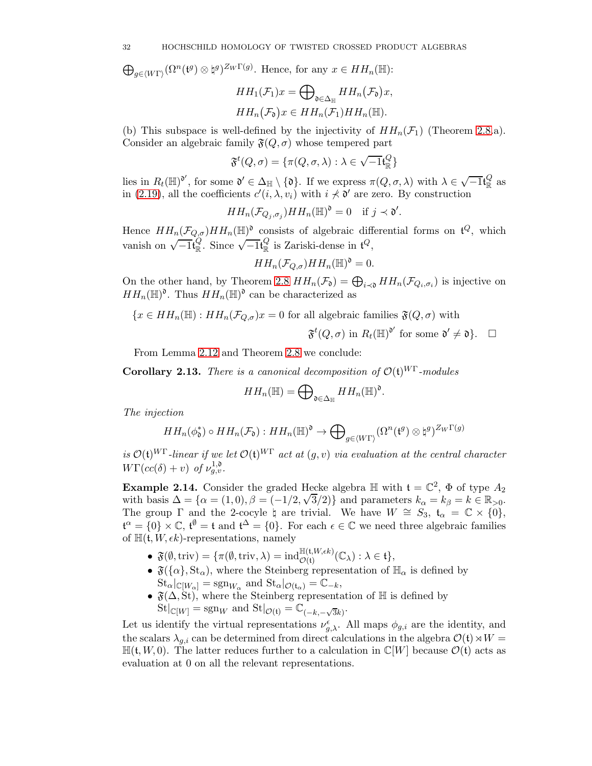$\bigoplus_{g \in \langle W\Gamma \rangle} (\Omega^n(\mathfrak{t}^g) \otimes \natural^g)^{Z_W\Gamma(g)}$. Hence, for any $x \in HH_n(\mathbb{H})$:

$$HH_1(\mathcal{F}_1)x = \bigoplus\nolimits_{\mathfrak{d} \in \Delta_{\mathbb{H}}} HH_n(\mathcal{F}_{\mathfrak{d}})x,$$
$$HH_n(\mathcal{F}_{\mathfrak{d}})x \in HH_n(\mathcal{F}_1) HH_n(\mathbb{H}).$$

(b) This subspace is well-defined by the injectivity of $HH_n(\mathcal{F}_1)$ (Theorem 2.8.a). Consider an algebraic family $\mathfrak{F}(Q,\sigma)$ whose tempered part

$$\mathfrak{F}^t(Q,\sigma) = \{\pi(Q,\sigma,\lambda) : \lambda \in \sqrt{-1}\mathfrak{t}^Q_{\mathbb{R}}\}$$

lies in $R_t(\mathbb{H})^{\mathfrak{d}'}$, for some $\mathfrak{d}' \in \Delta_{\mathbb{H}} \setminus \{\mathfrak{d}\}$. If we express $\pi(Q,\sigma,\lambda)$ with $\lambda \in \sqrt{-1}\mathfrak{t}^Q_{\mathbb{R}}$ as in (2.19), all the coefficients $c'(i,\lambda,v_i)$ with $i \not\prec \mathfrak{d}'$ are zero. By construction

$$HH_n(\mathcal{F}_{Q_j,\sigma_j}) HH_n(\mathbb{H})^{\mathfrak{d}} = 0 \quad \text{if } j \prec \mathfrak{d}'.$$

Hence $HH_n(\mathcal{F}_{Q,\sigma}) HH_n(\mathbb{H})^{\mathfrak{d}}$ consists of algebraic differential forms on $\mathfrak{t}^Q$, which vanish on $\sqrt{-1}\mathfrak{t}^Q_{\mathbb{R}}$. Since $\sqrt{-1}\mathfrak{t}^Q_{\mathbb{R}}$ is Zariski-dense in $\mathfrak{t}^Q$,

$$HH_n(\mathcal{F}_{Q,\sigma}) HH_n(\mathbb{H})^{\mathfrak{d}} = 0.$$

On the other hand, by Theorem 2.8 $HH_n(\mathcal{F}_{\mathfrak{d}}) = \bigoplus_{i \prec \mathfrak{d}} HH_n(\mathcal{F}_{Q_i,\sigma_i})$ is injective on $HH_n(\mathbb{H})^{\mathfrak{d}}$. Thus $HH_n(\mathbb{H})^{\mathfrak{d}}$ can be characterized as

$$\{x \in HH_n(\mathbb{H}) : HH_n(\mathcal{F}_{Q,\sigma})x = 0 \text{ for all algebraic families } \mathfrak{F}(Q,\sigma) \text{ with } \mathfrak{F}^t(Q,\sigma) \text{ in } R_t(\mathbb{H})^{\mathfrak{d}'} \text{ for some } \mathfrak{d}' \neq \mathfrak{d}\}. \quad \square$$

From Lemma 2.12 and Theorem 2.8 we conclude:

**Corollary 2.13.** *There is a canonical decomposition of $\mathcal{O}(\mathfrak{t})^{W\Gamma}$-modules*

$$HH_n(\mathbb{H}) = \bigoplus\nolimits_{\mathfrak{d} \in \Delta_{\mathbb{H}}} HH_n(\mathbb{H})^{\mathfrak{d}}.$$

*The injection*

$$HH_n(\phi^*_{\mathfrak{d}}) \circ HH_n(\mathcal{F}_{\mathfrak{d}}) : HH_n(\mathbb{H})^{\mathfrak{d}} \to \bigoplus\nolimits_{g \in \langle W\Gamma \rangle} (\Omega^n(\mathfrak{t}^g) \otimes \natural^g)^{Z_W\Gamma(g)}$$

*is $\mathcal{O}(\mathfrak{t})^{W\Gamma}$-linear if we let $\mathcal{O}(\mathfrak{t})^{W\Gamma}$ act at $(g,v)$ via evaluation at the central character $W\Gamma(cc(\delta)+v)$ of $\nu^{1,\mathfrak{d}}_{g,v}$.*

**Example 2.14.** Consider the graded Hecke algebra $\mathbb{H}$ with $\mathfrak{t} = \mathbb{C}^2$, $\Phi$ of type $A_2$ with basis $\Delta = \{\alpha = (1,0), \beta = (-1/2, \sqrt{3}/2)\}$ and parameters $k_\alpha = k_\beta = k \in \mathbb{R}_{>0}$. The group $\Gamma$ and the 2-cocycle $\natural$ are trivial. We have $W \cong S_3$, $\mathfrak{t}_\alpha = \mathbb{C} \times \{0\}$, $\mathfrak{t}^\alpha = \{0\} \times \mathbb{C}$, $\mathfrak{t}^\emptyset = \mathfrak{t}$ and $\mathfrak{t}^\Delta = \{0\}$. For each $\epsilon \in \mathbb{C}$ we need three algebraic families of $\mathbb{H}(\mathfrak{t}, W, \epsilon k)$-representations, namely

- $\mathfrak{F}(\emptyset, \mathrm{triv}) = \{\pi(\emptyset, \mathrm{triv}, \lambda) = \mathrm{ind}_{\mathcal{O}(\mathfrak{t})}^{\mathbb{H}(\mathfrak{t},W,\epsilon k)}(\mathbb{C}_\lambda) : \lambda \in \mathfrak{t}\}$,
- $\mathfrak{F}(\{\alpha\}, \mathrm{St}_\alpha)$, where the Steinberg representation of $\mathbb{H}_\alpha$ is defined by $\mathrm{St}_\alpha|_{\mathbb{C}[W_\alpha]} = \mathrm{sgn}_{W_\alpha}$ and $\mathrm{St}_\alpha|_{\mathcal{O}(\mathfrak{t}_\alpha)} = \mathbb{C}_{-k}$,
- $\mathfrak{F}(\Delta, \mathrm{St})$, where the Steinberg representation of $\mathbb{H}$ is defined by $\mathrm{St}|_{\mathbb{C}[W]} = \mathrm{sgn}_W$ and $\mathrm{St}|_{\mathcal{O}(\mathfrak{t})} = \mathbb{C}_{(-k,-\sqrt{3}k)}$.

Let us identify the virtual representations $\nu^\epsilon_{g,\lambda}$. All maps $\phi_{g,i}$ are the identity, and the scalars $\lambda_{g,i}$ can be determined from direct calculations in the algebra $\mathcal{O}(\mathfrak{t}) \rtimes W = \mathbb{H}(\mathfrak{t}, W, 0)$. The latter reduces further to a calculation in $\mathbb{C}[W]$ because $\mathcal{O}(\mathfrak{t})$ acts as evaluation at 0 on all the relevant representations.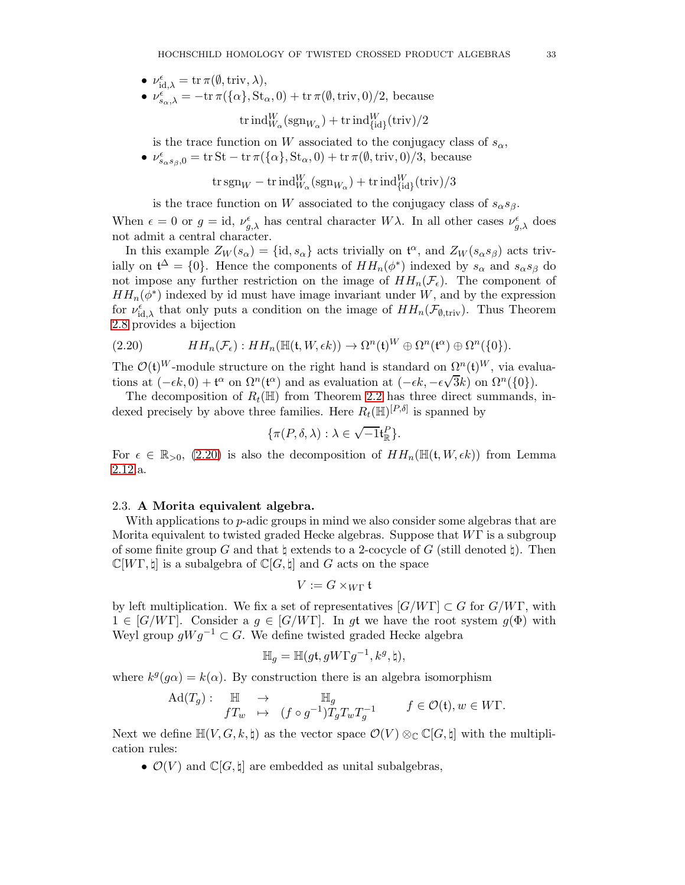- $\nu^{\epsilon}_{\mathrm{id},\lambda} = \mathrm{tr}\,\pi(\emptyset, \mathrm{triv}, \lambda)$,
- $\nu^{\epsilon}_{s_\alpha,\lambda} = -\mathrm{tr}\,\pi(\{\alpha\}, \mathrm{St}_\alpha, 0) + \mathrm{tr}\,\pi(\emptyset, \mathrm{triv}, 0)/2$, because

$$\mathrm{tr}\,\mathrm{ind}_{W_\alpha}^{W}(\mathrm{sgn}_{W_\alpha}) + \mathrm{tr}\,\mathrm{ind}_{\{\mathrm{id}\}}^{W}(\mathrm{triv})/2$$

  is the trace function on $W$ associated to the conjugacy class of $s_\alpha$,
- $\nu^{\epsilon}_{s_\alpha s_\beta,0} = \mathrm{tr}\,\mathrm{St} - \mathrm{tr}\,\pi(\{\alpha\}, \mathrm{St}_\alpha, 0) + \mathrm{tr}\,\pi(\emptyset, \mathrm{triv}, 0)/3$, because

$$\mathrm{tr}\,\mathrm{sgn}_W - \mathrm{tr}\,\mathrm{ind}_{W_\alpha}^{W}(\mathrm{sgn}_{W_\alpha}) + \mathrm{tr}\,\mathrm{ind}_{\{\mathrm{id}\}}^{W}(\mathrm{triv})/3$$

  is the trace function on $W$ associated to the conjugacy class of $s_\alpha s_\beta$.

When $\epsilon = 0$ or $g = \mathrm{id}$, $\nu^{\epsilon}_{g,\lambda}$ has central character $W\lambda$. In all other cases $\nu^{\epsilon}_{g,\lambda}$ does not admit a central character.

In this example $Z_W(s_\alpha) = \{\mathrm{id}, s_\alpha\}$ acts trivially on $\mathfrak{t}^\alpha$, and $Z_W(s_\alpha s_\beta)$ acts trivially on $\mathfrak{t}^\Delta = \{0\}$. Hence the components of $HH_n(\phi^*)$ indexed by $s_\alpha$ and $s_\alpha s_\beta$ do not impose any further restriction on the image of $HH_n(\mathcal{F}_\epsilon)$. The component of $HH_n(\phi^*)$ indexed by id must have image invariant under $W$, and by the expression for $\nu^{\epsilon}_{\mathrm{id},\lambda}$ that only puts a condition on the image of $HH_n(\mathcal{F}_{\emptyset,\mathrm{triv}})$. Thus Theorem 2.8 provides a bijection

$$HH_n(\mathcal{F}_\epsilon) : HH_n(\mathbb{H}(\mathfrak{t}, W, \epsilon k)) \to \Omega^n(\mathfrak{t})^W \oplus \Omega^n(\mathfrak{t}^\alpha) \oplus \Omega^n(\{0\}). \tag{2.20}$$

The $\mathcal{O}(\mathfrak{t})^W$-module structure on the right hand is standard on $\Omega^n(\mathfrak{t})^W$, via evaluations at $(-\epsilon k, 0) + \mathfrak{t}^\alpha$ on $\Omega^n(\mathfrak{t}^\alpha)$ and as evaluation at $(-\epsilon k, -\epsilon\sqrt{3}k)$ on $\Omega^n(\{0\})$.

The decomposition of $R_t(\mathbb{H})$ from Theorem 2.2 has three direct summands, indexed precisely by above three families. Here $R_t(\mathbb{H})^{[P,\delta]}$ is spanned by

$$\{\pi(P, \delta, \lambda) : \lambda \in \sqrt{-1}\mathfrak{t}^P_{\mathbb{R}}\}.$$

For $\epsilon \in \mathbb{R}_{>0}$, (2.20) is also the decomposition of $HH_n(\mathbb{H}(\mathfrak{t}, W, \epsilon k))$ from Lemma 2.12.a.

### 2.3. A Morita equivalent algebra.

With applications to $p$-adic groups in mind we also consider some algebras that are Morita equivalent to twisted graded Hecke algebras. Suppose that $W\Gamma$ is a subgroup of some finite group $G$ and that $\natural$ extends to a 2-cocycle of $G$ (still denoted $\natural$). Then $\mathbb{C}[W\Gamma, \natural]$ is a subalgebra of $\mathbb{C}[G, \natural]$ and $G$ acts on the space

$$V := G \times_{W\Gamma} \mathfrak{t}$$

by left multiplication. We fix a set of representatives $[G/W\Gamma] \subset G$ for $G/W\Gamma$, with $1 \in [G/W\Gamma]$. Consider a $g \in [G/W\Gamma]$. In $g\mathfrak{t}$ we have the root system $g(\Phi)$ with Weyl group $gWg^{-1} \subset G$. We define twisted graded Hecke algebra

$$\mathbb{H}_g = \mathbb{H}(g\mathfrak{t}, gW\Gamma g^{-1}, k^g, \natural),$$

where $k^g(g\alpha) = k(\alpha)$. By construction there is an algebra isomorphism

$$\begin{array}{llll} \mathrm{Ad}(T_g) : & \mathbb{H} & \to & \mathbb{H}_g \\ & fT_w & \mapsto & (f \circ g^{-1}) T_g T_w T_g^{-1} \end{array} \qquad f \in \mathcal{O}(\mathfrak{t}), w \in W\Gamma.$$

Next we define $\mathbb{H}(V, G, k, \natural)$ as the vector space $\mathcal{O}(V) \otimes_{\mathbb{C}} \mathbb{C}[G, \natural]$ with the multiplication rules:

- $\mathcal{O}(V)$ and $\mathbb{C}[G, \natural]$ are embedded as unital subalgebras,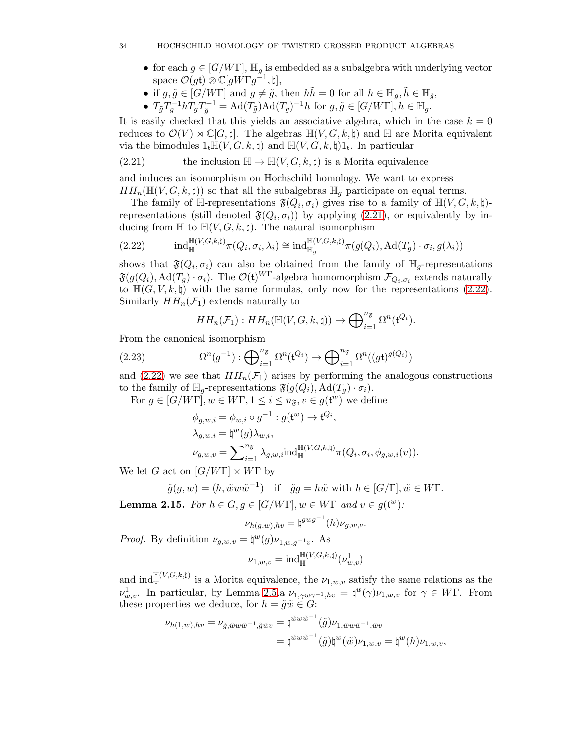- for each $g \in [G/W\Gamma]$, $\mathbb{H}_g$ is embedded as a subalgebra with underlying vector space $\mathcal{O}(g\mathfrak{t}) \otimes \mathbb{C}[gW\Gamma g^{-1}, \natural]$,
- if $g, \tilde g \in [G/W\Gamma]$ and $g \neq \tilde g$, then $h\tilde h = 0$ for all $h \in \mathbb{H}_g, \tilde h \in \mathbb{H}_{\tilde g}$,
- $T_{\tilde g} T_g^{-1} h T_g T_{\tilde g}^{-1} = \mathrm{Ad}(T_{\tilde g}) \mathrm{Ad}(T_g)^{-1} h$ for $g, \tilde g \in [G/W\Gamma], h \in \mathbb{H}_g$.

It is easily checked that this yields an associative algebra, which in the case $k = 0$ reduces to $\mathcal{O}(V) \rtimes \mathbb{C}[G, \natural]$. The algebras $\mathbb{H}(V, G, k, \natural)$ and $\mathbb{H}$ are Morita equivalent via the bimodules $1_\mathfrak{t}\mathbb{H}(V, G, k, \natural)$ and $\mathbb{H}(V, G, k, \natural)1_\mathfrak{t}$. In particular

$$\text{the inclusion } \mathbb{H} \to \mathbb{H}(V, G, k, \natural) \text{ is a Morita equivalence} \tag{2.21}$$

and induces an isomorphism on Hochschild homology. We want to express $HH_n(\mathbb{H}(V, G, k, \natural))$ so that all the subalgebras $\mathbb{H}_g$ participate on equal terms.

The family of $\mathbb{H}$-representations $\mathfrak{F}(Q_i, \sigma_i)$ gives rise to a family of $\mathbb{H}(V, G, k, \natural)$-representations (still denoted $\mathfrak{F}(Q_i, \sigma_i)$) by applying (2.21), or equivalently by inducing from $\mathbb{H}$ to $\mathbb{H}(V, G, k, \natural)$. The natural isomorphism

$$\mathrm{ind}_{\mathbb{H}}^{\mathbb{H}(V,G,k,\natural)} \pi(Q_i, \sigma_i, \lambda_i) \cong \mathrm{ind}_{\mathbb{H}_g}^{\mathbb{H}(V,G,k,\natural)} \pi(g(Q_i), \mathrm{Ad}(T_g) \cdot \sigma_i, g(\lambda_i)) \tag{2.22}$$

shows that $\mathfrak{F}(Q_i, \sigma_i)$ can also be obtained from the family of $\mathbb{H}_g$-representations $\mathfrak{F}(g(Q_i), \mathrm{Ad}(T_g) \cdot \sigma_i)$. The $\mathcal{O}(\mathfrak{t})^{W\Gamma}$-algebra homomorphism $\mathcal{F}_{Q_i,\sigma_i}$ extends naturally to $\mathbb{H}(G, V, k, \natural)$ with the same formulas, only now for the representations (2.22). Similarly $HH_n(\mathcal{F}_1)$ extends naturally to

$$HH_n(\mathcal{F}_1) : HH_n(\mathbb{H}(V, G, k, \natural)) \to \bigoplus\nolimits_{i=1}^{n_\mathfrak{F}} \Omega^n(\mathfrak{t}^{Q_i}).$$

From the canonical isomorphism

$$\Omega^n(g^{-1}) : \bigoplus\nolimits_{i=1}^{n_\mathfrak{F}} \Omega^n(\mathfrak{t}^{Q_i}) \to \bigoplus\nolimits_{i=1}^{n_\mathfrak{F}} \Omega^n((g\mathfrak{t})^{g(Q_i)}) \tag{2.23}$$

and (2.22) we see that $HH_n(\mathcal{F}_1)$ arises by performing the analogous constructions to the family of $\mathbb{H}_g$-representations $\mathfrak{F}(g(Q_i), \mathrm{Ad}(T_g) \cdot \sigma_i)$.

For $g \in [G/W\Gamma], w \in W\Gamma, 1 \leq i \leq n_\mathfrak{F}, v \in g(\mathfrak{t}^w)$ we define

$$\begin{aligned}
\phi_{g,w,i} &= \phi_{w,i} \circ g^{-1} : g(\mathfrak{t}^w) \to \mathfrak{t}^{Q_i}, \\
\lambda_{g,w,i} &= \natural^w(g) \lambda_{w,i}, \\
\nu_{g,w,v} &= \sum\nolimits_{i=1}^{n_\mathfrak{F}} \lambda_{g,w,i} \mathrm{ind}_{\mathbb{H}}^{\mathbb{H}(V,G,k,\natural)} \pi(Q_i, \sigma_i, \phi_{g,w,i}(v)).
\end{aligned}$$

We let $G$ act on $[G/W\Gamma] \times W\Gamma$ by

$$\tilde g(g, w) = (h, \tilde w w \tilde w^{-1}) \quad \text{if} \quad \tilde g g = h \tilde w \text{ with } h \in [G/\Gamma], \tilde w \in W\Gamma.$$

**Lemma 2.15.** *For $h \in G, g \in [G/W\Gamma], w \in W\Gamma$ and $v \in g(\mathfrak{t}^w)$:*

$$\nu_{h(g,w),hv} = \natural^{gwg^{-1}}(h) \nu_{g,w,v}.$$

*Proof.* By definition $\nu_{g,w,v} = \natural^w(g) \nu_{1,w,g^{-1}v}$. As

$$\nu_{1,w,v} = \mathrm{ind}_{\mathbb{H}}^{\mathbb{H}(V,G,k,\natural)} (\nu^1_{w,v})$$

and $\mathrm{ind}_{\mathbb{H}}^{\mathbb{H}(V,G,k,\natural)}$ is a Morita equivalence, the $\nu_{1,w,v}$ satisfy the same relations as the $\nu^1_{w,v}$. In particular, by Lemma 2.5.a $\nu_{1,\gamma w \gamma^{-1}, hv} = \natural^w(\gamma) \nu_{1,w,v}$ for $\gamma \in W\Gamma$. From these properties we deduce, for $h = \tilde g \tilde w \in G$:

$$\begin{aligned}
\nu_{h(1,w),hv} = \nu_{\tilde g, \tilde w w \tilde w^{-1}, \tilde g \tilde w v} &= \natural^{\tilde w w \tilde w^{-1}}(\tilde g) \nu_{1, \tilde w w \tilde w^{-1}, \tilde w v} \\
&= \natural^{\tilde w w \tilde w^{-1}}(\tilde g) \natural^w(\tilde w) \nu_{1,w,v} = \natural^w(h) \nu_{1,w,v},
\end{aligned}$$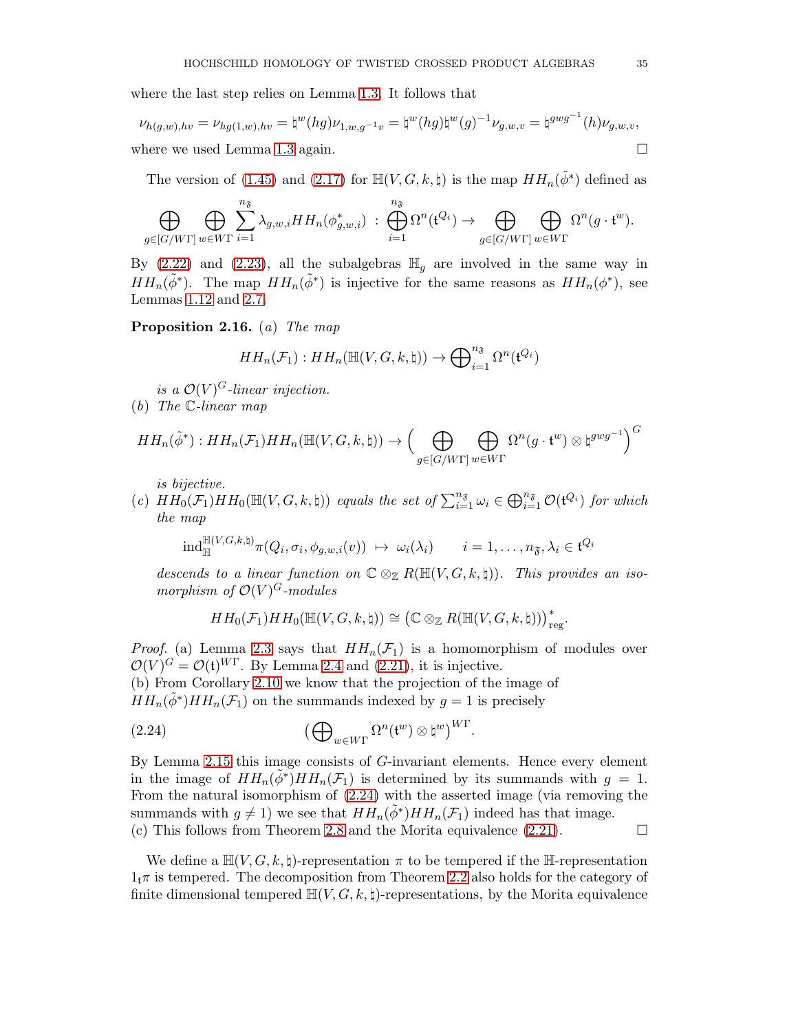where the last step relies on Lemma 1.3. It follows that

$$\nu_{h(g,w),hv} = \nu_{hg(1,w),hv} = \natural^w(hg)\nu_{1,w,g^{-1}v} = \natural^w(hg)\natural^w(g)^{-1}\nu_{g,w,v} = \natural^{gwg^{-1}}(h)\nu_{g,w,v},$$

where we used Lemma 1.3 again. $\square$

The version of (1.45) and (2.17) for $\mathbb{H}(V,G,k,\natural)$ is the map $HH_n(\tilde{\phi}^*)$ defined as

$$\bigoplus_{g\in[G/W\Gamma]} \bigoplus_{w\in W\Gamma} \sum_{i=1}^{n_{\mathfrak{F}}} \lambda_{g,w,i} HH_n(\phi^*_{g,w,i}) \;:\; \bigoplus_{i=1}^{n_{\mathfrak{F}}} \Omega^n(\mathfrak{t}^{Q_i}) \to \bigoplus_{g\in[G/W\Gamma]} \bigoplus_{w\in W\Gamma} \Omega^n(g\cdot \mathfrak{t}^w).$$

By (2.22) and (2.23), all the subalgebras $\mathbb{H}_g$ are involved in the same way in $HH_n(\tilde{\phi}^*)$. The map $HH_n(\tilde{\phi}^*)$ is injective for the same reasons as $HH_n(\phi^*)$, see Lemmas 1.12 and 2.7.

**Proposition 2.16.** (*a*) *The map*

$$HH_n(\mathcal{F}_1) : HH_n(\mathbb{H}(V,G,k,\natural)) \to \bigoplus\nolimits_{i=1}^{n_{\mathfrak{F}}} \Omega^n(\mathfrak{t}^{Q_i})$$

*is a $\mathcal{O}(V)^G$-linear injection.*

(*b*) *The $\mathbb{C}$-linear map*

$$HH_n(\tilde{\phi}^*) : HH_n(\mathcal{F}_1)HH_n(\mathbb{H}(V,G,k,\natural)) \to \Big( \bigoplus_{g\in[G/W\Gamma]} \bigoplus_{w\in W\Gamma} \Omega^n(g\cdot\mathfrak{t}^w)\otimes \natural^{gwg^{-1}} \Big)^G$$

*is bijective.*

(*c*) *$HH_0(\mathcal{F}_1)HH_0(\mathbb{H}(V,G,k,\natural))$ equals the set of $\sum_{i=1}^{n_{\mathfrak{F}}} \omega_i \in \bigoplus_{i=1}^{n_{\mathfrak{F}}} \mathcal{O}(\mathfrak{t}^{Q_i})$ for which the map*

$$\mathrm{ind}_{\mathbb{H}}^{\mathbb{H}(V,G,k,\natural)} \pi(Q_i,\sigma_i,\phi_{g,w,i}(v)) \;\mapsto\; \omega_i(\lambda_i) \qquad i=1,\ldots,n_{\mathfrak{F}}, \lambda_i\in\mathfrak{t}^{Q_i}$$

*descends to a linear function on $\mathbb{C}\otimes_{\mathbb{Z}} R(\mathbb{H}(V,G,k,\natural))$. This provides an isomorphism of $\mathcal{O}(V)^G$-modules*

$$HH_0(\mathcal{F}_1)HH_0(\mathbb{H}(V,G,k,\natural)) \cong \big(\mathbb{C}\otimes_{\mathbb{Z}} R(\mathbb{H}(V,G,k,\natural))\big)^*_{\mathrm{reg}}.$$

*Proof.* (a) Lemma 2.3 says that $HH_n(\mathcal{F}_1)$ is a homomorphism of modules over $\mathcal{O}(V)^G = \mathcal{O}(\mathfrak{t})^{W\Gamma}$. By Lemma 2.4 and (2.21), it is injective.

(b) From Corollary 2.10 we know that the projection of the image of $HH_n(\tilde{\phi}^*)HH_n(\mathcal{F}_1)$ on the summands indexed by $g=1$ is precisely

$$\big(\bigoplus\nolimits_{w\in W\Gamma} \Omega^n(\mathfrak{t}^w)\otimes\natural^w\big)^{W\Gamma}. \tag{2.24}$$

By Lemma 2.15 this image consists of $G$-invariant elements. Hence every element in the image of $HH_n(\tilde{\phi}^*)HH_n(\mathcal{F}_1)$ is determined by its summands with $g=1$. From the natural isomorphism of (2.24) with the asserted image (via removing the summands with $g\neq 1$) we see that $HH_n(\tilde{\phi}^*)HH_n(\mathcal{F}_1)$ indeed has that image.

(c) This follows from Theorem 2.8 and the Morita equivalence (2.21). $\square$

We define a $\mathbb{H}(V,G,k,\natural)$-representation $\pi$ to be tempered if the $\mathbb{H}$-representation $1_{\mathfrak{t}}\pi$ is tempered. The decomposition from Theorem 2.2 also holds for the category of finite dimensional tempered $\mathbb{H}(V,G,k,\natural)$-representations, by the Morita equivalence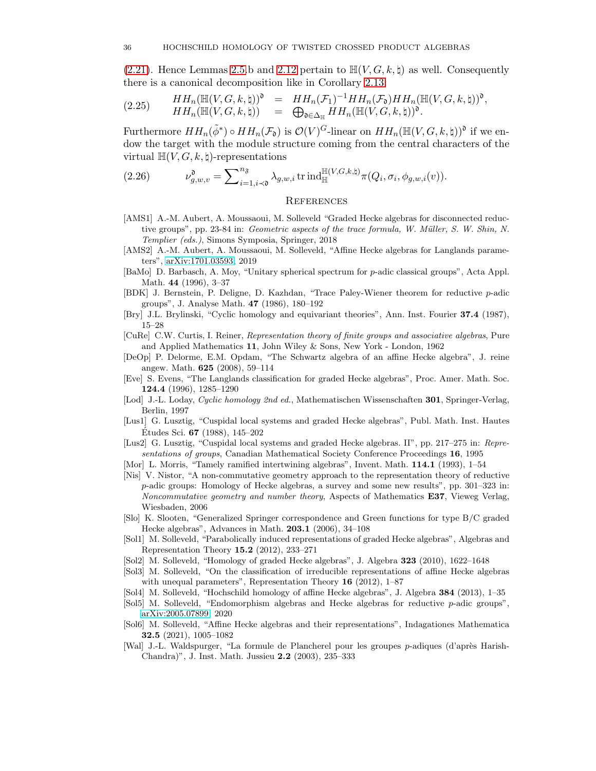(2.21). Hence Lemmas 2.5.b and 2.12 pertain to $\mathbb{H}(V, G, k, \natural)$ as well. Consequently there is a canonical decomposition like in Corollary 2.13:

$$
\begin{aligned}
(2.25) \qquad HH_n(\mathbb{H}(V,G,k,\natural))^{\mathfrak{d}} &= HH_n(\mathcal{F}_1)^{-1} HH_n(\mathcal{F}_{\mathfrak{d}}) HH_n(\mathbb{H}(V,G,k,\natural))^{\mathfrak{d}}, \\
HH_n(\mathbb{H}(V,G,k,\natural)) &= \bigoplus\nolimits_{\mathfrak{d} \in \Delta_{\mathbb{H}}} HH_n(\mathbb{H}(V,G,k,\natural))^{\mathfrak{d}}.
\end{aligned}
$$

Furthermore $HH_n(\tilde{\phi}^*) \circ HH_n(\mathcal{F}_{\mathfrak{d}})$ is $\mathcal{O}(V)^G$-linear on $HH_n(\mathbb{H}(V,G,k,\natural))^{\mathfrak{d}}$ if we endow the target with the module structure coming from the central characters of the virtual $\mathbb{H}(V,G,k,\natural)$-representations

$$
(2.26) \qquad \nu^{\mathfrak{d}}_{g,w,v} = \sum\nolimits_{i=1, i \prec \mathfrak{d}}^{n_{\mathfrak{F}}} \lambda_{g,w,i} \operatorname{tr} \operatorname{ind}_{\mathbb{H}}^{\mathbb{H}(V,G,k,\natural)} \pi(Q_i, \sigma_i, \phi_{g,w,i}(v)).
$$

## References

[AMS1] A.-M. Aubert, A. Moussaoui, M. Solleveld "Graded Hecke algebras for disconnected reductive groups", pp. 23-84 in: *Geometric aspects of the trace formula, W. Müller, S. W. Shin, N. Templier (eds.)*, Simons Symposia, Springer, 2018

[AMS2] A.-M. Aubert, A. Moussaoui, M. Solleveld, "Affine Hecke algebras for Langlands parameters", arXiv:1701.03593, 2019

[BaMo] D. Barbasch, A. Moy, "Unitary spherical spectrum for $p$-adic classical groups", Acta Appl. Math. **44** (1996), 3–37

[BDK] J. Bernstein, P. Deligne, D. Kazhdan, "Trace Paley-Wiener theorem for reductive $p$-adic groups", J. Analyse Math. **47** (1986), 180–192

[Bry] J.L. Brylinski, "Cyclic homology and equivariant theories", Ann. Inst. Fourier **37.4** (1987), 15–28

[CuRe] C.W. Curtis, I. Reiner, *Representation theory of finite groups and associative algebras*, Pure and Applied Mathematics **11**, John Wiley & Sons, New York - London, 1962

[DeOp] P. Delorme, E.M. Opdam, "The Schwartz algebra of an affine Hecke algebra", J. reine angew. Math. **625** (2008), 59–114

[Eve] S. Evens, "The Langlands classification for graded Hecke algebras", Proc. Amer. Math. Soc. **124.4** (1996), 1285–1290

[Lod] J.-L. Loday, *Cyclic homology 2nd ed.*, Mathematischen Wissenschaften **301**, Springer-Verlag, Berlin, 1997

[Lus1] G. Lusztig, "Cuspidal local systems and graded Hecke algebras", Publ. Math. Inst. Hautes Études Sci. **67** (1988), 145–202

[Lus2] G. Lusztig, "Cuspidal local systems and graded Hecke algebras. II", pp. 217–275 in: *Representations of groups*, Canadian Mathematical Society Conference Proceedings **16**, 1995

[Mor] L. Morris, "Tamely ramified intertwining algebras", Invent. Math. **114.1** (1993), 1–54

[Nis] V. Nistor, "A non-commutative geometry approach to the representation theory of reductive $p$-adic groups: Homology of Hecke algebras, a survey and some new results", pp. 301–323 in: *Noncommutative geometry and number theory*, Aspects of Mathematics **E37**, Vieweg Verlag, Wiesbaden, 2006

[Slo] K. Slooten, "Generalized Springer correspondence and Green functions for type B/C graded Hecke algebras", Advances in Math. **203.1** (2006), 34–108

[Sol1] M. Solleveld, "Parabolically induced representations of graded Hecke algebras", Algebras and Representation Theory **15.2** (2012), 233–271

[Sol2] M. Solleveld, "Homology of graded Hecke algebras", J. Algebra **323** (2010), 1622–1648

[Sol3] M. Solleveld, "On the classification of irreducible representations of affine Hecke algebras with unequal parameters", Representation Theory **16** (2012), 1–87

[Sol4] M. Solleveld, "Hochschild homology of affine Hecke algebras", J. Algebra **384** (2013), 1–35

[Sol5] M. Solleveld, "Endomorphism algebras and Hecke algebras for reductive $p$-adic groups", arXiv:2005.07899, 2020

[Sol6] M. Solleveld, "Affine Hecke algebras and their representations", Indagationes Mathematica **32.5** (2021), 1005–1082

[Wal] J.-L. Waldspurger, "La formule de Plancherel pour les groupes $p$-adiques (d'après Harish-Chandra)", J. Inst. Math. Jussieu **2.2** (2003), 235–333